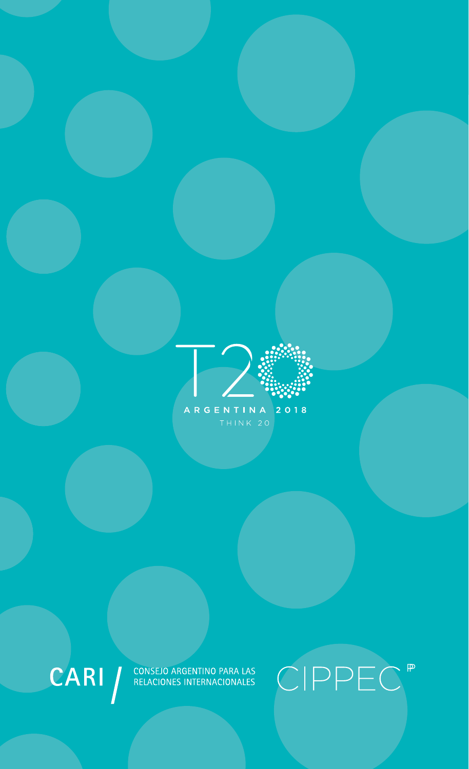T20

ARGENTINA 2018

THINK 20

CARI / CONSEJO ARGENTINO PARA LAS RELACIONES INTERNACIONALES

CIPPEC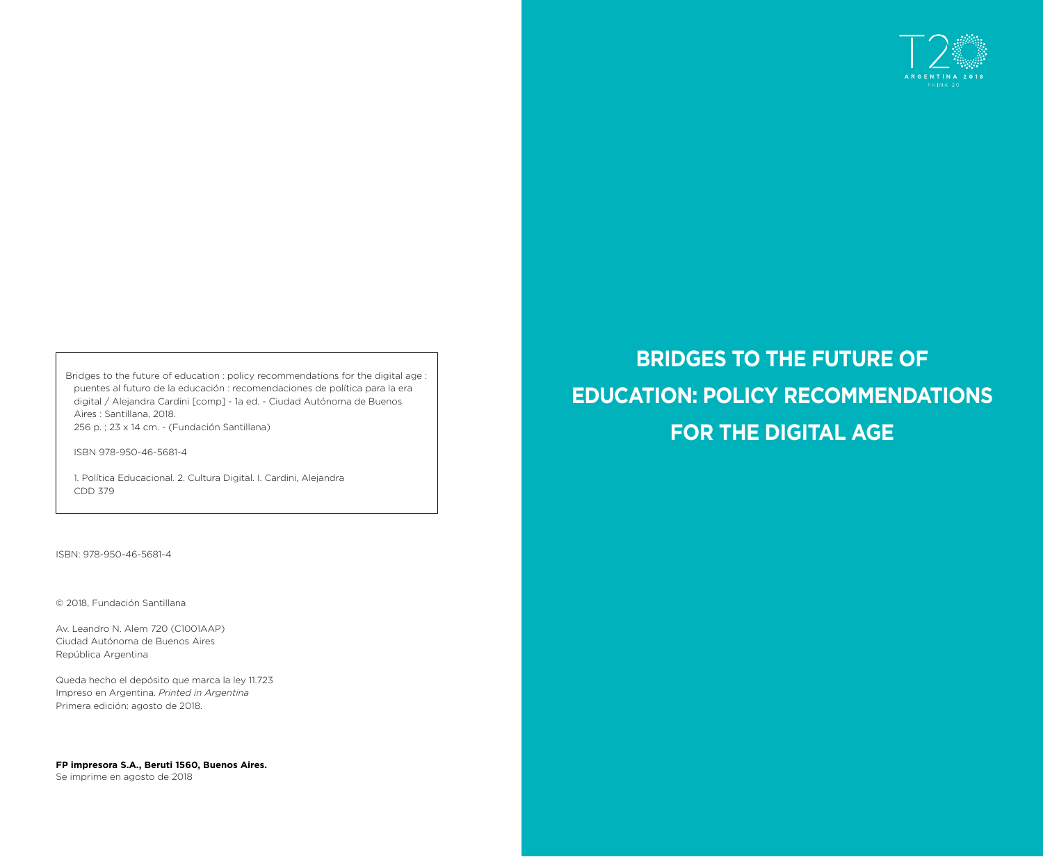Bridges to the future of education : policy recommendations for the digital age : puentes al futuro de la educación : recomendaciones de política para la era digital / Alejandra Cardini [comp] - 1a ed. - Ciudad Autónoma de Buenos Aires : Santillana, 2018.
256 p. ; 23 x 14 cm. - (Fundación Santillana)

ISBN 978-950-46-5681-4

1. Política Educacional. 2. Cultura Digital. I. Cardini, Alejandra
CDD 379

ISBN: 978-950-46-5681-4

© 2018, Fundación Santillana

Av. Leandro N. Alem 720 (C1001AAP)
Ciudad Autónoma de Buenos Aires
República Argentina

Queda hecho el depósito que marca la ley 11.723
Impreso en Argentina. *Printed in Argentina*
Primera edición: agosto de 2018.

**FP impresora S.A., Beruti 1560, Buenos Aires.**
Se imprime en agosto de 2018

T20 ARGENTINA 2018 THINK 20

# BRIDGES TO THE FUTURE OF EDUCATION: POLICY RECOMMENDATIONS FOR THE DIGITAL AGE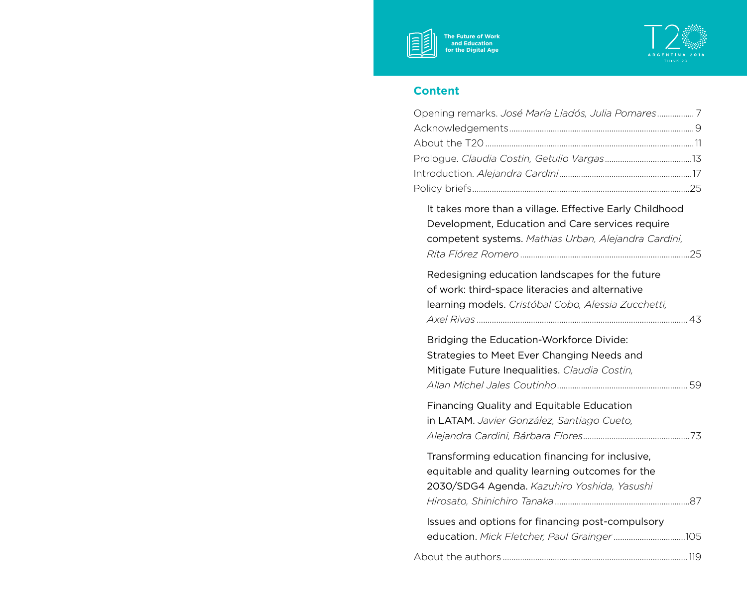# Content

Opening remarks. *José María Lladós, Julia Pomares* ................. 7

Acknowledgements ................. 9

About the T20 ................. 11

Prologue. *Claudia Costin, Getulio Vargas* ................. 13

Introduction. *Alejandra Cardini* ................. 17

Policy briefs ................. 25

- It takes more than a village. Effective Early Childhood Development, Education and Care services require competent systems. *Mathias Urban, Alejandra Cardini, Rita Flórez Romero* ................. 25
- Redesigning education landscapes for the future of work: third-space literacies and alternative learning models. *Cristóbal Cobo, Alessia Zucchetti, Axel Rivas* ................. 43
- Bridging the Education-Workforce Divide: Strategies to Meet Ever Changing Needs and Mitigate Future Inequalities. *Claudia Costin, Allan Michel Jales Coutinho* ................. 59
- Financing Quality and Equitable Education in LATAM. *Javier González, Santiago Cueto, Alejandra Cardini, Bárbara Flores* ................. 73
- Transforming education financing for inclusive, equitable and quality learning outcomes for the 2030/SDG4 Agenda. *Kazuhiro Yoshida, Yasushi Hirosato, Shinichiro Tanaka* ................. 87
- Issues and options for financing post-compulsory education. *Mick Fletcher, Paul Grainger* ................. 105

About the authors ................. 119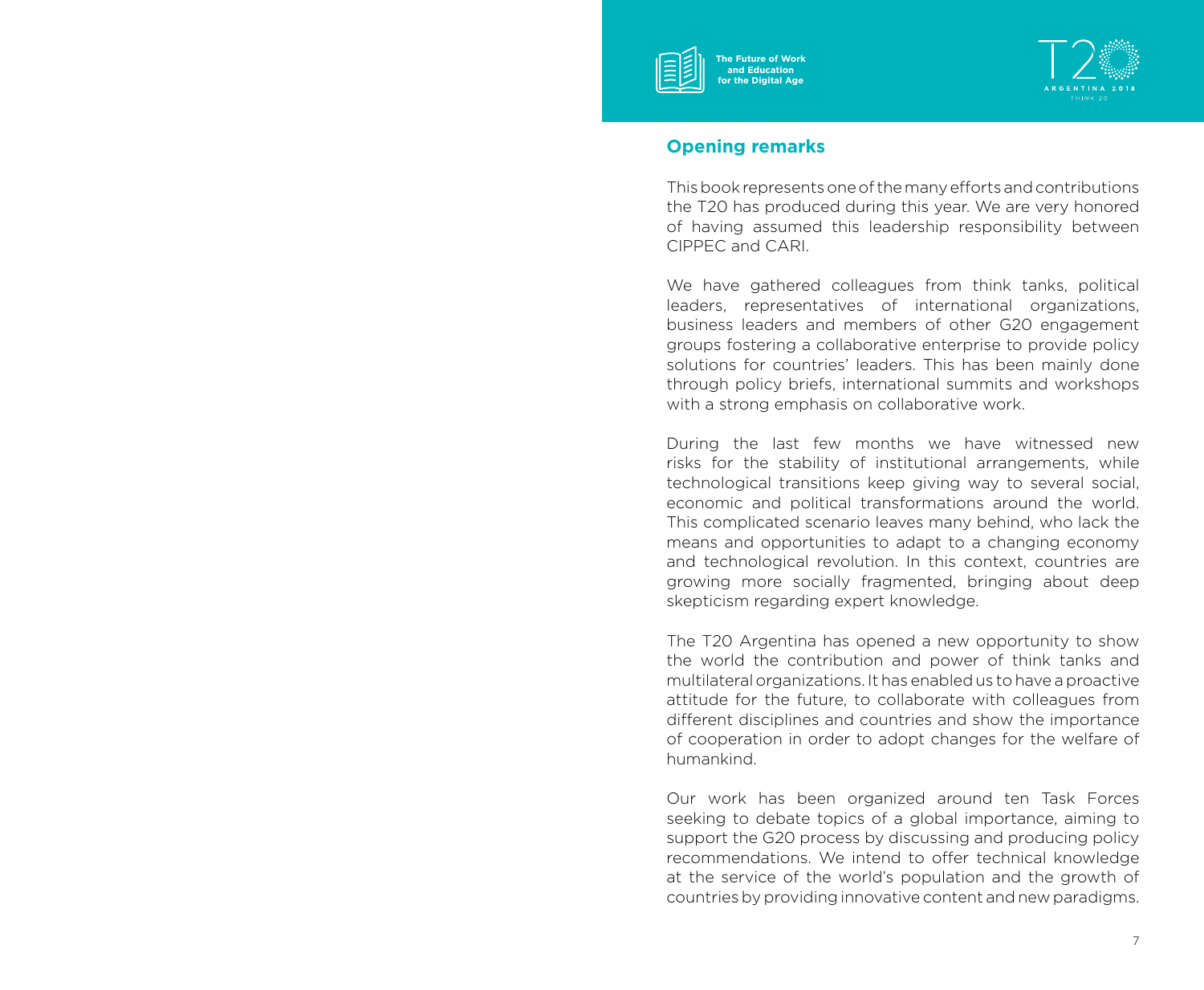## Opening remarks

This book represents one of the many efforts and contributions the T20 has produced during this year. We are very honored of having assumed this leadership responsibility between CIPPEC and CARI.

We have gathered colleagues from think tanks, political leaders, representatives of international organizations, business leaders and members of other G20 engagement groups fostering a collaborative enterprise to provide policy solutions for countries' leaders. This has been mainly done through policy briefs, international summits and workshops with a strong emphasis on collaborative work.

During the last few months we have witnessed new risks for the stability of institutional arrangements, while technological transitions keep giving way to several social, economic and political transformations around the world. This complicated scenario leaves many behind, who lack the means and opportunities to adapt to a changing economy and technological revolution. In this context, countries are growing more socially fragmented, bringing about deep skepticism regarding expert knowledge.

The T20 Argentina has opened a new opportunity to show the world the contribution and power of think tanks and multilateral organizations. It has enabled us to have a proactive attitude for the future, to collaborate with colleagues from different disciplines and countries and show the importance of cooperation in order to adopt changes for the welfare of humankind.

Our work has been organized around ten Task Forces seeking to debate topics of a global importance, aiming to support the G20 process by discussing and producing policy recommendations. We intend to offer technical knowledge at the service of the world's population and the growth of countries by providing innovative content and new paradigms.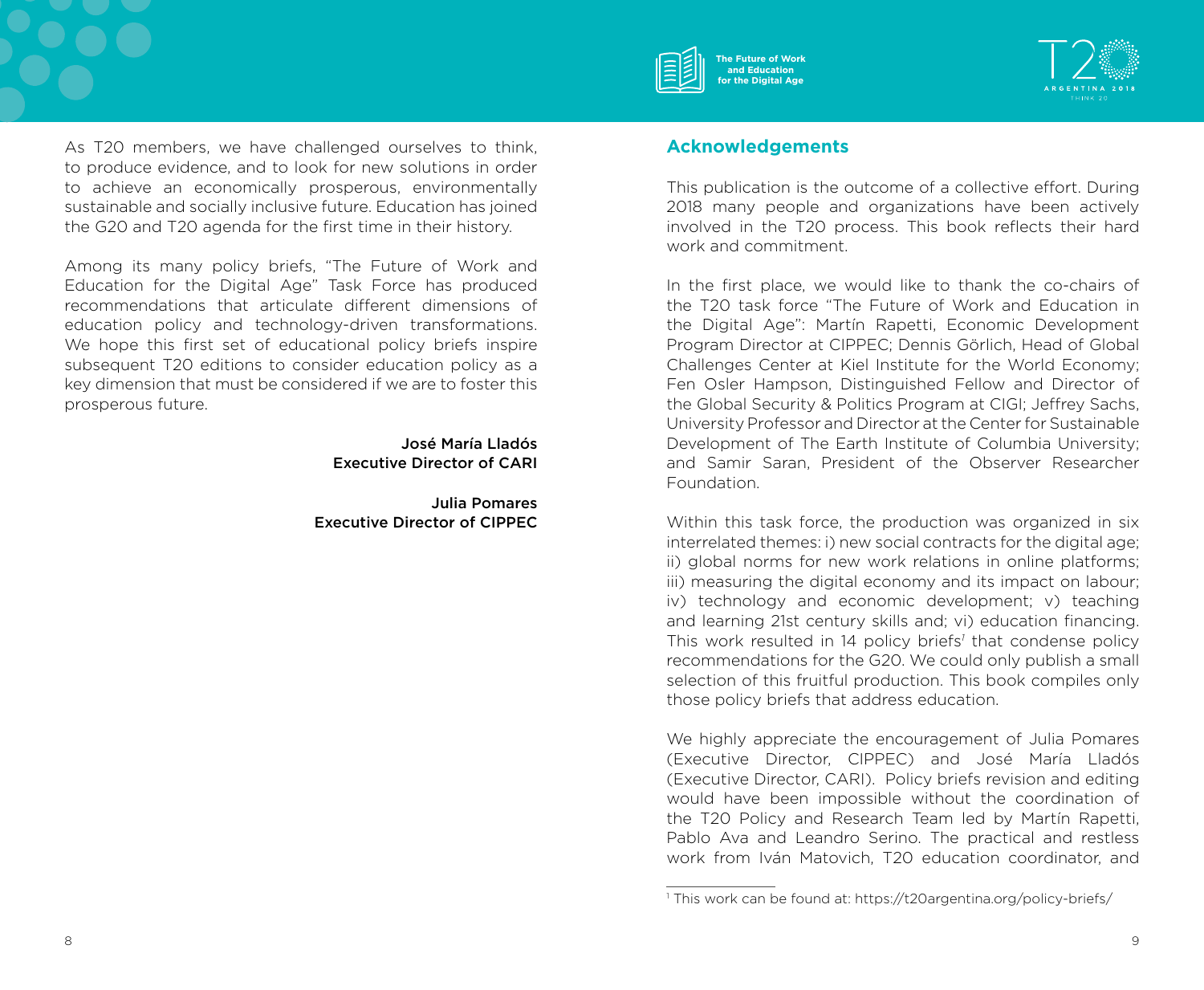As T20 members, we have challenged ourselves to think, to produce evidence, and to look for new solutions in order to achieve an economically prosperous, environmentally sustainable and socially inclusive future. Education has joined the G20 and T20 agenda for the first time in their history.

Among its many policy briefs, "The Future of Work and Education for the Digital Age" Task Force has produced recommendations that articulate different dimensions of education policy and technology-driven transformations. We hope this first set of educational policy briefs inspire subsequent T20 editions to consider education policy as a key dimension that must be considered if we are to foster this prosperous future.

**José María Lladós**
**Executive Director of CARI**

**Julia Pomares**
**Executive Director of CIPPEC**

## Acknowledgements

This publication is the outcome of a collective effort. During 2018 many people and organizations have been actively involved in the T20 process. This book reflects their hard work and commitment.

In the first place, we would like to thank the co-chairs of the T20 task force "The Future of Work and Education in the Digital Age": Martín Rapetti, Economic Development Program Director at CIPPEC; Dennis Görlich, Head of Global Challenges Center at Kiel Institute for the World Economy; Fen Osler Hampson, Distinguished Fellow and Director of the Global Security & Politics Program at CIGI; Jeffrey Sachs, University Professor and Director at the Center for Sustainable Development of The Earth Institute of Columbia University; and Samir Saran, President of the Observer Researcher Foundation.

Within this task force, the production was organized in six interrelated themes: i) new social contracts for the digital age; ii) global norms for new work relations in online platforms; iii) measuring the digital economy and its impact on labour; iv) technology and economic development; v) teaching and learning 21st century skills and; vi) education financing. This work resulted in 14 policy briefs[1] that condense policy recommendations for the G20. We could only publish a small selection of this fruitful production. This book compiles only those policy briefs that address education.

We highly appreciate the encouragement of Julia Pomares (Executive Director, CIPPEC) and José María Lladós (Executive Director, CARI). Policy briefs revision and editing would have been impossible without the coordination of the T20 Policy and Research Team led by Martín Rapetti, Pablo Ava and Leandro Serino. The practical and restless work from Iván Matovich, T20 education coordinator, and

[1] This work can be found at: https://t20argentina.org/policy-briefs/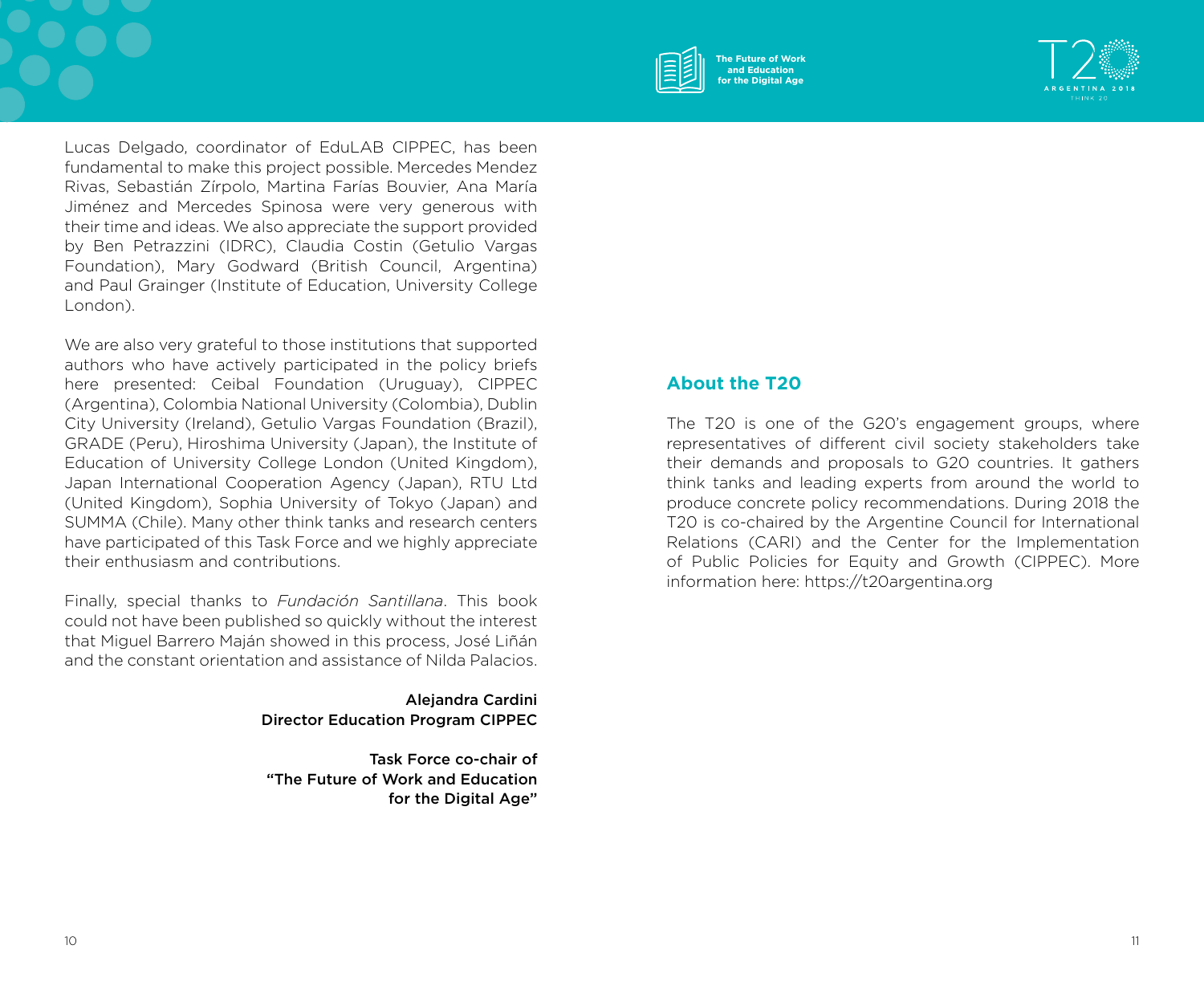Lucas Delgado, coordinator of EduLAB CIPPEC, has been fundamental to make this project possible. Mercedes Mendez Rivas, Sebastián Zírpolo, Martina Farías Bouvier, Ana María Jiménez and Mercedes Spinosa were very generous with their time and ideas. We also appreciate the support provided by Ben Petrazzini (IDRC), Claudia Costin (Getulio Vargas Foundation), Mary Godward (British Council, Argentina) and Paul Grainger (Institute of Education, University College London).

We are also very grateful to those institutions that supported authors who have actively participated in the policy briefs here presented: Ceibal Foundation (Uruguay), CIPPEC (Argentina), Colombia National University (Colombia), Dublin City University (Ireland), Getulio Vargas Foundation (Brazil), GRADE (Peru), Hiroshima University (Japan), the Institute of Education of University College London (United Kingdom), Japan International Cooperation Agency (Japan), RTU Ltd (United Kingdom), Sophia University of Tokyo (Japan) and SUMMA (Chile). Many other think tanks and research centers have participated of this Task Force and we highly appreciate their enthusiasm and contributions.

Finally, special thanks to *Fundación Santillana*. This book could not have been published so quickly without the interest that Miguel Barrero Maján showed in this process, José Liñán and the constant orientation and assistance of Nilda Palacios.

**Alejandra Cardini**
**Director Education Program CIPPEC**

**Task Force co-chair of**
**"The Future of Work and Education for the Digital Age"**

## About the T20

The T20 is one of the G20's engagement groups, where representatives of different civil society stakeholders take their demands and proposals to G20 countries. It gathers think tanks and leading experts from around the world to produce concrete policy recommendations. During 2018 the T20 is co-chaired by the Argentine Council for International Relations (CARI) and the Center for the Implementation of Public Policies for Equity and Growth (CIPPEC). More information here: https://t20argentina.org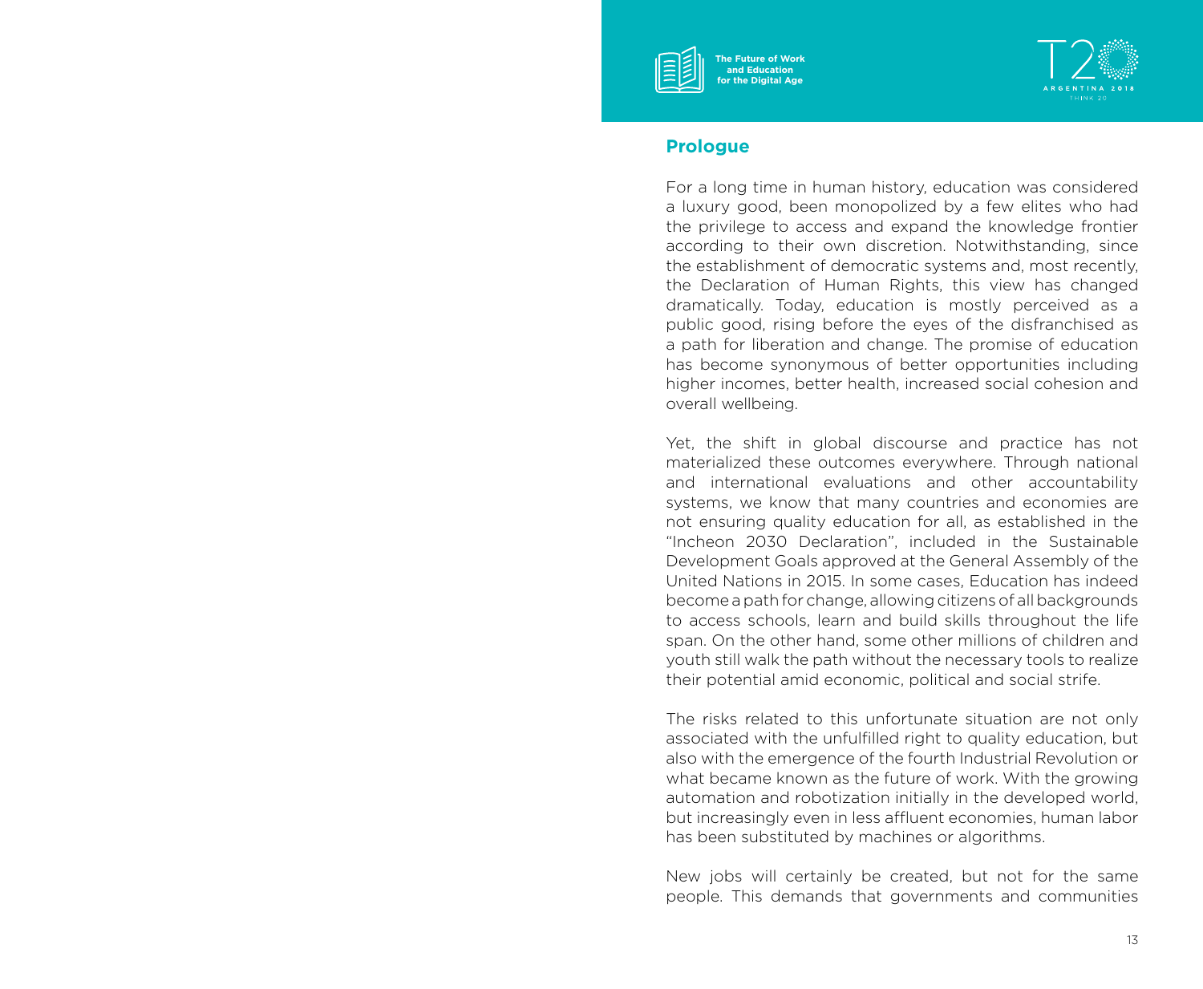## Prologue

For a long time in human history, education was considered a luxury good, been monopolized by a few elites who had the privilege to access and expand the knowledge frontier according to their own discretion. Notwithstanding, since the establishment of democratic systems and, most recently, the Declaration of Human Rights, this view has changed dramatically. Today, education is mostly perceived as a public good, rising before the eyes of the disfranchised as a path for liberation and change. The promise of education has become synonymous of better opportunities including higher incomes, better health, increased social cohesion and overall wellbeing.

Yet, the shift in global discourse and practice has not materialized these outcomes everywhere. Through national and international evaluations and other accountability systems, we know that many countries and economies are not ensuring quality education for all, as established in the "Incheon 2030 Declaration", included in the Sustainable Development Goals approved at the General Assembly of the United Nations in 2015. In some cases, Education has indeed become a path for change, allowing citizens of all backgrounds to access schools, learn and build skills throughout the life span. On the other hand, some other millions of children and youth still walk the path without the necessary tools to realize their potential amid economic, political and social strife.

The risks related to this unfortunate situation are not only associated with the unfulfilled right to quality education, but also with the emergence of the fourth Industrial Revolution or what became known as the future of work. With the growing automation and robotization initially in the developed world, but increasingly even in less affluent economies, human labor has been substituted by machines or algorithms.

New jobs will certainly be created, but not for the same people. This demands that governments and communities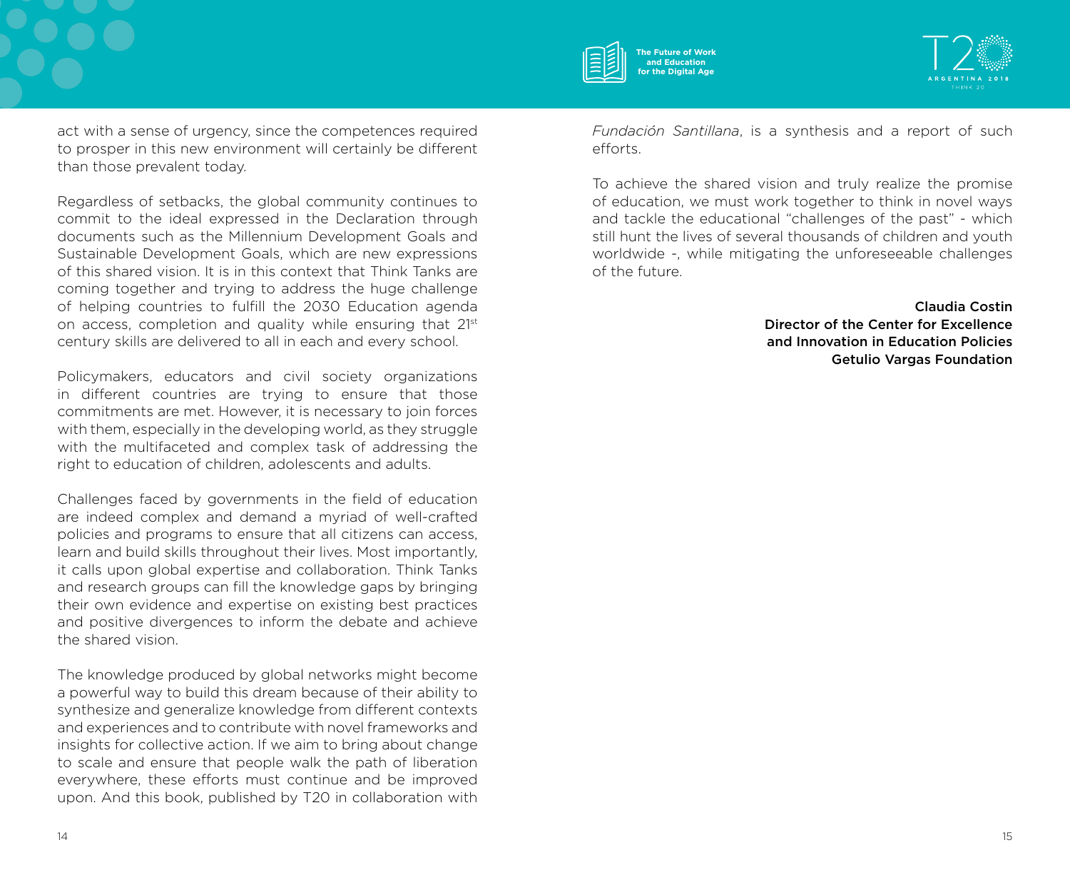act with a sense of urgency, since the competences required to prosper in this new environment will certainly be different than those prevalent today.

Regardless of setbacks, the global community continues to commit to the ideal expressed in the Declaration through documents such as the Millennium Development Goals and Sustainable Development Goals, which are new expressions of this shared vision. It is in this context that Think Tanks are coming together and trying to address the huge challenge of helping countries to fulfill the 2030 Education agenda on access, completion and quality while ensuring that 21st century skills are delivered to all in each and every school.

Policymakers, educators and civil society organizations in different countries are trying to ensure that those commitments are met. However, it is necessary to join forces with them, especially in the developing world, as they struggle with the multifaceted and complex task of addressing the right to education of children, adolescents and adults.

Challenges faced by governments in the field of education are indeed complex and demand a myriad of well-crafted policies and programs to ensure that all citizens can access, learn and build skills throughout their lives. Most importantly, it calls upon global expertise and collaboration. Think Tanks and research groups can fill the knowledge gaps by bringing their own evidence and expertise on existing best practices and positive divergences to inform the debate and achieve the shared vision.

The knowledge produced by global networks might become a powerful way to build this dream because of their ability to synthesize and generalize knowledge from different contexts and experiences and to contribute with novel frameworks and insights for collective action. If we aim to bring about change to scale and ensure that people walk the path of liberation everywhere, these efforts must continue and be improved upon. And this book, published by T20 in collaboration with *Fundación Santillana*, is a synthesis and a report of such efforts.

To achieve the shared vision and truly realize the promise of education, we must work together to think in novel ways and tackle the educational "challenges of the past" - which still hunt the lives of several thousands of children and youth worldwide -, while mitigating the unforeseeable challenges of the future.

**Claudia Costin**
**Director of the Center for Excellence and Innovation in Education Policies**
**Getulio Vargas Foundation**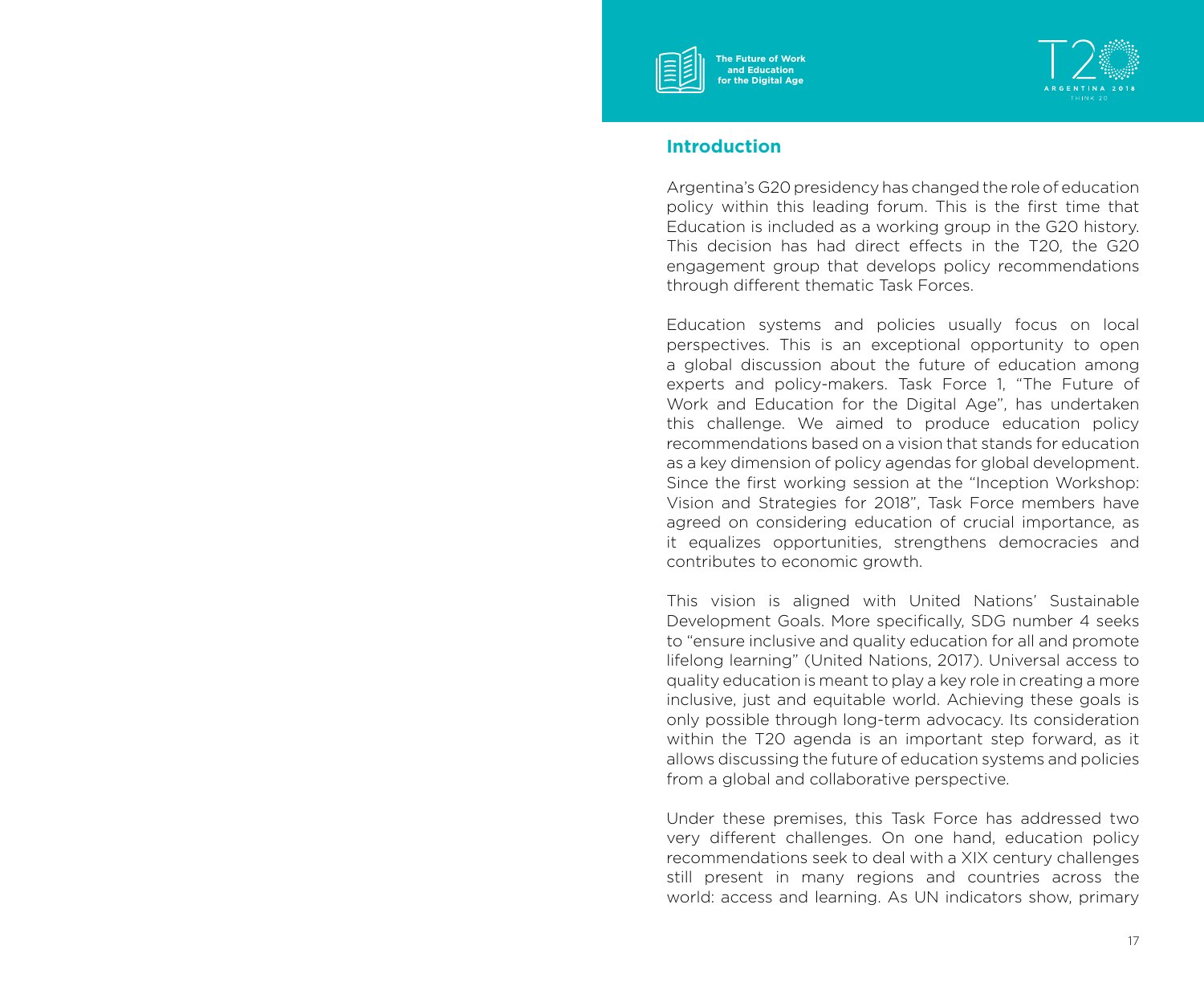## Introduction

Argentina's G20 presidency has changed the role of education policy within this leading forum. This is the first time that Education is included as a working group in the G20 history. This decision has had direct effects in the T20, the G20 engagement group that develops policy recommendations through different thematic Task Forces.

Education systems and policies usually focus on local perspectives. This is an exceptional opportunity to open a global discussion about the future of education among experts and policy-makers. Task Force 1, "The Future of Work and Education for the Digital Age", has undertaken this challenge. We aimed to produce education policy recommendations based on a vision that stands for education as a key dimension of policy agendas for global development. Since the first working session at the "Inception Workshop: Vision and Strategies for 2018", Task Force members have agreed on considering education of crucial importance, as it equalizes opportunities, strengthens democracies and contributes to economic growth.

This vision is aligned with United Nations' Sustainable Development Goals. More specifically, SDG number 4 seeks to "ensure inclusive and quality education for all and promote lifelong learning" (United Nations, 2017). Universal access to quality education is meant to play a key role in creating a more inclusive, just and equitable world. Achieving these goals is only possible through long-term advocacy. Its consideration within the T20 agenda is an important step forward, as it allows discussing the future of education systems and policies from a global and collaborative perspective.

Under these premises, this Task Force has addressed two very different challenges. On one hand, education policy recommendations seek to deal with a XIX century challenges still present in many regions and countries across the world: access and learning. As UN indicators show, primary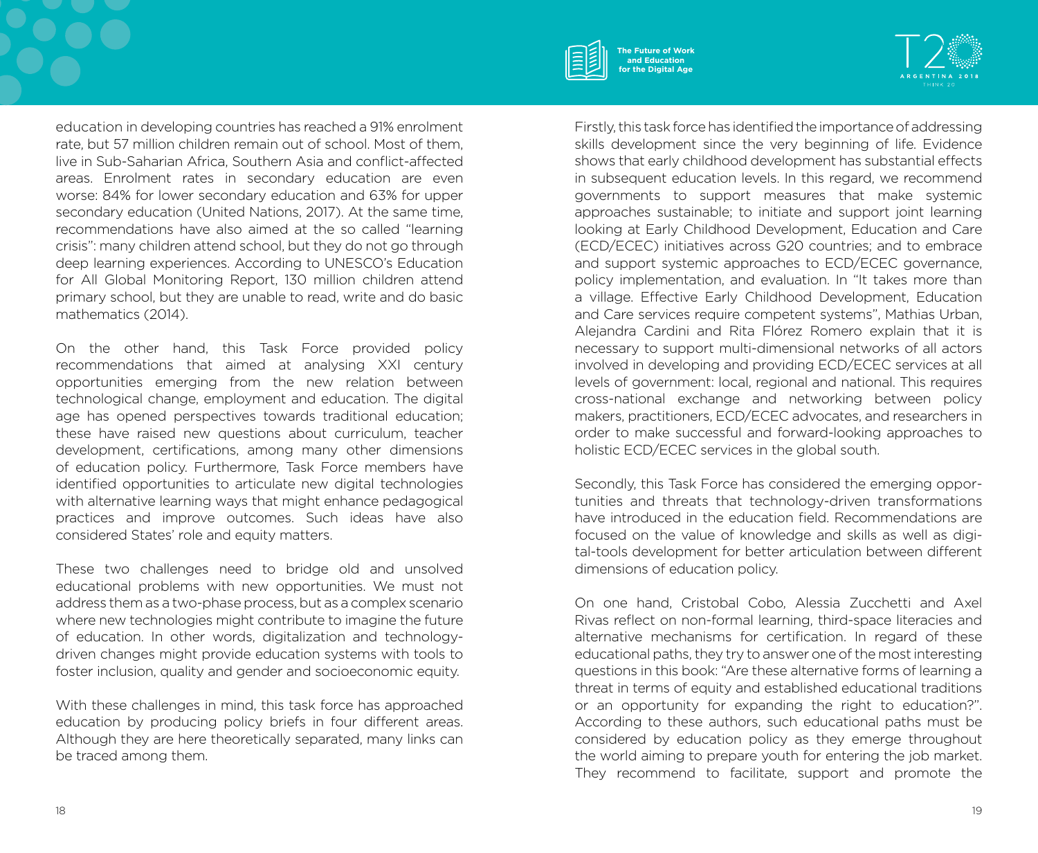education in developing countries has reached a 91% enrolment rate, but 57 million children remain out of school. Most of them, live in Sub-Saharan Africa, Southern Asia and conflict-affected areas. Enrolment rates in secondary education are even worse: 84% for lower secondary education and 63% for upper secondary education (United Nations, 2017). At the same time, recommendations have also aimed at the so called "learning crisis": many children attend school, but they do not go through deep learning experiences. According to UNESCO's Education for All Global Monitoring Report, 130 million children attend primary school, but they are unable to read, write and do basic mathematics (2014).

On the other hand, this Task Force provided policy recommendations that aimed at analysing XXI century opportunities emerging from the new relation between technological change, employment and education. The digital age has opened perspectives towards traditional education; these have raised new questions about curriculum, teacher development, certifications, among many other dimensions of education policy. Furthermore, Task Force members have identified opportunities to articulate new digital technologies with alternative learning ways that might enhance pedagogical practices and improve outcomes. Such ideas have also considered States' role and equity matters.

These two challenges need to bridge old and unsolved educational problems with new opportunities. We must not address them as a two-phase process, but as a complex scenario where new technologies might contribute to imagine the future of education. In other words, digitalization and technology-driven changes might provide education systems with tools to foster inclusion, quality and gender and socioeconomic equity.

With these challenges in mind, this task force has approached education by producing policy briefs in four different areas. Although they are here theoretically separated, many links can be traced among them.

Firstly, this task force has identified the importance of addressing skills development since the very beginning of life. Evidence shows that early childhood development has substantial effects in subsequent education levels. In this regard, we recommend governments to support measures that make systemic approaches sustainable; to initiate and support joint learning looking at Early Childhood Development, Education and Care (ECD/ECEC) initiatives across G20 countries; and to embrace and support systemic approaches to ECD/ECEC governance, policy implementation, and evaluation. In "It takes more than a village. Effective Early Childhood Development, Education and Care services require competent systems", Mathias Urban, Alejandra Cardini and Rita Flórez Romero explain that it is necessary to support multi-dimensional networks of all actors involved in developing and providing ECD/ECEC services at all levels of government: local, regional and national. This requires cross-national exchange and networking between policy makers, practitioners, ECD/ECEC advocates, and researchers in order to make successful and forward-looking approaches to holistic ECD/ECEC services in the global south.

Secondly, this Task Force has considered the emerging opportunities and threats that technology-driven transformations have introduced in the education field. Recommendations are focused on the value of knowledge and skills as well as digital-tools development for better articulation between different dimensions of education policy.

On one hand, Cristobal Cobo, Alessia Zucchetti and Axel Rivas reflect on non-formal learning, third-space literacies and alternative mechanisms for certification. In regard of these educational paths, they try to answer one of the most interesting questions in this book: "Are these alternative forms of learning a threat in terms of equity and established educational traditions or an opportunity for expanding the right to education?". According to these authors, such educational paths must be considered by education policy as they emerge throughout the world aiming to prepare youth for entering the job market. They recommend to facilitate, support and promote the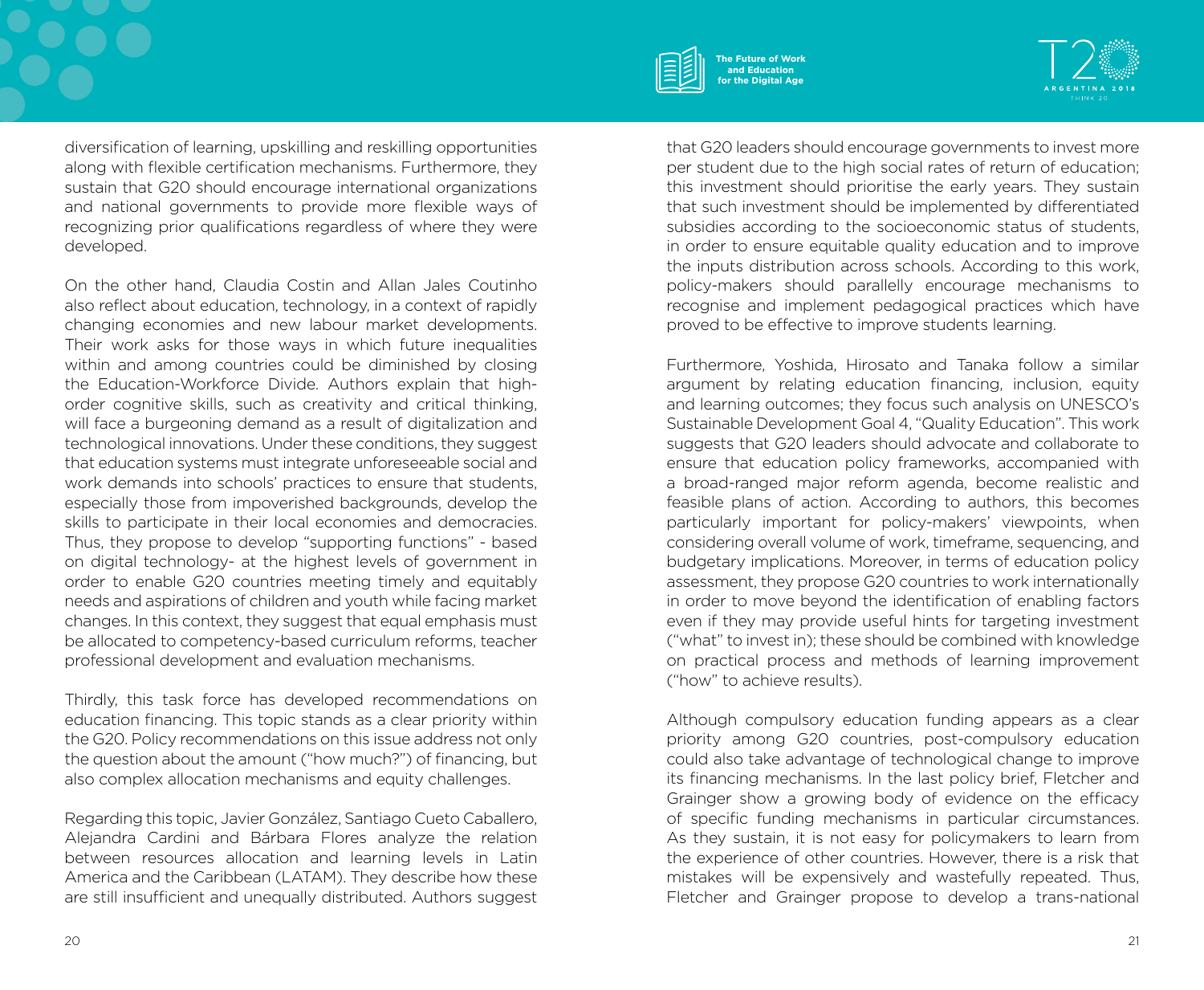diversification of learning, upskilling and reskilling opportunities along with flexible certification mechanisms. Furthermore, they sustain that G20 should encourage international organizations and national governments to provide more flexible ways of recognizing prior qualifications regardless of where they were developed.

On the other hand, Claudia Costin and Allan Jales Coutinho also reflect about education, technology, in a context of rapidly changing economies and new labour market developments. Their work asks for those ways in which future inequalities within and among countries could be diminished by closing the Education-Workforce Divide. Authors explain that high-order cognitive skills, such as creativity and critical thinking, will face a burgeoning demand as a result of digitalization and technological innovations. Under these conditions, they suggest that education systems must integrate unforeseeable social and work demands into schools' practices to ensure that students, especially those from impoverished backgrounds, develop the skills to participate in their local economies and democracies. Thus, they propose to develop "supporting functions" - based on digital technology- at the highest levels of government in order to enable G20 countries meeting timely and equitably needs and aspirations of children and youth while facing market changes. In this context, they suggest that equal emphasis must be allocated to competency-based curriculum reforms, teacher professional development and evaluation mechanisms.

Thirdly, this task force has developed recommendations on education financing. This topic stands as a clear priority within the G20. Policy recommendations on this issue address not only the question about the amount ("how much?") of financing, but also complex allocation mechanisms and equity challenges.

Regarding this topic, Javier González, Santiago Cueto Caballero, Alejandra Cardini and Bárbara Flores analyze the relation between resources allocation and learning levels in Latin America and the Caribbean (LATAM). They describe how these are still insufficient and unequally distributed. Authors suggest that G20 leaders should encourage governments to invest more per student due to the high social rates of return of education; this investment should prioritise the early years. They sustain that such investment should be implemented by differentiated subsidies according to the socioeconomic status of students, in order to ensure equitable quality education and to improve the inputs distribution across schools. According to this work, policy-makers should parallelly encourage mechanisms to recognise and implement pedagogical practices which have proved to be effective to improve students learning.

Furthermore, Yoshida, Hirosato and Tanaka follow a similar argument by relating education financing, inclusion, equity and learning outcomes; they focus such analysis on UNESCO's Sustainable Development Goal 4, "Quality Education". This work suggests that G20 leaders should advocate and collaborate to ensure that education policy frameworks, accompanied with a broad-ranged major reform agenda, become realistic and feasible plans of action. According to authors, this becomes particularly important for policy-makers' viewpoints, when considering overall volume of work, timeframe, sequencing, and budgetary implications. Moreover, in terms of education policy assessment, they propose G20 countries to work internationally in order to move beyond the identification of enabling factors even if they may provide useful hints for targeting investment ("what" to invest in); these should be combined with knowledge on practical process and methods of learning improvement ("how" to achieve results).

Although compulsory education funding appears as a clear priority among G20 countries, post-compulsory education could also take advantage of technological change to improve its financing mechanisms. In the last policy brief, Fletcher and Grainger show a growing body of evidence on the efficacy of specific funding mechanisms in particular circumstances. As they sustain, it is not easy for policymakers to learn from the experience of other countries. However, there is a risk that mistakes will be expensively and wastefully repeated. Thus, Fletcher and Grainger propose to develop a trans-national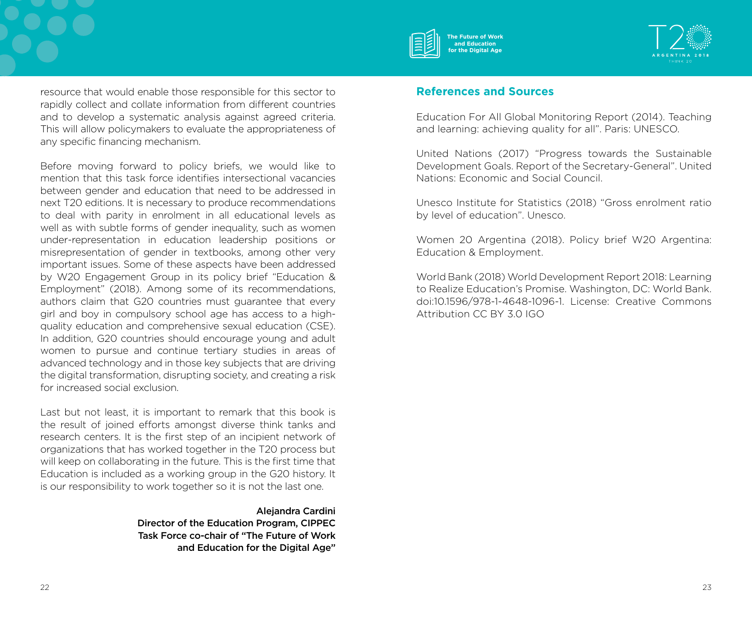resource that would enable those responsible for this sector to rapidly collect and collate information from different countries and to develop a systematic analysis against agreed criteria. This will allow policymakers to evaluate the appropriateness of any specific financing mechanism.

Before moving forward to policy briefs, we would like to mention that this task force identifies intersectional vacancies between gender and education that need to be addressed in next T20 editions. It is necessary to produce recommendations to deal with parity in enrolment in all educational levels as well as with subtle forms of gender inequality, such as women under-representation in education leadership positions or misrepresentation of gender in textbooks, among other very important issues. Some of these aspects have been addressed by W20 Engagement Group in its policy brief "Education & Employment" (2018). Among some of its recommendations, authors claim that G20 countries must guarantee that every girl and boy in compulsory school age has access to a high-quality education and comprehensive sexual education (CSE). In addition, G20 countries should encourage young and adult women to pursue and continue tertiary studies in areas of advanced technology and in those key subjects that are driving the digital transformation, disrupting society, and creating a risk for increased social exclusion.

Last but not least, it is important to remark that this book is the result of joined efforts amongst diverse think tanks and research centers. It is the first step of an incipient network of organizations that has worked together in the T20 process but will keep on collaborating in the future. This is the first time that Education is included as a working group in the G20 history. It is our responsibility to work together so it is not the last one.

**Alejandra Cardini**
**Director of the Education Program, CIPPEC**
**Task Force co-chair of "The Future of Work and Education for the Digital Age"**

## References and Sources

Education For All Global Monitoring Report (2014). Teaching and learning: achieving quality for all". Paris: UNESCO.

United Nations (2017) "Progress towards the Sustainable Development Goals. Report of the Secretary-General". United Nations: Economic and Social Council.

Unesco Institute for Statistics (2018) "Gross enrolment ratio by level of education". Unesco.

Women 20 Argentina (2018). Policy brief W20 Argentina: Education & Employment.

World Bank (2018) World Development Report 2018: Learning to Realize Education's Promise. Washington, DC: World Bank. doi:10.1596/978-1-4648-1096-1. License: Creative Commons Attribution CC BY 3.0 IGO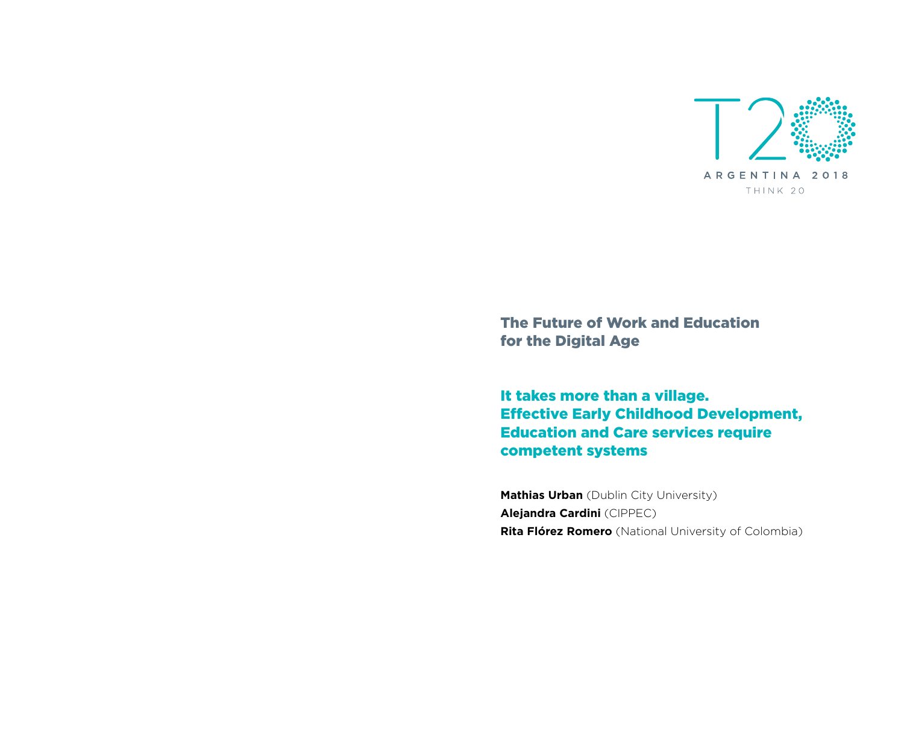T20

ARGENTINA 2018

THINK 20

## The Future of Work and Education for the Digital Age

# It takes more than a village. Effective Early Childhood Development, Education and Care services require competent systems

**Mathias Urban** (Dublin City University)
**Alejandra Cardini** (CIPPEC)
**Rita Flórez Romero** (National University of Colombia)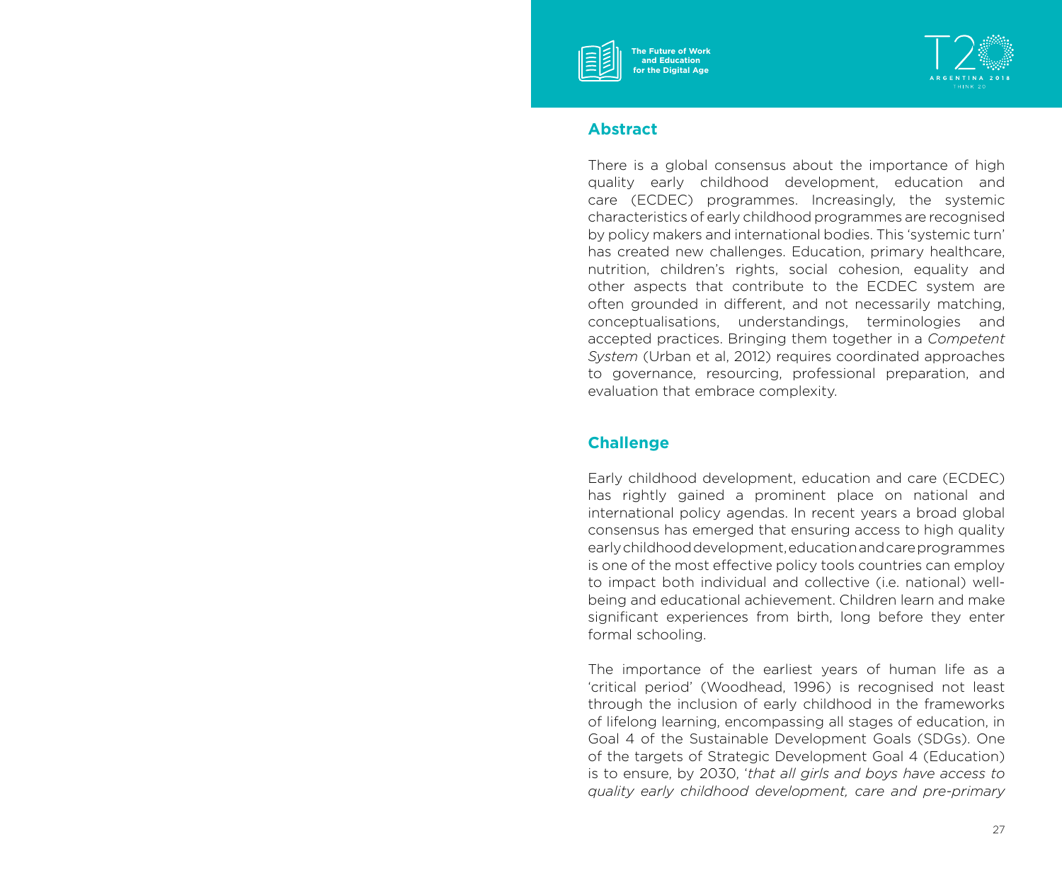## Abstract

There is a global consensus about the importance of high quality early childhood development, education and care (ECDEC) programmes. Increasingly, the systemic characteristics of early childhood programmes are recognised by policy makers and international bodies. This 'systemic turn' has created new challenges. Education, primary healthcare, nutrition, children's rights, social cohesion, equality and other aspects that contribute to the ECDEC system are often grounded in different, and not necessarily matching, conceptualisations, understandings, terminologies and accepted practices. Bringing them together in a *Competent System* (Urban et al, 2012) requires coordinated approaches to governance, resourcing, professional preparation, and evaluation that embrace complexity.

## Challenge

Early childhood development, education and care (ECDEC) has rightly gained a prominent place on national and international policy agendas. In recent years a broad global consensus has emerged that ensuring access to high quality early childhood development, education and care programmes is one of the most effective policy tools countries can employ to impact both individual and collective (i.e. national) well-being and educational achievement. Children learn and make significant experiences from birth, long before they enter formal schooling.

The importance of the earliest years of human life as a 'critical period' (Woodhead, 1996) is recognised not least through the inclusion of early childhood in the frameworks of lifelong learning, encompassing all stages of education, in Goal 4 of the Sustainable Development Goals (SDGs). One of the targets of Strategic Development Goal 4 (Education) is to ensure, by 2030, '*that all girls and boys have access to quality early childhood development, care and pre-primary*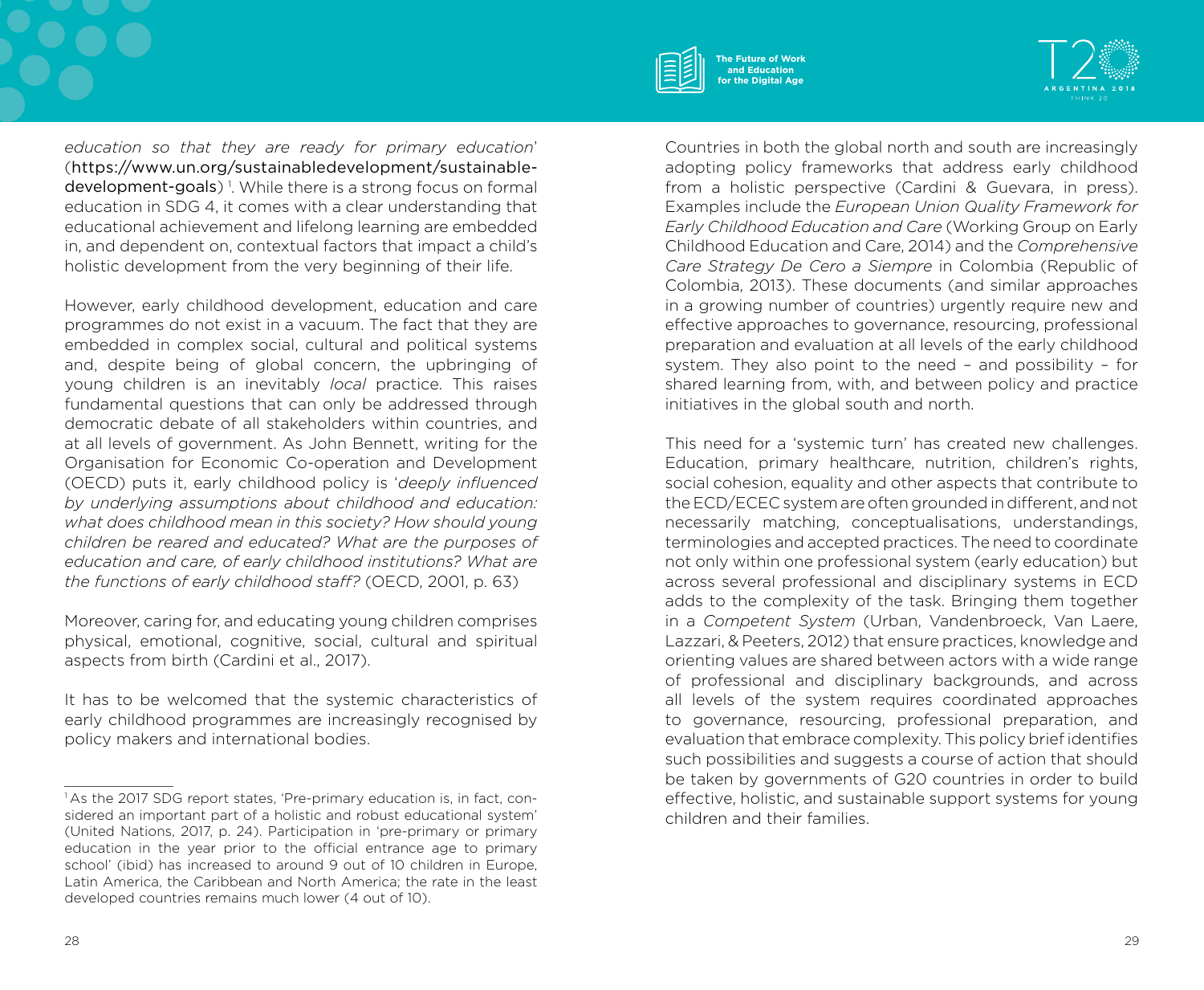*education so that they are ready for primary education*' (https://www.un.org/sustainabledevelopment/sustainable-development-goals) [1]. While there is a strong focus on formal education in SDG 4, it comes with a clear understanding that educational achievement and lifelong learning are embedded in, and dependent on, contextual factors that impact a child's holistic development from the very beginning of their life.

However, early childhood development, education and care programmes do not exist in a vacuum. The fact that they are embedded in complex social, cultural and political systems and, despite being of global concern, the upbringing of young children is an inevitably *local* practice. This raises fundamental questions that can only be addressed through democratic debate of all stakeholders within countries, and at all levels of government. As John Bennett, writing for the Organisation for Economic Co-operation and Development (OECD) puts it, early childhood policy is '*deeply influenced by underlying assumptions about childhood and education: what does childhood mean in this society? How should young children be reared and educated? What are the purposes of education and care, of early childhood institutions? What are the functions of early childhood staff?* (OECD, 2001, p. 63)

Moreover, caring for, and educating young children comprises physical, emotional, cognitive, social, cultural and spiritual aspects from birth (Cardini et al., 2017).

It has to be welcomed that the systemic characteristics of early childhood programmes are increasingly recognised by policy makers and international bodies.

Countries in both the global north and south are increasingly adopting policy frameworks that address early childhood from a holistic perspective (Cardini & Guevara, in press). Examples include the *European Union Quality Framework for Early Childhood Education and Care* (Working Group on Early Childhood Education and Care, 2014) and the *Comprehensive Care Strategy De Cero a Siempre* in Colombia (Republic of Colombia, 2013). These documents (and similar approaches in a growing number of countries) urgently require new and effective approaches to governance, resourcing, professional preparation and evaluation at all levels of the early childhood system. They also point to the need – and possibility – for shared learning from, with, and between policy and practice initiatives in the global south and north.

This need for a 'systemic turn' has created new challenges. Education, primary healthcare, nutrition, children's rights, social cohesion, equality and other aspects that contribute to the ECD/ECEC system are often grounded in different, and not necessarily matching, conceptualisations, understandings, terminologies and accepted practices. The need to coordinate not only within one professional system (early education) but across several professional and disciplinary systems in ECD adds to the complexity of the task. Bringing them together in a *Competent System* (Urban, Vandenbroeck, Van Laere, Lazzari, & Peeters, 2012) that ensure practices, knowledge and orienting values are shared between actors with a wide range of professional and disciplinary backgrounds, and across all levels of the system requires coordinated approaches to governance, resourcing, professional preparation, and evaluation that embrace complexity. This policy brief identifies such possibilities and suggests a course of action that should be taken by governments of G20 countries in order to build effective, holistic, and sustainable support systems for young children and their families.

---

[1] As the 2017 SDG report states, 'Pre-primary education is, in fact, considered an important part of a holistic and robust educational system' (United Nations, 2017, p. 24). Participation in 'pre-primary or primary education in the year prior to the official entrance age to primary school' (ibid) has increased to around 9 out of 10 children in Europe, Latin America, the Caribbean and North America; the rate in the least developed countries remains much lower (4 out of 10).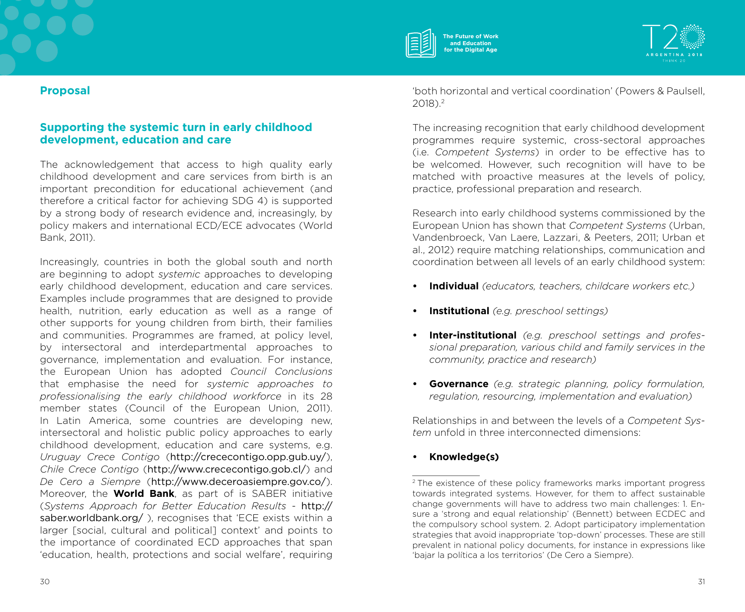## Proposal

### Supporting the systemic turn in early childhood development, education and care

The acknowledgement that access to high quality early childhood development and care services from birth is an important precondition for educational achievement (and therefore a critical factor for achieving SDG 4) is supported by a strong body of research evidence and, increasingly, by policy makers and international ECD/ECE advocates (World Bank, 2011).

Increasingly, countries in both the global south and north are beginning to adopt *systemic* approaches to developing early childhood development, education and care services. Examples include programmes that are designed to provide health, nutrition, early education as well as a range of other supports for young children from birth, their families and communities. Programmes are framed, at policy level, by intersectoral and interdepartmental approaches to governance, implementation and evaluation. For instance, the European Union has adopted *Council Conclusions* that emphasise the need for *systemic approaches to professionalising the early childhood workforce* in its 28 member states (Council of the European Union, 2011). In Latin America, some countries are developing new, intersectoral and holistic public policy approaches to early childhood development, education and care systems, e.g. *Uruguay Crece Contigo* (http://crececontigo.opp.gub.uy/), *Chile Crece Contigo* (http://www.crececontigo.gob.cl/) and *De Cero a Siempre* (http://www.deceroasiempre.gov.co/). Moreover, the **World Bank**, as part of is SABER initiative (*Systems Approach for Better Education Results* - http://saber.worldbank.org/ ), recognises that 'ECE exists within a larger [social, cultural and political] context' and points to the importance of coordinated ECD approaches that span 'education, health, protections and social welfare', requiring 'both horizontal and vertical coordination' (Powers & Paulsell, 2018).[2]

The increasing recognition that early childhood development programmes require systemic, cross-sectoral approaches (i.e. *Competent Systems*) in order to be effective has to be welcomed. However, such recognition will have to be matched with proactive measures at the levels of policy, practice, professional preparation and research.

Research into early childhood systems commissioned by the European Union has shown that *Competent Systems* (Urban, Vandenbroeck, Van Laere, Lazzari, & Peeters, 2011; Urban et al., 2012) require matching relationships, communication and coordination between all levels of an early childhood system:

- **Individual** *(educators, teachers, childcare workers etc.)*
- **Institutional** *(e.g. preschool settings)*
- **Inter-institutional** *(e.g. preschool settings and professional preparation, various child and family services in the community, practice and research)*
- **Governance** *(e.g. strategic planning, policy formulation, regulation, resourcing, implementation and evaluation)*

Relationships in and between the levels of a *Competent System* unfold in three interconnected dimensions:

- **Knowledge(s)**

---

[2] The existence of these policy frameworks marks important progress towards integrated systems. However, for them to affect sustainable change governments will have to address two main challenges: 1. Ensure a 'strong and equal relationship' (Bennett) between ECDEC and the compulsory school system. 2. Adopt participatory implementation strategies that avoid inappropriate 'top-down' processes. These are still prevalent in national policy documents, for instance in expressions like 'bajar la política a los territorios' (De Cero a Siempre).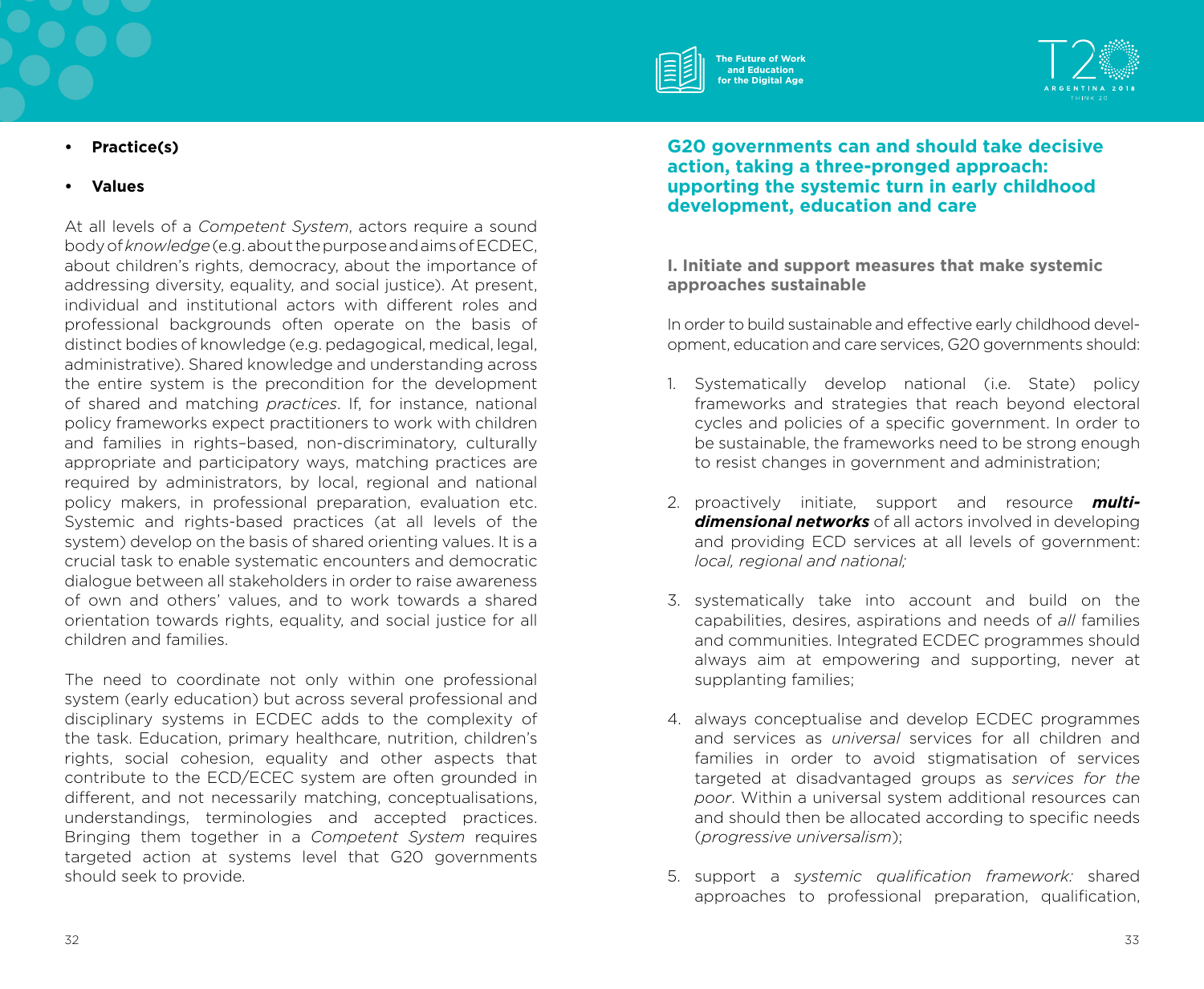- **Practice(s)**
- **Values**

At all levels of a *Competent System*, actors require a sound body of *knowledge* (e.g. about the purpose and aims of ECDEC, about children's rights, democracy, about the importance of addressing diversity, equality, and social justice). At present, individual and institutional actors with different roles and professional backgrounds often operate on the basis of distinct bodies of knowledge (e.g. pedagogical, medical, legal, administrative). Shared knowledge and understanding across the entire system is the precondition for the development of shared and matching *practices*. If, for instance, national policy frameworks expect practitioners to work with children and families in rights–based, non-discriminatory, culturally appropriate and participatory ways, matching practices are required by administrators, by local, regional and national policy makers, in professional preparation, evaluation etc. Systemic and rights-based practices (at all levels of the system) develop on the basis of shared orienting values. It is a crucial task to enable systematic encounters and democratic dialogue between all stakeholders in order to raise awareness of own and others' values, and to work towards a shared orientation towards rights, equality, and social justice for all children and families.

The need to coordinate not only within one professional system (early education) but across several professional and disciplinary systems in ECDEC adds to the complexity of the task. Education, primary healthcare, nutrition, children's rights, social cohesion, equality and other aspects that contribute to the ECD/ECEC system are often grounded in different, and not necessarily matching, conceptualisations, understandings, terminologies and accepted practices. Bringing them together in a *Competent System* requires targeted action at systems level that G20 governments should seek to provide.

## G20 governments can and should take decisive action, taking a three-pronged approach: upporting the systemic turn in early childhood development, education and care

### I. Initiate and support measures that make systemic approaches sustainable

In order to build sustainable and effective early childhood development, education and care services, G20 governments should:

1. Systematically develop national (i.e. State) policy frameworks and strategies that reach beyond electoral cycles and policies of a specific government. In order to be sustainable, the frameworks need to be strong enough to resist changes in government and administration;

2. proactively initiate, support and resource ***multi-dimensional networks*** of all actors involved in developing and providing ECD services at all levels of government: *local, regional and national;*

3. systematically take into account and build on the capabilities, desires, aspirations and needs of *all* families and communities. Integrated ECDEC programmes should always aim at empowering and supporting, never at supplanting families;

4. always conceptualise and develop ECDEC programmes and services as *universal* services for all children and families in order to avoid stigmatisation of services targeted at disadvantaged groups as *services for the poor*. Within a universal system additional resources can and should then be allocated according to specific needs (*progressive universalism*);

5. support a *systemic qualification framework:* shared approaches to professional preparation, qualification,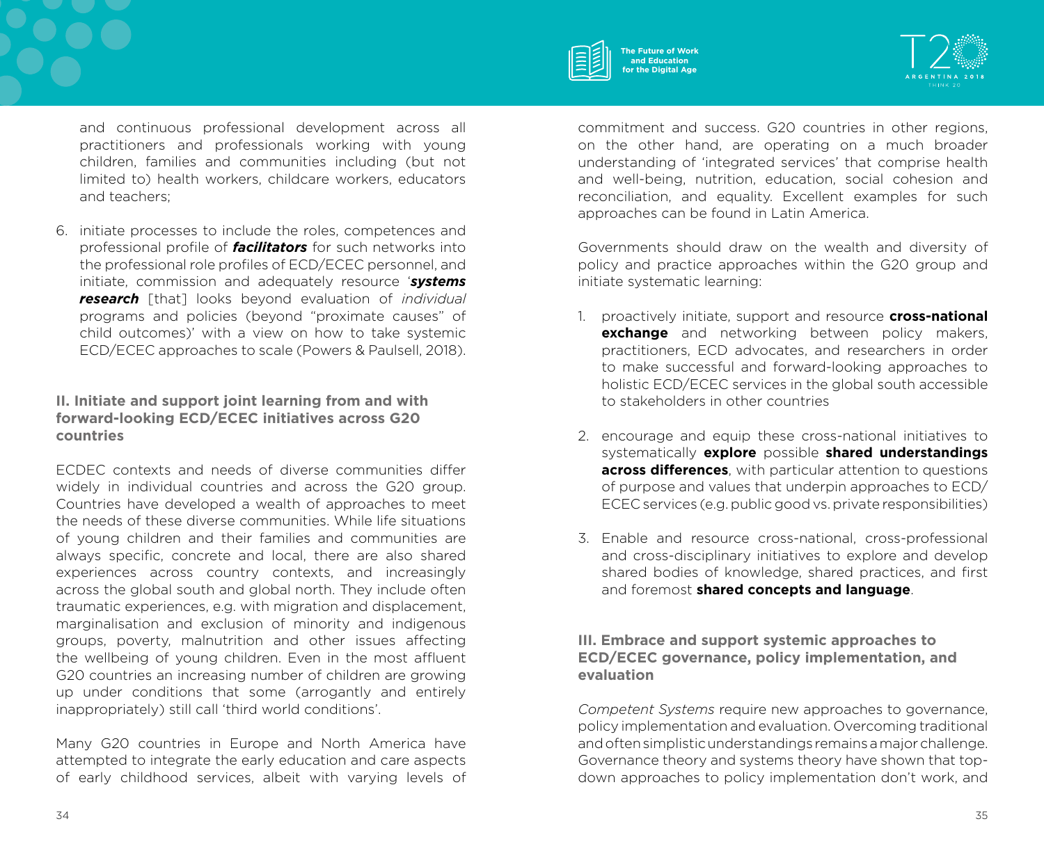and continuous professional development across all practitioners and professionals working with young children, families and communities including (but not limited to) health workers, childcare workers, educators and teachers;

6. initiate processes to include the roles, competences and professional profile of ***facilitators*** for such networks into the professional role profiles of ECD/ECEC personnel, and initiate, commission and adequately resource '***systems research*** [that] looks beyond evaluation of *individual* programs and policies (beyond "proximate causes" of child outcomes)' with a view on how to take systemic ECD/ECEC approaches to scale (Powers & Paulsell, 2018).

### II. Initiate and support joint learning from and with forward-looking ECD/ECEC initiatives across G20 countries

ECDEC contexts and needs of diverse communities differ widely in individual countries and across the G20 group. Countries have developed a wealth of approaches to meet the needs of these diverse communities. While life situations of young children and their families and communities are always specific, concrete and local, there are also shared experiences across country contexts, and increasingly across the global south and global north. They include often traumatic experiences, e.g. with migration and displacement, marginalisation and exclusion of minority and indigenous groups, poverty, malnutrition and other issues affecting the wellbeing of young children. Even in the most affluent G20 countries an increasing number of children are growing up under conditions that some (arrogantly and entirely inappropriately) still call 'third world conditions'.

Many G20 countries in Europe and North America have attempted to integrate the early education and care aspects of early childhood services, albeit with varying levels of commitment and success. G20 countries in other regions, on the other hand, are operating on a much broader understanding of 'integrated services' that comprise health and well-being, nutrition, education, social cohesion and reconciliation, and equality. Excellent examples for such approaches can be found in Latin America.

Governments should draw on the wealth and diversity of policy and practice approaches within the G20 group and initiate systematic learning:

1. proactively initiate, support and resource **cross-national exchange** and networking between policy makers, practitioners, ECD advocates, and researchers in order to make successful and forward-looking approaches to holistic ECD/ECEC services in the global south accessible to stakeholders in other countries

2. encourage and equip these cross-national initiatives to systematically **explore** possible **shared understandings across differences**, with particular attention to questions of purpose and values that underpin approaches to ECD/ECEC services (e.g. public good vs. private responsibilities)

3. Enable and resource cross-national, cross-professional and cross-disciplinary initiatives to explore and develop shared bodies of knowledge, shared practices, and first and foremost **shared concepts and language**.

### III. Embrace and support systemic approaches to ECD/ECEC governance, policy implementation, and evaluation

*Competent Systems* require new approaches to governance, policy implementation and evaluation. Overcoming traditional and often simplistic understandings remains a major challenge. Governance theory and systems theory have shown that top-down approaches to policy implementation don't work, and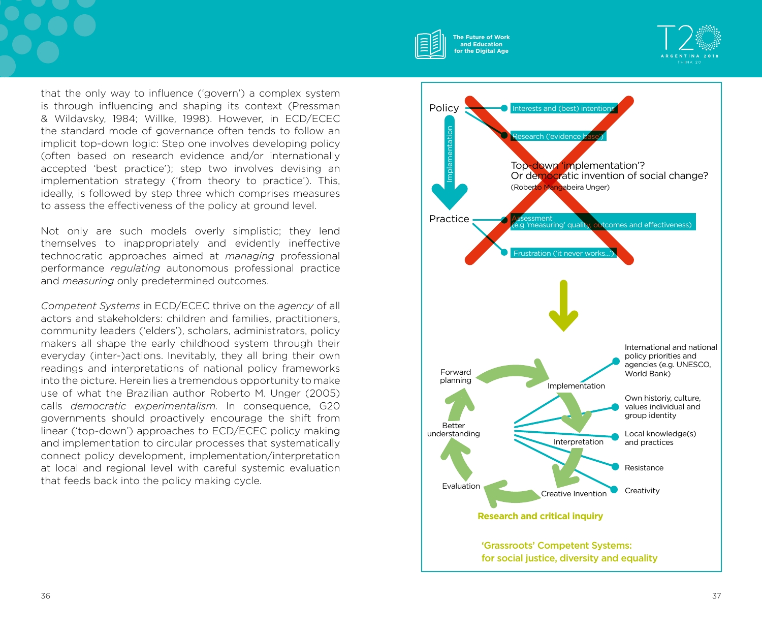that the only way to influence ('govern') a complex system is through influencing and shaping its context (Pressman & Wildavsky, 1984; Willke, 1998). However, in ECD/ECEC the standard mode of governance often tends to follow an implicit top-down logic: Step one involves developing policy (often based on research evidence and/or internationally accepted 'best practice'); step two involves devising an implementation strategy ('from theory to practice'). This, ideally, is followed by step three which comprises measures to assess the effectiveness of the policy at ground level.

Not only are such models overly simplistic; they lend themselves to inappropriately and evidently ineffective technocratic approaches aimed at *managing* professional performance *regulating* autonomous professional practice and *measuring* only predetermined outcomes.

*Competent Systems* in ECD/ECEC thrive on the *agency* of all actors and stakeholders: children and families, practitioners, community leaders ('elders'), scholars, administrators, policy makers all shape the early childhood system through their everyday (inter-)actions. Inevitably, they all bring their own readings and interpretations of national policy frameworks into the picture. Herein lies a tremendous opportunity to make use of what the Brazilian author Roberto M. Unger (2005) calls *democratic experimentalism.* In consequence, G20 governments should proactively encourage the shift from linear ('top-down') approaches to ECD/ECEC policy making and implementation to circular processes that systematically connect policy development, implementation/interpretation at local and regional level with careful systemic evaluation that feeds back into the policy making cycle.

Policy

Interests and (best) intentions

Research ('evidence base')

Implementation

Top-down 'implementation'?
Or democratic invention of social change?
(Roberto Mangabeira Unger)

Practice

Assessment
(e.g 'measuring' quality, outcomes and effectiveness)

Frustration ('it never works...')

Forward planning

Implementation

International and national policy priorities and agencies (e.g. UNESCO, World Bank)

Own historiy, culture, values individual and group identity

Better understanding

Interpretation

Local knowledge(s) and practices

Resistance

Evaluation

Creative Invention

Creativity

Research and critical inquiry

'Grassroots' Competent Systems:
for social justice, diversity and equality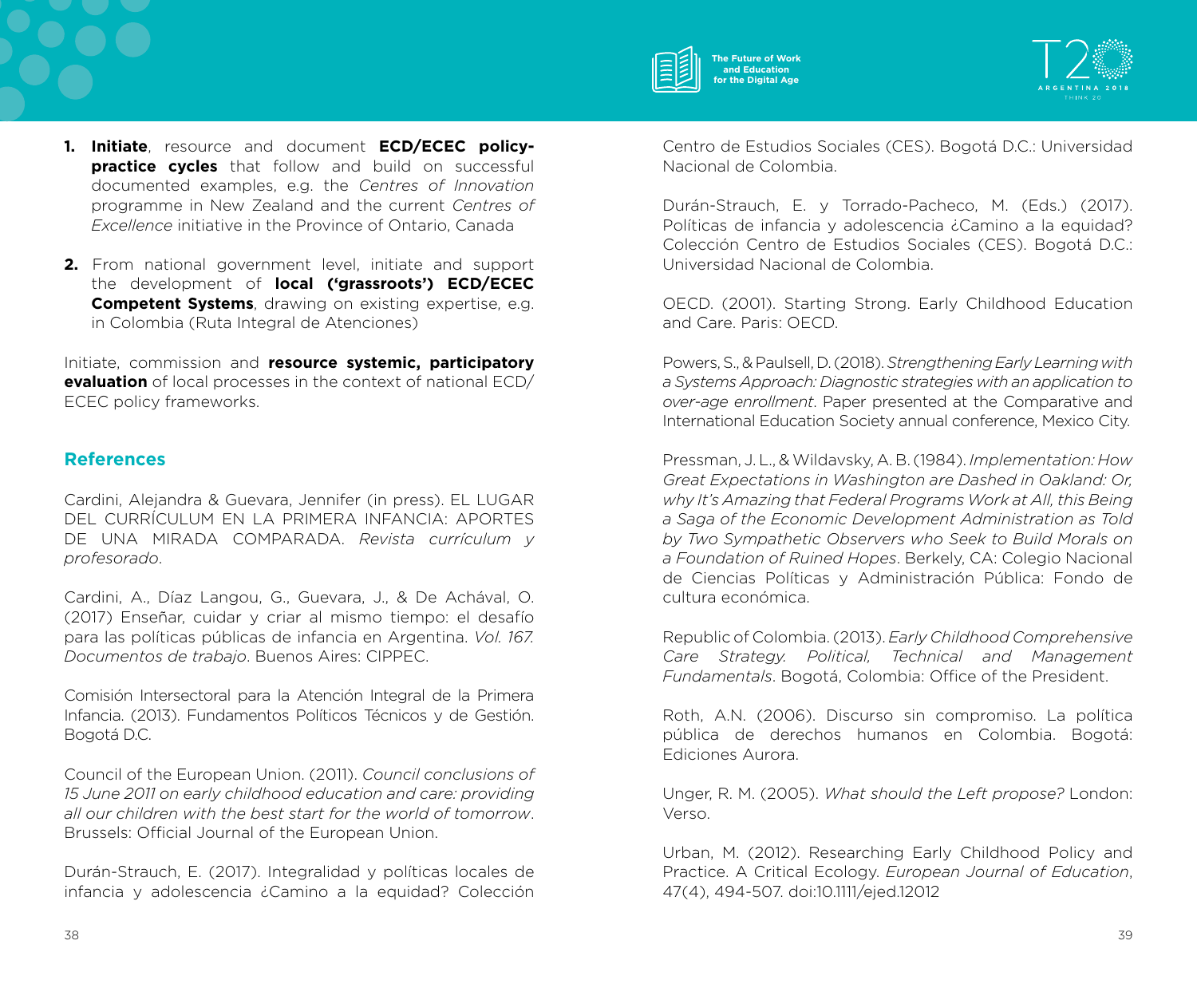1. **Initiate**, resource and document **ECD/ECEC policy-practice cycles** that follow and build on successful documented examples, e.g. the *Centres of Innovation* programme in New Zealand and the current *Centres of Excellence* initiative in the Province of Ontario, Canada

2. From national government level, initiate and support the development of **local ('grassroots') ECD/ECEC Competent Systems**, drawing on existing expertise, e.g. in Colombia (Ruta Integral de Atenciones)

Initiate, commission and **resource systemic, participatory evaluation** of local processes in the context of national ECD/ECEC policy frameworks.

## References

Cardini, Alejandra & Guevara, Jennifer (in press). EL LUGAR DEL CURRÍCULUM EN LA PRIMERA INFANCIA: APORTES DE UNA MIRADA COMPARADA. *Revista currículum y profesorado*.

Cardini, A., Díaz Langou, G., Guevara, J., & De Achával, O. (2017) Enseñar, cuidar y criar al mismo tiempo: el desafío para las políticas públicas de infancia en Argentina. *Vol. 167. Documentos de trabajo*. Buenos Aires: CIPPEC.

Comisión Intersectoral para la Atención Integral de la Primera Infancia. (2013). Fundamentos Políticos Técnicos y de Gestión. Bogotá D.C.

Council of the European Union. (2011). *Council conclusions of 15 June 2011 on early childhood education and care: providing all our children with the best start for the world of tomorrow*. Brussels: Official Journal of the European Union.

Durán-Strauch, E. (2017). Integralidad y políticas locales de infancia y adolescencia ¿Camino a la equidad? Colección Centro de Estudios Sociales (CES). Bogotá D.C.: Universidad Nacional de Colombia.

Durán-Strauch, E. y Torrado-Pacheco, M. (Eds.) (2017). Políticas de infancia y adolescencia ¿Camino a la equidad? Colección Centro de Estudios Sociales (CES). Bogotá D.C.: Universidad Nacional de Colombia.

OECD. (2001). Starting Strong. Early Childhood Education and Care. Paris: OECD.

Powers, S., & Paulsell, D. (2018). *Strengthening Early Learning with a Systems Approach: Diagnostic strategies with an application to over-age enrollment*. Paper presented at the Comparative and International Education Society annual conference, Mexico City.

Pressman, J. L., & Wildavsky, A. B. (1984). *Implementation: How Great Expectations in Washington are Dashed in Oakland: Or, why It's Amazing that Federal Programs Work at All, this Being a Saga of the Economic Development Administration as Told by Two Sympathetic Observers who Seek to Build Morals on a Foundation of Ruined Hopes*. Berkely, CA: Colegio Nacional de Ciencias Políticas y Administración Pública: Fondo de cultura económica.

Republic of Colombia. (2013). *Early Childhood Comprehensive Care Strategy. Political, Technical and Management Fundamentals*. Bogotá, Colombia: Office of the President.

Roth, A.N. (2006). Discurso sin compromiso. La política pública de derechos humanos en Colombia. Bogotá: Ediciones Aurora.

Unger, R. M. (2005). *What should the Left propose?* London: Verso.

Urban, M. (2012). Researching Early Childhood Policy and Practice. A Critical Ecology. *European Journal of Education*, 47(4), 494-507. doi:10.1111/ejed.12012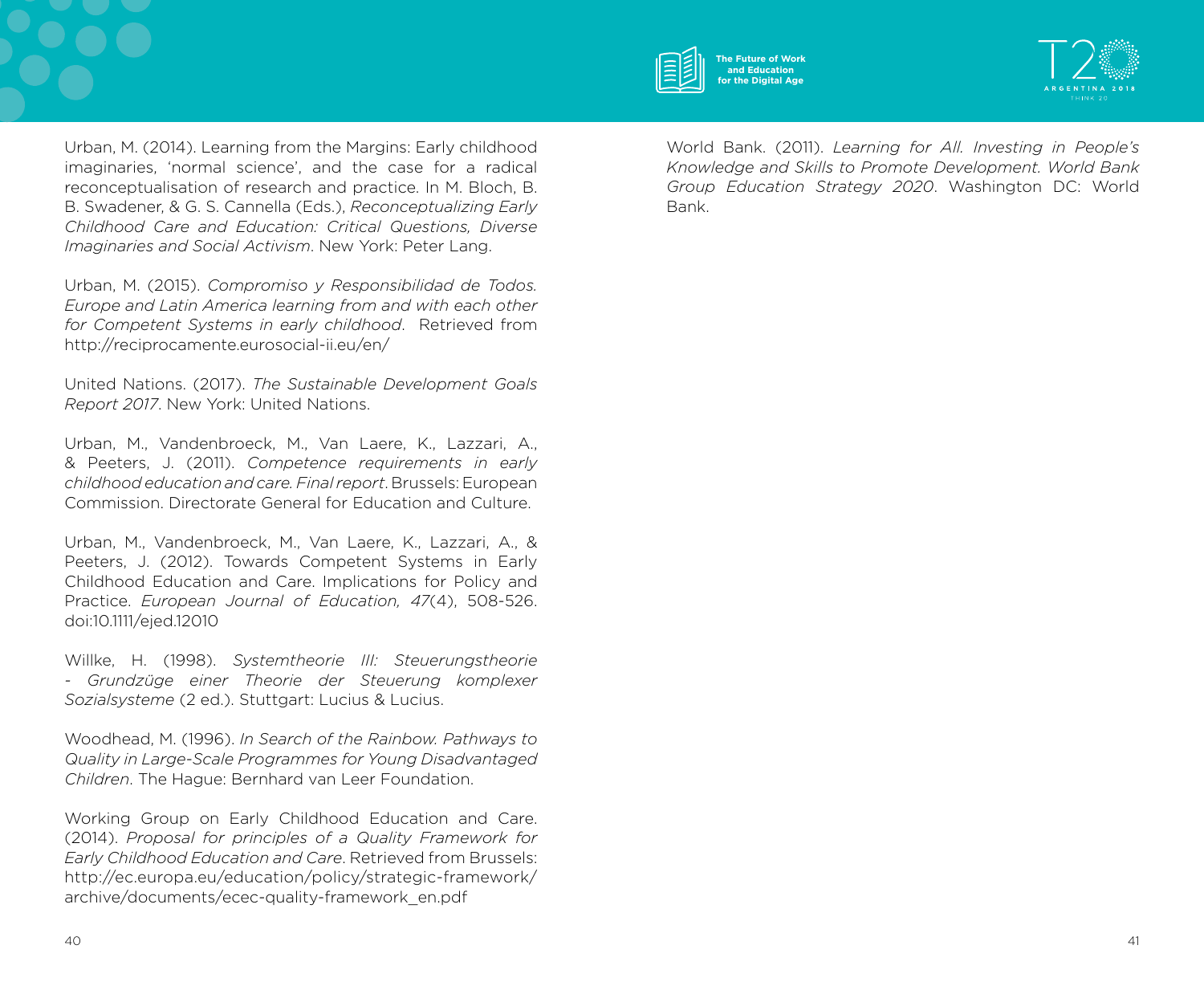Urban, M. (2014). Learning from the Margins: Early childhood imaginaries, 'normal science', and the case for a radical reconceptualisation of research and practice. In M. Bloch, B. B. Swadener, & G. S. Cannella (Eds.), *Reconceptualizing Early Childhood Care and Education: Critical Questions, Diverse Imaginaries and Social Activism*. New York: Peter Lang.

Urban, M. (2015). *Compromiso y Responsibilidad de Todos. Europe and Latin America learning from and with each other for Competent Systems in early childhood.* Retrieved from http://reciprocamente.eurosocial-ii.eu/en/

United Nations. (2017). *The Sustainable Development Goals Report 2017*. New York: United Nations.

Urban, M., Vandenbroeck, M., Van Laere, K., Lazzari, A., & Peeters, J. (2011). *Competence requirements in early childhood education and care. Final report*. Brussels: European Commission. Directorate General for Education and Culture.

Urban, M., Vandenbroeck, M., Van Laere, K., Lazzari, A., & Peeters, J. (2012). Towards Competent Systems in Early Childhood Education and Care. Implications for Policy and Practice. *European Journal of Education, 47*(4), 508-526. doi:10.1111/ejed.12010

Willke, H. (1998). *Systemtheorie III: Steuerungstheorie - Grundzüge einer Theorie der Steuerung komplexer Sozialsysteme* (2 ed.). Stuttgart: Lucius & Lucius.

Woodhead, M. (1996). *In Search of the Rainbow. Pathways to Quality in Large-Scale Programmes for Young Disadvantaged Children*. The Hague: Bernhard van Leer Foundation.

Working Group on Early Childhood Education and Care. (2014). *Proposal for principles of a Quality Framework for Early Childhood Education and Care*. Retrieved from Brussels: http://ec.europa.eu/education/policy/strategic-framework/archive/documents/ecec-quality-framework_en.pdf

World Bank. (2011). *Learning for All. Investing in People's Knowledge and Skills to Promote Development. World Bank Group Education Strategy 2020*. Washington DC: World Bank.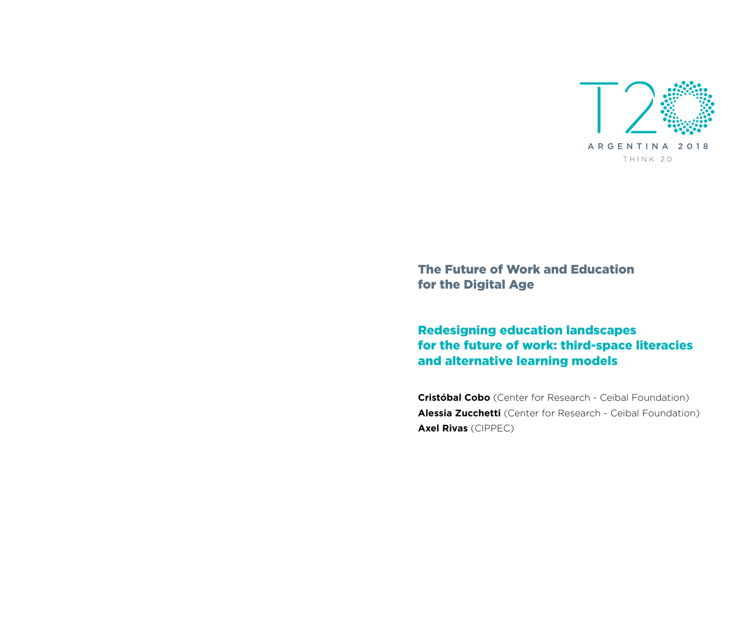T20

ARGENTINA 2018

THINK 20

## The Future of Work and Education for the Digital Age

# Redesigning education landscapes for the future of work: third-space literacies and alternative learning models

**Cristóbal Cobo** (Center for Research - Ceibal Foundation)
**Alessia Zucchetti** (Center for Research - Ceibal Foundation)
**Axel Rivas** (CIPPEC)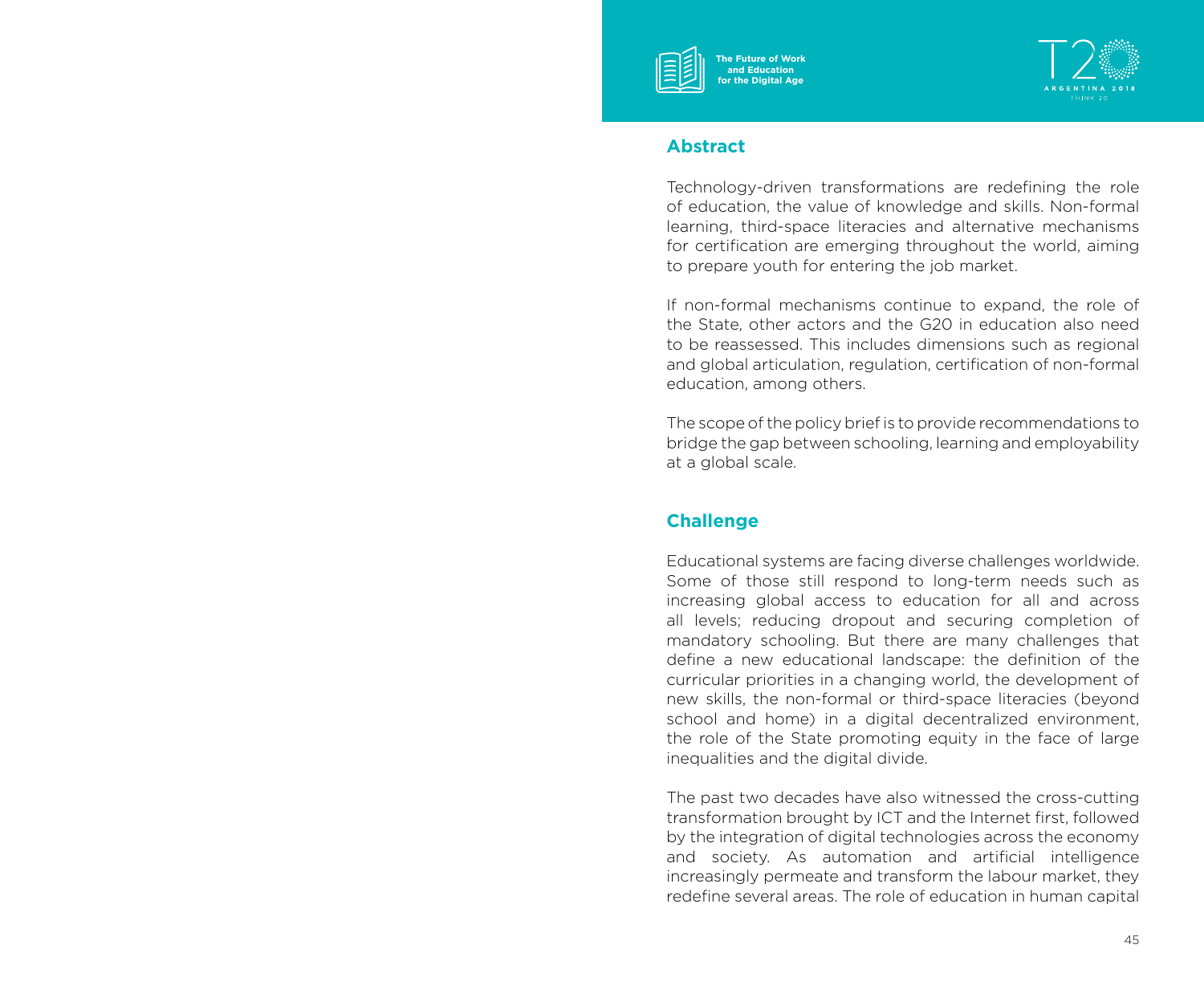## Abstract

Technology-driven transformations are redefining the role of education, the value of knowledge and skills. Non-formal learning, third-space literacies and alternative mechanisms for certification are emerging throughout the world, aiming to prepare youth for entering the job market.

If non-formal mechanisms continue to expand, the role of the State, other actors and the G20 in education also need to be reassessed. This includes dimensions such as regional and global articulation, regulation, certification of non-formal education, among others.

The scope of the policy brief is to provide recommendations to bridge the gap between schooling, learning and employability at a global scale.

## Challenge

Educational systems are facing diverse challenges worldwide. Some of those still respond to long-term needs such as increasing global access to education for all and across all levels; reducing dropout and securing completion of mandatory schooling. But there are many challenges that define a new educational landscape: the definition of the curricular priorities in a changing world, the development of new skills, the non-formal or third-space literacies (beyond school and home) in a digital decentralized environment, the role of the State promoting equity in the face of large inequalities and the digital divide.

The past two decades have also witnessed the cross-cutting transformation brought by ICT and the Internet first, followed by the integration of digital technologies across the economy and society. As automation and artificial intelligence increasingly permeate and transform the labour market, they redefine several areas. The role of education in human capital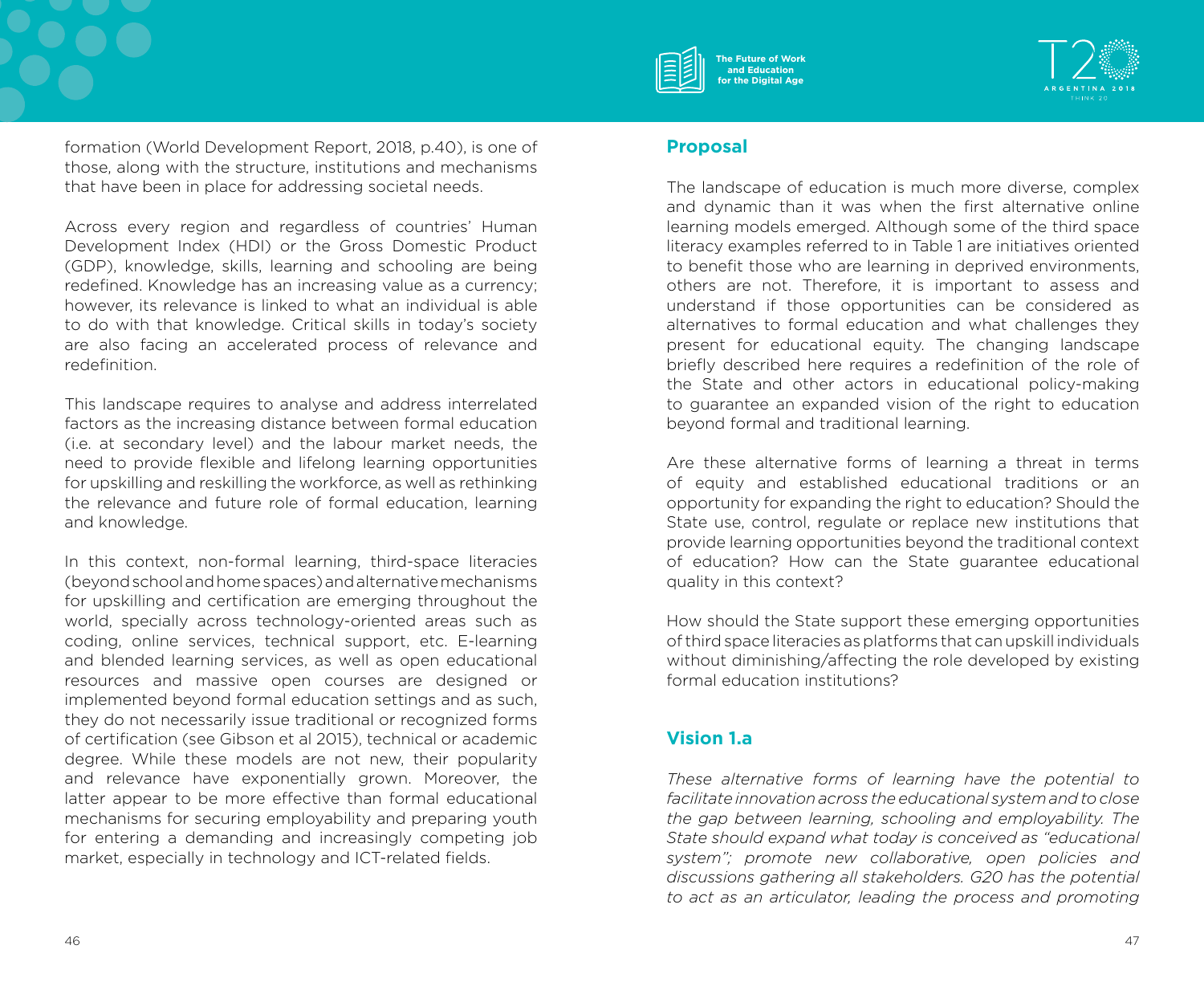formation (World Development Report, 2018, p.40), is one of those, along with the structure, institutions and mechanisms that have been in place for addressing societal needs.

Across every region and regardless of countries' Human Development Index (HDI) or the Gross Domestic Product (GDP), knowledge, skills, learning and schooling are being redefined. Knowledge has an increasing value as a currency; however, its relevance is linked to what an individual is able to do with that knowledge. Critical skills in today's society are also facing an accelerated process of relevance and redefinition.

This landscape requires to analyse and address interrelated factors as the increasing distance between formal education (i.e. at secondary level) and the labour market needs, the need to provide flexible and lifelong learning opportunities for upskilling and reskilling the workforce, as well as rethinking the relevance and future role of formal education, learning and knowledge.

In this context, non-formal learning, third-space literacies (beyond school and home spaces) and alternative mechanisms for upskilling and certification are emerging throughout the world, specially across technology-oriented areas such as coding, online services, technical support, etc. E-learning and blended learning services, as well as open educational resources and massive open courses are designed or implemented beyond formal education settings and as such, they do not necessarily issue traditional or recognized forms of certification (see Gibson et al 2015), technical or academic degree. While these models are not new, their popularity and relevance have exponentially grown. Moreover, the latter appear to be more effective than formal educational mechanisms for securing employability and preparing youth for entering a demanding and increasingly competing job market, especially in technology and ICT-related fields.

## Proposal

The landscape of education is much more diverse, complex and dynamic than it was when the first alternative online learning models emerged. Although some of the third space literacy examples referred to in Table 1 are initiatives oriented to benefit those who are learning in deprived environments, others are not. Therefore, it is important to assess and understand if those opportunities can be considered as alternatives to formal education and what challenges they present for educational equity. The changing landscape briefly described here requires a redefinition of the role of the State and other actors in educational policy-making to guarantee an expanded vision of the right to education beyond formal and traditional learning.

Are these alternative forms of learning a threat in terms of equity and established educational traditions or an opportunity for expanding the right to education? Should the State use, control, regulate or replace new institutions that provide learning opportunities beyond the traditional context of education? How can the State guarantee educational quality in this context?

How should the State support these emerging opportunities of third space literacies as platforms that can upskill individuals without diminishing/affecting the role developed by existing formal education institutions?

## Vision 1.a

*These alternative forms of learning have the potential to facilitate innovation across the educational system and to close the gap between learning, schooling and employability. The State should expand what today is conceived as "educational system"; promote new collaborative, open policies and discussions gathering all stakeholders. G20 has the potential to act as an articulator, leading the process and promoting*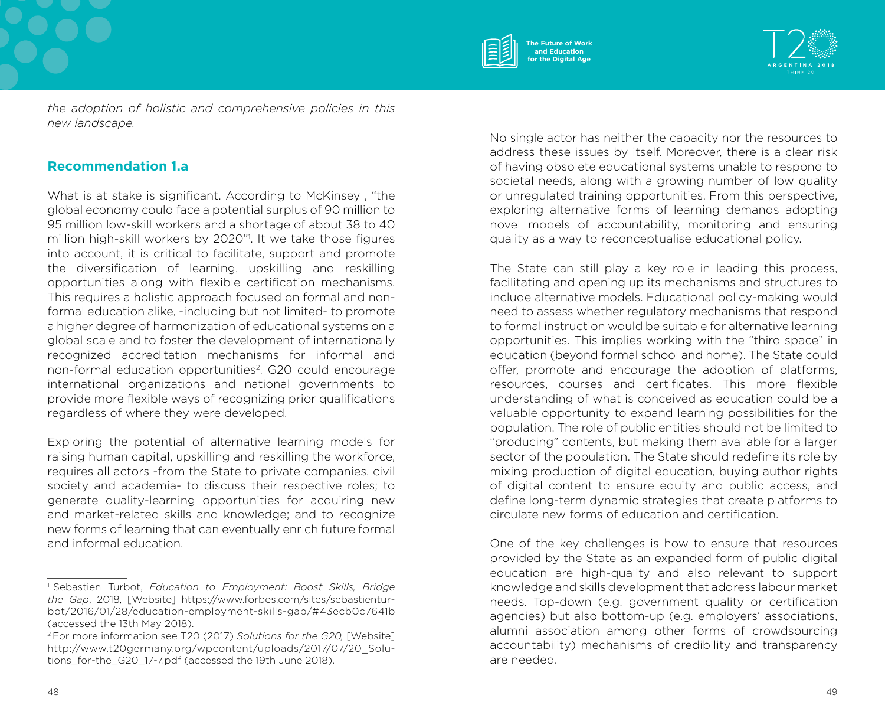*the adoption of holistic and comprehensive policies in this new landscape.*

## Recommendation 1.a

What is at stake is significant. According to McKinsey , "the global economy could face a potential surplus of 90 million to 95 million low-skill workers and a shortage of about 38 to 40 million high-skill workers by 2020"[1]. It we take those figures into account, it is critical to facilitate, support and promote the diversification of learning, upskilling and reskilling opportunities along with flexible certification mechanisms. This requires a holistic approach focused on formal and non-formal education alike, -including but not limited- to promote a higher degree of harmonization of educational systems on a global scale and to foster the development of internationally recognized accreditation mechanisms for informal and non-formal education opportunities[2]. G20 could encourage international organizations and national governments to provide more flexible ways of recognizing prior qualifications regardless of where they were developed.

Exploring the potential of alternative learning models for raising human capital, upskilling and reskilling the workforce, requires all actors -from the State to private companies, civil society and academia- to discuss their respective roles; to generate quality-learning opportunities for acquiring new and market-related skills and knowledge; and to recognize new forms of learning that can eventually enrich future formal and informal education.

No single actor has neither the capacity nor the resources to address these issues by itself. Moreover, there is a clear risk of having obsolete educational systems unable to respond to societal needs, along with a growing number of low quality or unregulated training opportunities. From this perspective, exploring alternative forms of learning demands adopting novel models of accountability, monitoring and ensuring quality as a way to reconceptualise educational policy.

The State can still play a key role in leading this process, facilitating and opening up its mechanisms and structures to include alternative models. Educational policy-making would need to assess whether regulatory mechanisms that respond to formal instruction would be suitable for alternative learning opportunities. This implies working with the "third space" in education (beyond formal school and home). The State could offer, promote and encourage the adoption of platforms, resources, courses and certificates. This more flexible understanding of what is conceived as education could be a valuable opportunity to expand learning possibilities for the population. The role of public entities should not be limited to "producing" contents, but making them available for a larger sector of the population. The State should redefine its role by mixing production of digital education, buying author rights of digital content to ensure equity and public access, and define long-term dynamic strategies that create platforms to circulate new forms of education and certification.

One of the key challenges is how to ensure that resources provided by the State as an expanded form of public digital education are high-quality and also relevant to support knowledge and skills development that address labour market needs. Top-down (e.g. government quality or certification agencies) but also bottom-up (e.g. employers' associations, alumni association among other forms of crowdsourcing accountability) mechanisms of credibility and transparency are needed.

---

[1] Sebastien Turbot, *Education to Employment: Boost Skills, Bridge the Gap*, 2018, [Website] https://www.forbes.com/sites/sebastienturbot/2016/01/28/education-employment-skills-gap/#43ecb0c7641b (accessed the 13th May 2018).

[2] For more information see T20 (2017) *Solutions for the G20,* [Website] http://www.t20germany.org/wpcontent/uploads/2017/07/20_Solutions_for-the_G20_17-7.pdf (accessed the 19th June 2018).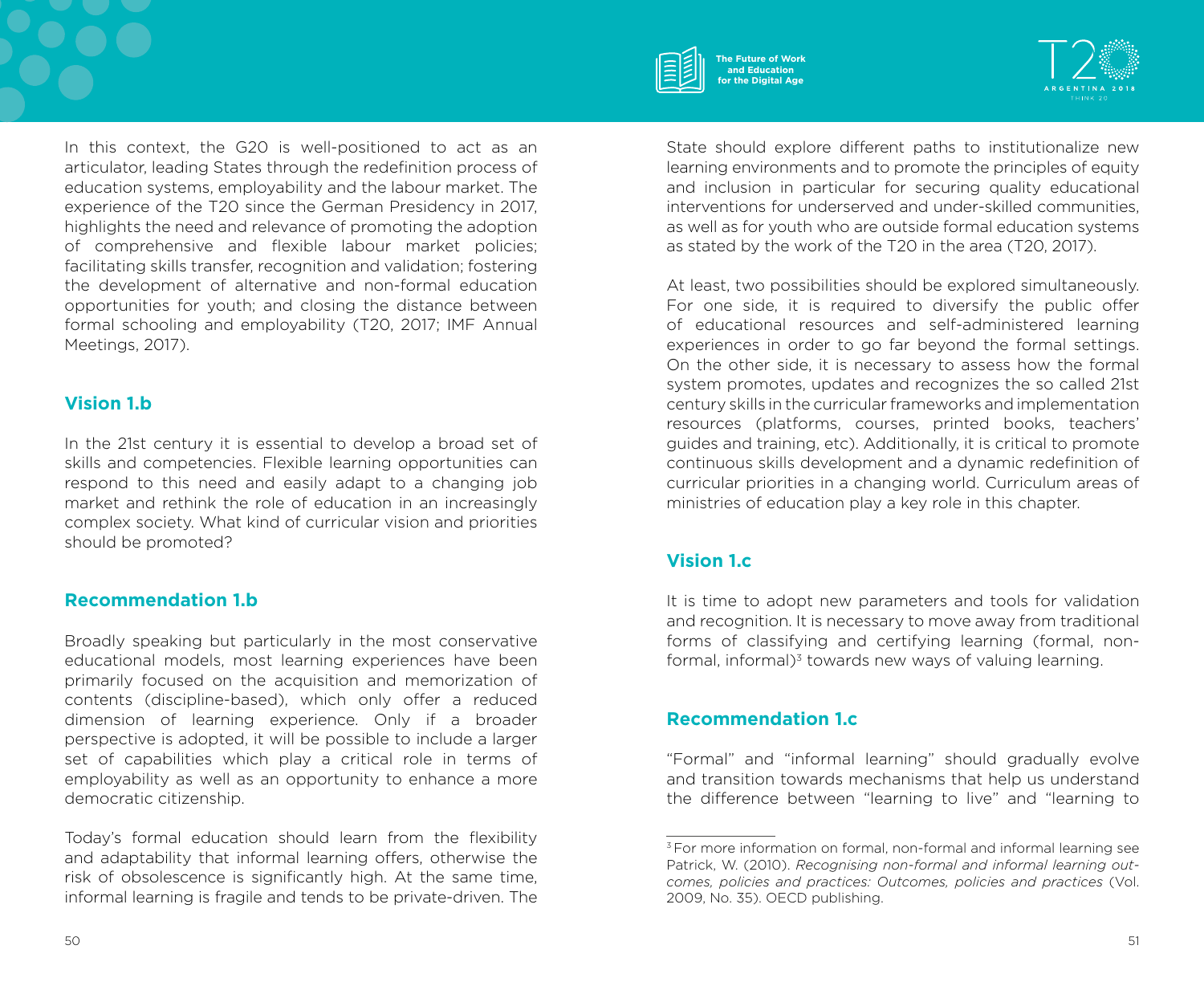In this context, the G20 is well-positioned to act as an articulator, leading States through the redefinition process of education systems, employability and the labour market. The experience of the T20 since the German Presidency in 2017, highlights the need and relevance of promoting the adoption of comprehensive and flexible labour market policies; facilitating skills transfer, recognition and validation; fostering the development of alternative and non-formal education opportunities for youth; and closing the distance between formal schooling and employability (T20, 2017; IMF Annual Meetings, 2017).

### Vision 1.b

In the 21st century it is essential to develop a broad set of skills and competencies. Flexible learning opportunities can respond to this need and easily adapt to a changing job market and rethink the role of education in an increasingly complex society. What kind of curricular vision and priorities should be promoted?

### Recommendation 1.b

Broadly speaking but particularly in the most conservative educational models, most learning experiences have been primarily focused on the acquisition and memorization of contents (discipline-based), which only offer a reduced dimension of learning experience. Only if a broader perspective is adopted, it will be possible to include a larger set of capabilities which play a critical role in terms of employability as well as an opportunity to enhance a more democratic citizenship.

Today's formal education should learn from the flexibility and adaptability that informal learning offers, otherwise the risk of obsolescence is significantly high. At the same time, informal learning is fragile and tends to be private-driven. The State should explore different paths to institutionalize new learning environments and to promote the principles of equity and inclusion in particular for securing quality educational interventions for underserved and under-skilled communities, as well as for youth who are outside formal education systems as stated by the work of the T20 in the area (T20, 2017).

At least, two possibilities should be explored simultaneously. For one side, it is required to diversify the public offer of educational resources and self-administered learning experiences in order to go far beyond the formal settings. On the other side, it is necessary to assess how the formal system promotes, updates and recognizes the so called 21st century skills in the curricular frameworks and implementation resources (platforms, courses, printed books, teachers' guides and training, etc). Additionally, it is critical to promote continuous skills development and a dynamic redefinition of curricular priorities in a changing world. Curriculum areas of ministries of education play a key role in this chapter.

### Vision 1.c

It is time to adopt new parameters and tools for validation and recognition. It is necessary to move away from traditional forms of classifying and certifying learning (formal, non-formal, informal)[3] towards new ways of valuing learning.

### Recommendation 1.c

"Formal" and "informal learning" should gradually evolve and transition towards mechanisms that help us understand the difference between "learning to live" and "learning to

---

[3] For more information on formal, non-formal and informal learning see Patrick, W. (2010). *Recognising non-formal and informal learning outcomes, policies and practices: Outcomes, policies and practices* (Vol. 2009, No. 35). OECD publishing.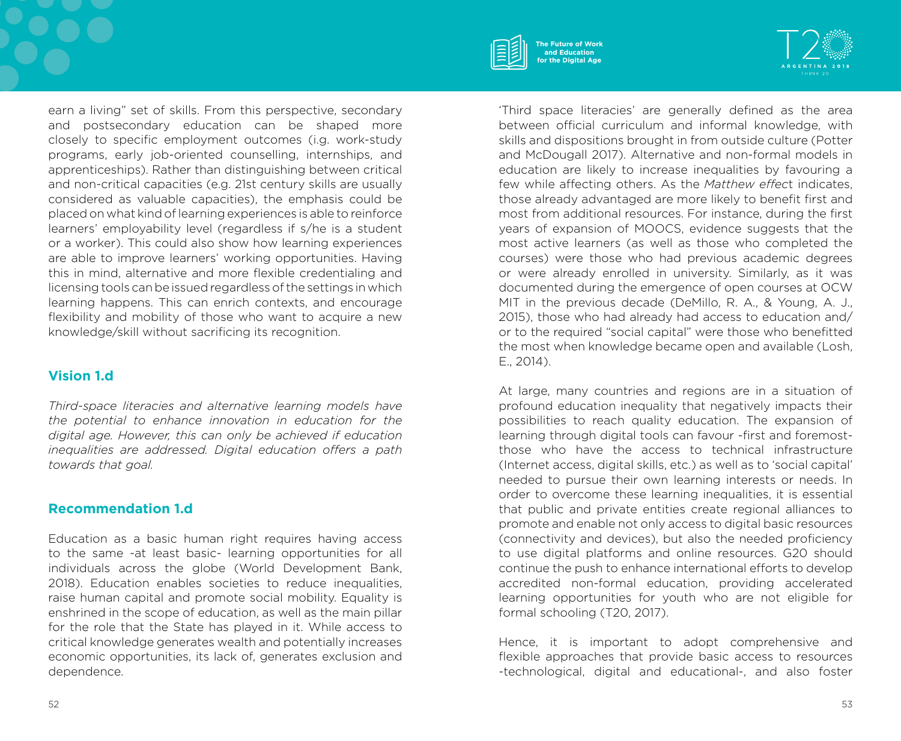earn a living" set of skills. From this perspective, secondary and postsecondary education can be shaped more closely to specific employment outcomes (i.e. work-study programs, early job-oriented counselling, internships, and apprenticeships). Rather than distinguishing between critical and non-critical capacities (e.g. 21st century skills are usually considered as valuable capacities), the emphasis could be placed on what kind of learning experiences is able to reinforce learners' employability level (regardless if s/he is a student or a worker). This could also show how learning experiences are able to improve learners' working opportunities. Having this in mind, alternative and more flexible credentialing and licensing tools can be issued regardless of the settings in which learning happens. This can enrich contexts, and encourage flexibility and mobility of those who want to acquire a new knowledge/skill without sacrificing its recognition.

### Vision 1.d

*Third-space literacies and alternative learning models have the potential to enhance innovation in education for the digital age. However, this can only be achieved if education inequalities are addressed. Digital education offers a path towards that goal.*

### Recommendation 1.d

Education as a basic human right requires having access to the same -at least basic- learning opportunities for all individuals across the globe (World Development Bank, 2018). Education enables societies to reduce inequalities, raise human capital and promote social mobility. Equality is enshrined in the scope of education, as well as the main pillar for the role that the State has played in it. While access to critical knowledge generates wealth and potentially increases economic opportunities, its lack of, generates exclusion and dependence.

'Third space literacies' are generally defined as the area between official curriculum and informal knowledge, with skills and dispositions brought in from outside culture (Potter and McDougall 2017). Alternative and non-formal models in education are likely to increase inequalities by favouring a few while affecting others. As the *Matthew effect* indicates, those already advantaged are more likely to benefit first and most from additional resources. For instance, during the first years of expansion of MOOCS, evidence suggests that the most active learners (as well as those who completed the courses) were those who had previous academic degrees or were already enrolled in university. Similarly, as it was documented during the emergence of open courses at OCW MIT in the previous decade (DeMillo, R. A., & Young, A. J., 2015), those who had already had access to education and/or to the required "social capital" were those who benefitted the most when knowledge became open and available (Losh, E., 2014).

At large, many countries and regions are in a situation of profound education inequality that negatively impacts their possibilities to reach quality education. The expansion of learning through digital tools can favour -first and foremost- those who have the access to technical infrastructure (Internet access, digital skills, etc.) as well as to 'social capital' needed to pursue their own learning interests or needs. In order to overcome these learning inequalities, it is essential that public and private entities create regional alliances to promote and enable not only access to digital basic resources (connectivity and devices), but also the needed proficiency to use digital platforms and online resources. G20 should continue the push to enhance international efforts to develop accredited non-formal education, providing accelerated learning opportunities for youth who are not eligible for formal schooling (T20, 2017).

Hence, it is important to adopt comprehensive and flexible approaches that provide basic access to resources -technological, digital and educational-, and also foster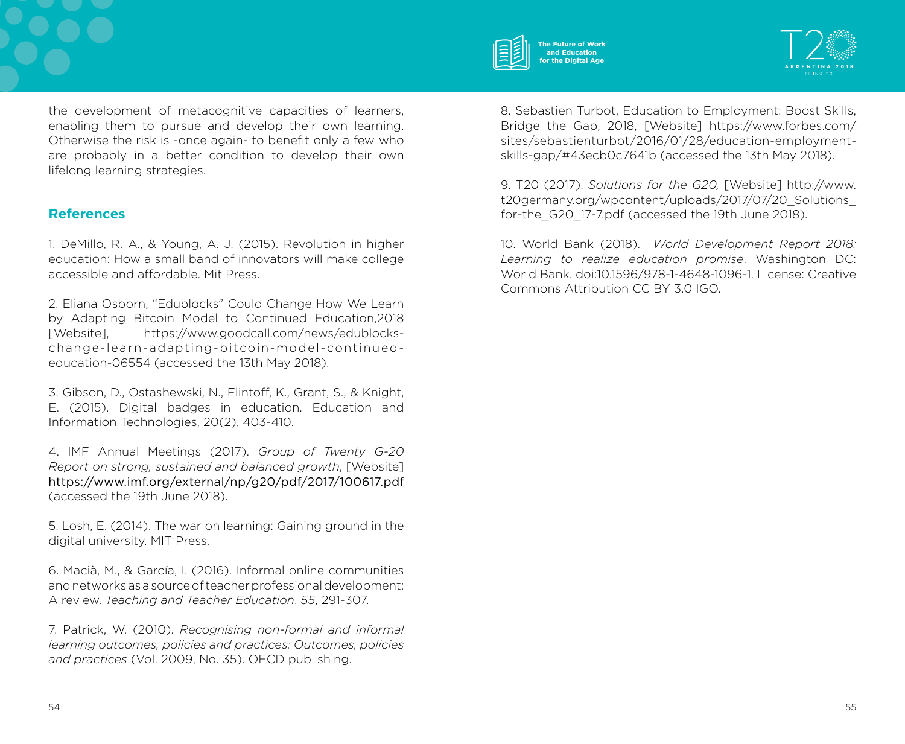the development of metacognitive capacities of learners, enabling them to pursue and develop their own learning. Otherwise the risk is -once again- to benefit only a few who are probably in a better condition to develop their own lifelong learning strategies.

## References

1. DeMillo, R. A., & Young, A. J. (2015). Revolution in higher education: How a small band of innovators will make college accessible and affordable. Mit Press.

2. Eliana Osborn, "Edublocks" Could Change How We Learn by Adapting Bitcoin Model to Continued Education,2018 [Website], https://www.goodcall.com/news/edublocks-change-learn-adapting-bitcoin-model-continued-education-06554 (accessed the 13th May 2018).

3. Gibson, D., Ostashewski, N., Flintoff, K., Grant, S., & Knight, E. (2015). Digital badges in education. Education and Information Technologies, 20(2), 403-410.

4. IMF Annual Meetings (2017). *Group of Twenty G-20 Report on strong, sustained and balanced growth*, [Website] https://www.imf.org/external/np/g20/pdf/2017/100617.pdf (accessed the 19th June 2018).

5. Losh, E. (2014). The war on learning: Gaining ground in the digital university. MIT Press.

6. Macià, M., & García, I. (2016). Informal online communities and networks as a source of teacher professional development: A review. *Teaching and Teacher Education*, *55*, 291-307.

7. Patrick, W. (2010). *Recognising non-formal and informal learning outcomes, policies and practices: Outcomes, policies and practices* (Vol. 2009, No. 35). OECD publishing.

8. Sebastien Turbot, Education to Employment: Boost Skills, Bridge the Gap, 2018, [Website] https://www.forbes.com/sites/sebastienturbot/2016/01/28/education-employment-skills-gap/#43ecb0c7641b (accessed the 13th May 2018).

9. T20 (2017). *Solutions for the G20,* [Website] http://www.t20germany.org/wpcontent/uploads/2017/07/20_Solutions_for-the_G20_17-7.pdf (accessed the 19th June 2018).

10. World Bank (2018). *World Development Report 2018: Learning to realize education promise*. Washington DC: World Bank. doi:10.1596/978-1-4648-1096-1. License: Creative Commons Attribution CC BY 3.0 IGO.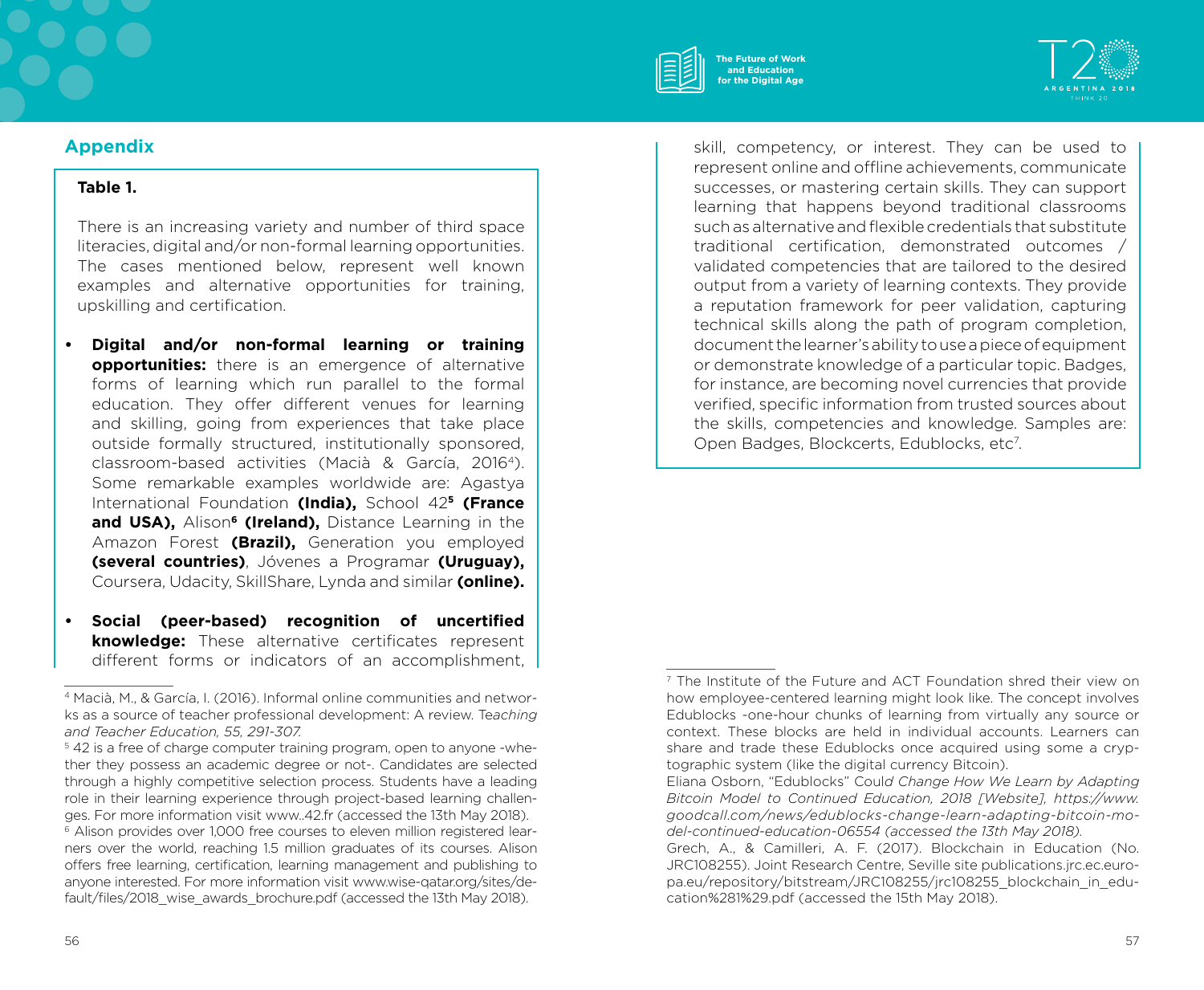## Appendix

**Table 1.**

There is an increasing variety and number of third space literacies, digital and/or non-formal learning opportunities. The cases mentioned below, represent well known examples and alternative opportunities for training, upskilling and certification.

- **Digital and/or non-formal learning or training opportunities:** there is an emergence of alternative forms of learning which run parallel to the formal education. They offer different venues for learning and skilling, going from experiences that take place outside formally structured, institutionally sponsored, classroom-based activities (Macià & García, 2016[4]). Some remarkable examples worldwide are: Agastya International Foundation **(India),** School 42[5] **(France and USA),** Alison[6] **(Ireland),** Distance Learning in the Amazon Forest **(Brazil),** Generation you employed **(several countries)**, Jóvenes a Programar **(Uruguay),** Coursera, Udacity, SkillShare, Lynda and similar **(online).**

- **Social (peer-based) recognition of uncertified knowledge:** These alternative certificates represent different forms or indicators of an accomplishment, skill, competency, or interest. They can be used to represent online and offline achievements, communicate successes, or mastering certain skills. They can support learning that happens beyond traditional classrooms such as alternative and flexible credentials that substitute traditional certification, demonstrated outcomes / validated competencies that are tailored to the desired output from a variety of learning contexts. They provide a reputation framework for peer validation, capturing technical skills along the path of program completion, document the learner's ability to use a piece of equipment or demonstrate knowledge of a particular topic. Badges, for instance, are becoming novel currencies that provide verified, specific information from trusted sources about the skills, competencies and knowledge. Samples are: Open Badges, Blockcerts, Edublocks, etc[7].

---

[4] Macià, M., & García, I. (2016). Informal online communities and networks as a source of teacher professional development: A review. T*eaching and Teacher Education, 55, 291-307.*

[5] 42 is a free of charge computer training program, open to anyone -whether they possess an academic degree or not-. Candidates are selected through a highly competitive selection process. Students have a leading role in their learning experience through project-based learning challenges. For more information visit www..42.fr (accessed the 13th May 2018).

[6] Alison provides over 1,000 free courses to eleven million registered learners over the world, reaching 1.5 million graduates of its courses. Alison offers free learning, certification, learning management and publishing to anyone interested. For more information visit www.wise-qatar.org/sites/default/files/2018_wise_awards_brochure.pdf (accessed the 13th May 2018).

[7] The Institute of the Future and ACT Foundation shred their view on how employee-centered learning might look like. The concept involves Edublocks -one-hour chunks of learning from virtually any source or context. These blocks are held in individual accounts. Learners can share and trade these Edublocks once acquired using some a cryptographic system (like the digital currency Bitcoin).
Eliana Osborn, "Edublocks" Coul*d Change How We Learn by Adapting Bitcoin Model to Continued Education, 2018 [Website], https://www.goodcall.com/news/edublocks-change-learn-adapting-bitcoin-model-continued-education-06554 (accessed the 13th May 2018).*
Grech, A., & Camilleri, A. F. (2017). Blockchain in Education (No. JRC108255). Joint Research Centre, Seville site publications.jrc.ec.europa.eu/repository/bitstream/JRC108255/jrc108255_blockchain_in_education%281%29.pdf (accessed the 15th May 2018).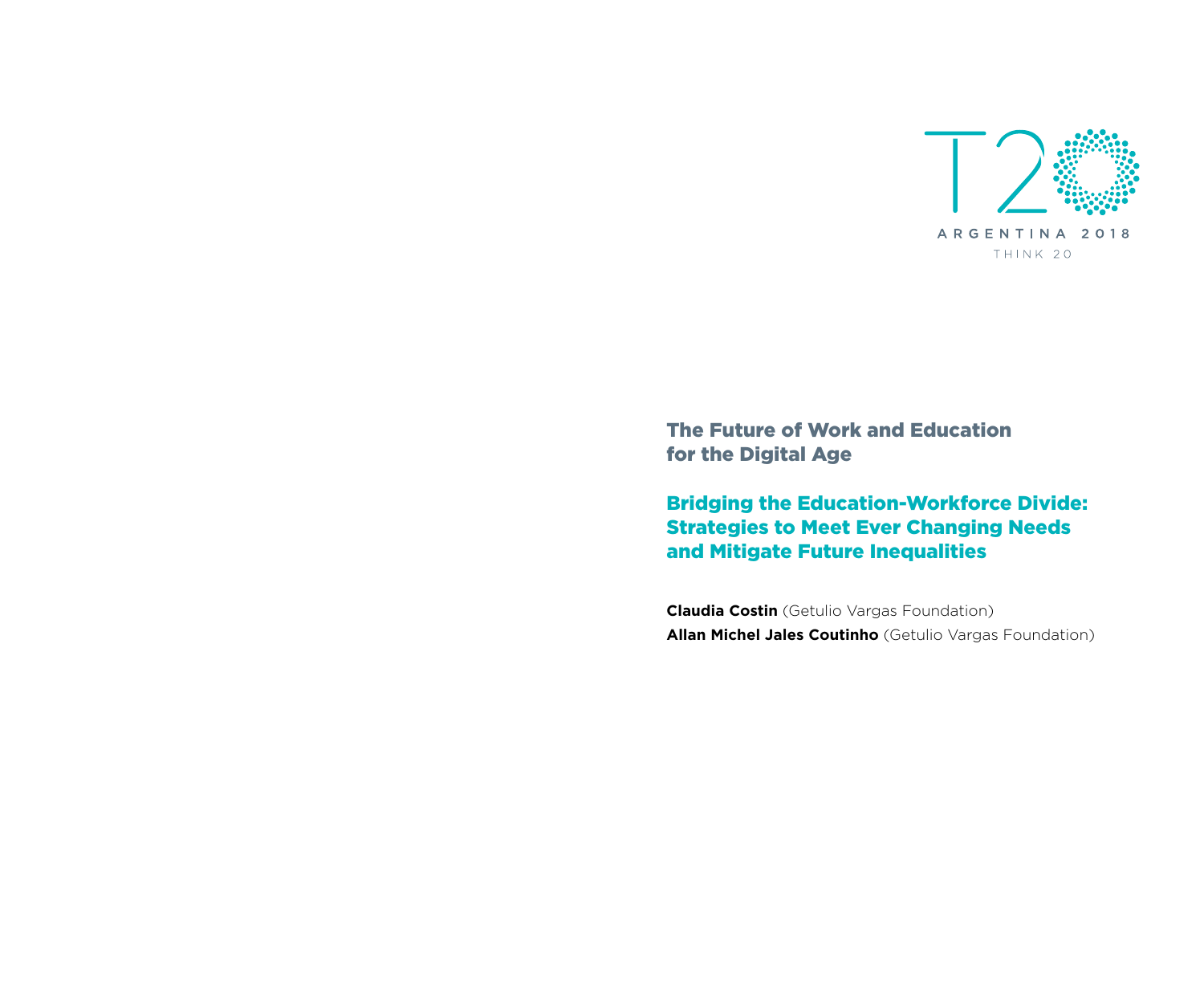T20

ARGENTINA 2018

THINK 20

## The Future of Work and Education for the Digital Age

# Bridging the Education-Workforce Divide: Strategies to Meet Ever Changing Needs and Mitigate Future Inequalities

**Claudia Costin** (Getulio Vargas Foundation)
**Allan Michel Jales Coutinho** (Getulio Vargas Foundation)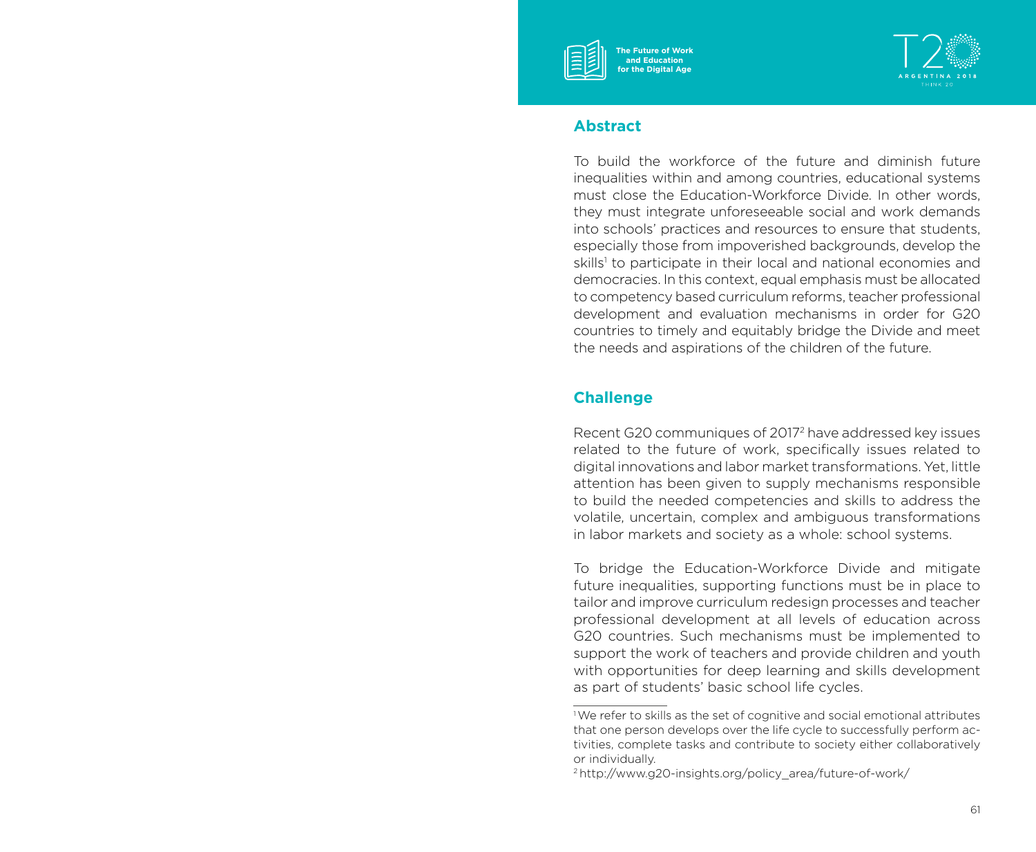## Abstract

To build the workforce of the future and diminish future inequalities within and among countries, educational systems must close the Education-Workforce Divide. In other words, they must integrate unforeseeable social and work demands into schools' practices and resources to ensure that students, especially those from impoverished backgrounds, develop the skills[1] to participate in their local and national economies and democracies. In this context, equal emphasis must be allocated to competency based curriculum reforms, teacher professional development and evaluation mechanisms in order for G20 countries to timely and equitably bridge the Divide and meet the needs and aspirations of the children of the future.

## Challenge

Recent G20 communiques of 2017[2] have addressed key issues related to the future of work, specifically issues related to digital innovations and labor market transformations. Yet, little attention has been given to supply mechanisms responsible to build the needed competencies and skills to address the volatile, uncertain, complex and ambiguous transformations in labor markets and society as a whole: school systems.

To bridge the Education-Workforce Divide and mitigate future inequalities, supporting functions must be in place to tailor and improve curriculum redesign processes and teacher professional development at all levels of education across G20 countries. Such mechanisms must be implemented to support the work of teachers and provide children and youth with opportunities for deep learning and skills development as part of students' basic school life cycles.

---

[1] We refer to skills as the set of cognitive and social emotional attributes that one person develops over the life cycle to successfully perform activities, complete tasks and contribute to society either collaboratively or individually.

[2] http://www.g20-insights.org/policy_area/future-of-work/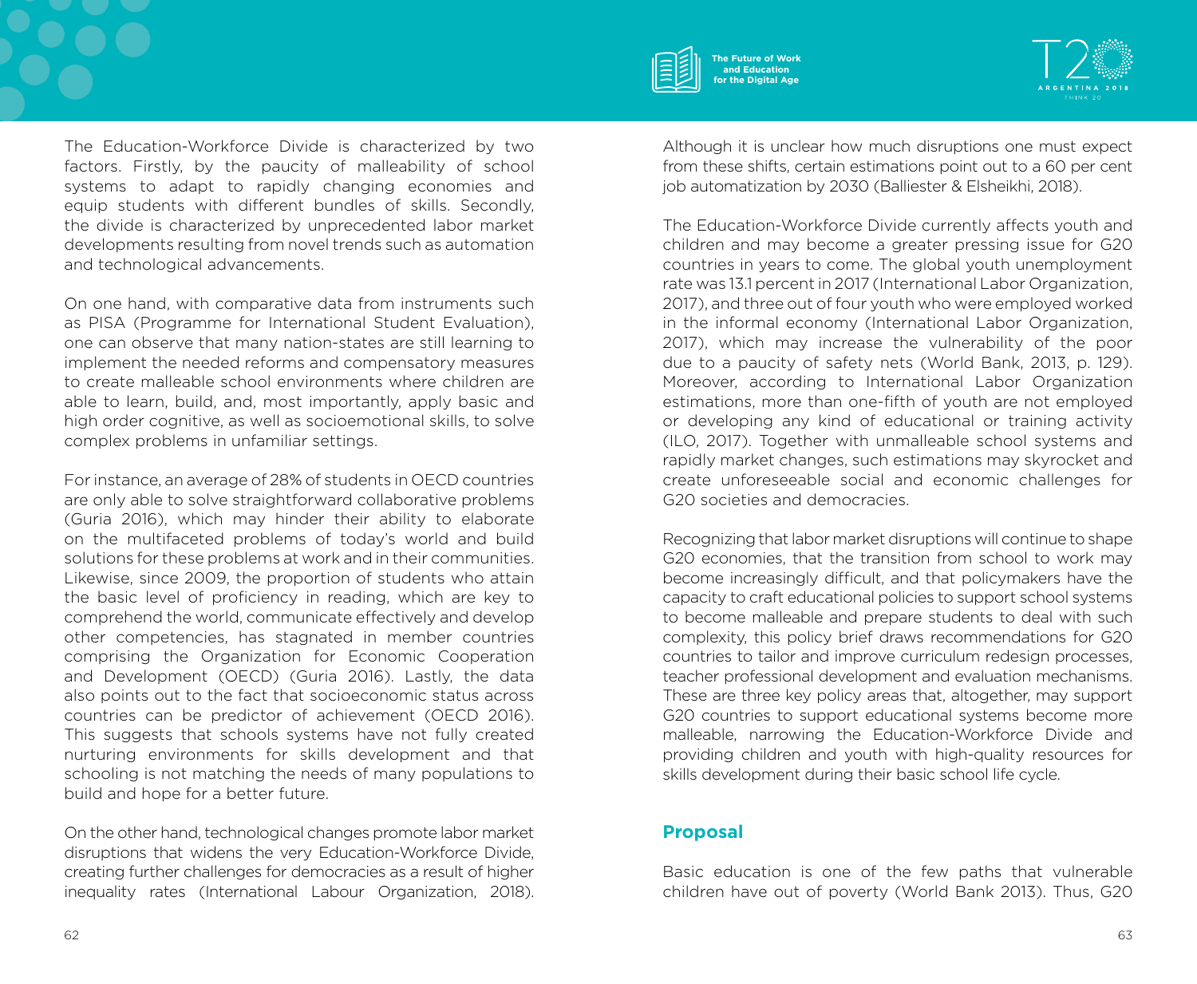The Education-Workforce Divide is characterized by two factors. Firstly, by the paucity of malleability of school systems to adapt to rapidly changing economies and equip students with different bundles of skills. Secondly, the divide is characterized by unprecedented labor market developments resulting from novel trends such as automation and technological advancements.

On one hand, with comparative data from instruments such as PISA (Programme for International Student Evaluation), one can observe that many nation-states are still learning to implement the needed reforms and compensatory measures to create malleable school environments where children are able to learn, build, and, most importantly, apply basic and high order cognitive, as well as socioemotional skills, to solve complex problems in unfamiliar settings.

For instance, an average of 28% of students in OECD countries are only able to solve straightforward collaborative problems (Guria 2016), which may hinder their ability to elaborate on the multifaceted problems of today's world and build solutions for these problems at work and in their communities. Likewise, since 2009, the proportion of students who attain the basic level of proficiency in reading, which are key to comprehend the world, communicate effectively and develop other competencies, has stagnated in member countries comprising the Organization for Economic Cooperation and Development (OECD) (Guria 2016). Lastly, the data also points out to the fact that socioeconomic status across countries can be predictor of achievement (OECD 2016). This suggests that schools systems have not fully created nurturing environments for skills development and that schooling is not matching the needs of many populations to build and hope for a better future.

On the other hand, technological changes promote labor market disruptions that widens the very Education-Workforce Divide, creating further challenges for democracies as a result of higher inequality rates (International Labour Organization, 2018). Although it is unclear how much disruptions one must expect from these shifts, certain estimations point out to a 60 per cent job automatization by 2030 (Balliester & Elsheikhi, 2018).

The Education-Workforce Divide currently affects youth and children and may become a greater pressing issue for G20 countries in years to come. The global youth unemployment rate was 13.1 percent in 2017 (International Labor Organization, 2017), and three out of four youth who were employed worked in the informal economy (International Labor Organization, 2017), which may increase the vulnerability of the poor due to a paucity of safety nets (World Bank, 2013, p. 129). Moreover, according to International Labor Organization estimations, more than one-fifth of youth are not employed or developing any kind of educational or training activity (ILO, 2017). Together with unmalleable school systems and rapidly market changes, such estimations may skyrocket and create unforeseeable social and economic challenges for G20 societies and democracies.

Recognizing that labor market disruptions will continue to shape G20 economies, that the transition from school to work may become increasingly difficult, and that policymakers have the capacity to craft educational policies to support school systems to become malleable and prepare students to deal with such complexity, this policy brief draws recommendations for G20 countries to tailor and improve curriculum redesign processes, teacher professional development and evaluation mechanisms. These are three key policy areas that, altogether, may support G20 countries to support educational systems become more malleable, narrowing the Education-Workforce Divide and providing children and youth with high-quality resources for skills development during their basic school life cycle.

## Proposal

Basic education is one of the few paths that vulnerable children have out of poverty (World Bank 2013). Thus, G20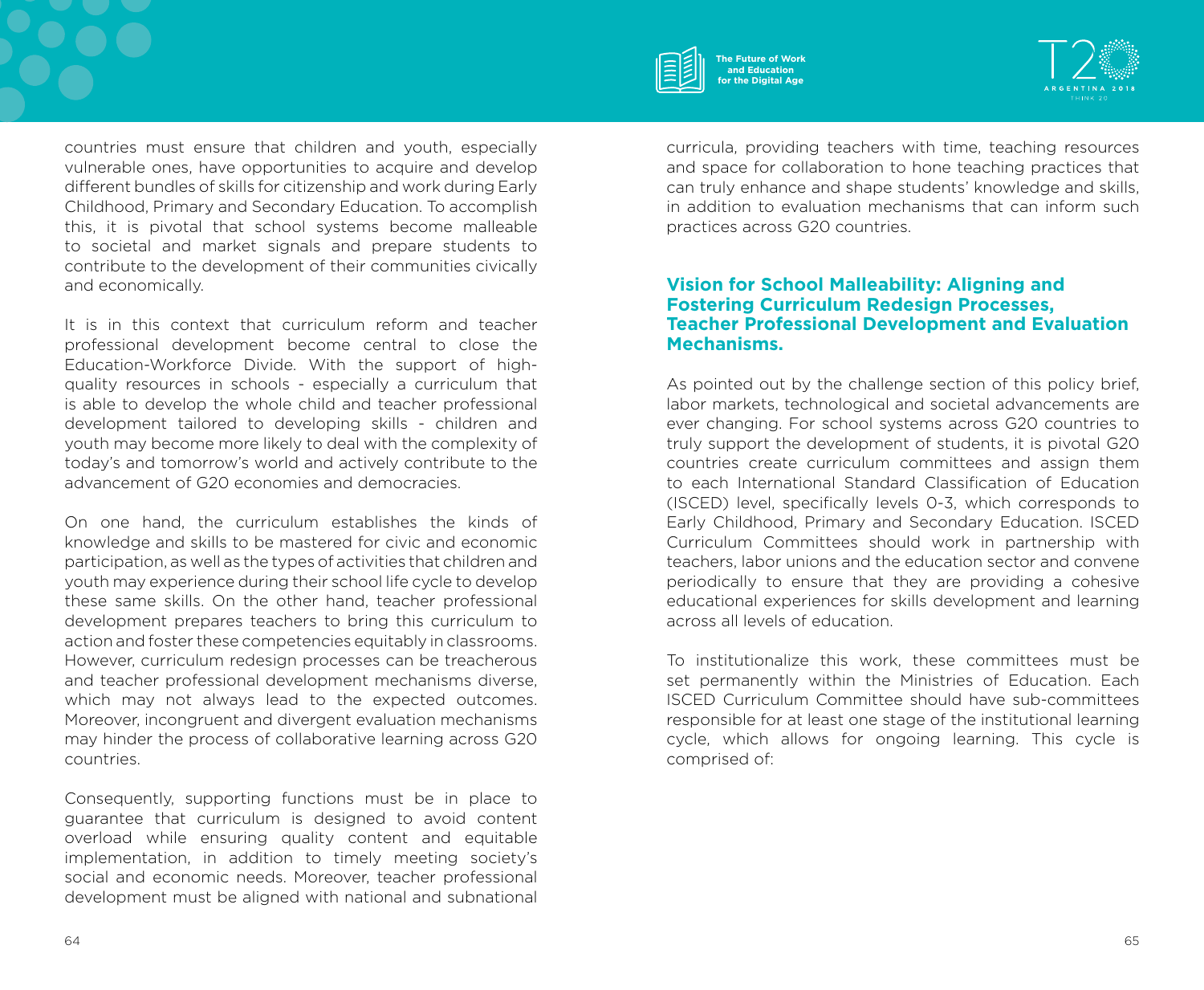countries must ensure that children and youth, especially vulnerable ones, have opportunities to acquire and develop different bundles of skills for citizenship and work during Early Childhood, Primary and Secondary Education. To accomplish this, it is pivotal that school systems become malleable to societal and market signals and prepare students to contribute to the development of their communities civically and economically.

It is in this context that curriculum reform and teacher professional development become central to close the Education-Workforce Divide. With the support of high-quality resources in schools - especially a curriculum that is able to develop the whole child and teacher professional development tailored to developing skills - children and youth may become more likely to deal with the complexity of today's and tomorrow's world and actively contribute to the advancement of G20 economies and democracies.

On one hand, the curriculum establishes the kinds of knowledge and skills to be mastered for civic and economic participation, as well as the types of activities that children and youth may experience during their school life cycle to develop these same skills. On the other hand, teacher professional development prepares teachers to bring this curriculum to action and foster these competencies equitably in classrooms. However, curriculum redesign processes can be treacherous and teacher professional development mechanisms diverse, which may not always lead to the expected outcomes. Moreover, incongruent and divergent evaluation mechanisms may hinder the process of collaborative learning across G20 countries.

Consequently, supporting functions must be in place to guarantee that curriculum is designed to avoid content overload while ensuring quality content and equitable implementation, in addition to timely meeting society's social and economic needs. Moreover, teacher professional development must be aligned with national and subnational curricula, providing teachers with time, teaching resources and space for collaboration to hone teaching practices that can truly enhance and shape students' knowledge and skills, in addition to evaluation mechanisms that can inform such practices across G20 countries.

## Vision for School Malleability: Aligning and Fostering Curriculum Redesign Processes, Teacher Professional Development and Evaluation Mechanisms.

As pointed out by the challenge section of this policy brief, labor markets, technological and societal advancements are ever changing. For school systems across G20 countries to truly support the development of students, it is pivotal G20 countries create curriculum committees and assign them to each International Standard Classification of Education (ISCED) level, specifically levels 0-3, which corresponds to Early Childhood, Primary and Secondary Education. ISCED Curriculum Committees should work in partnership with teachers, labor unions and the education sector and convene periodically to ensure that they are providing a cohesive educational experiences for skills development and learning across all levels of education.

To institutionalize this work, these committees must be set permanently within the Ministries of Education. Each ISCED Curriculum Committee should have sub-committees responsible for at least one stage of the institutional learning cycle, which allows for ongoing learning. This cycle is comprised of: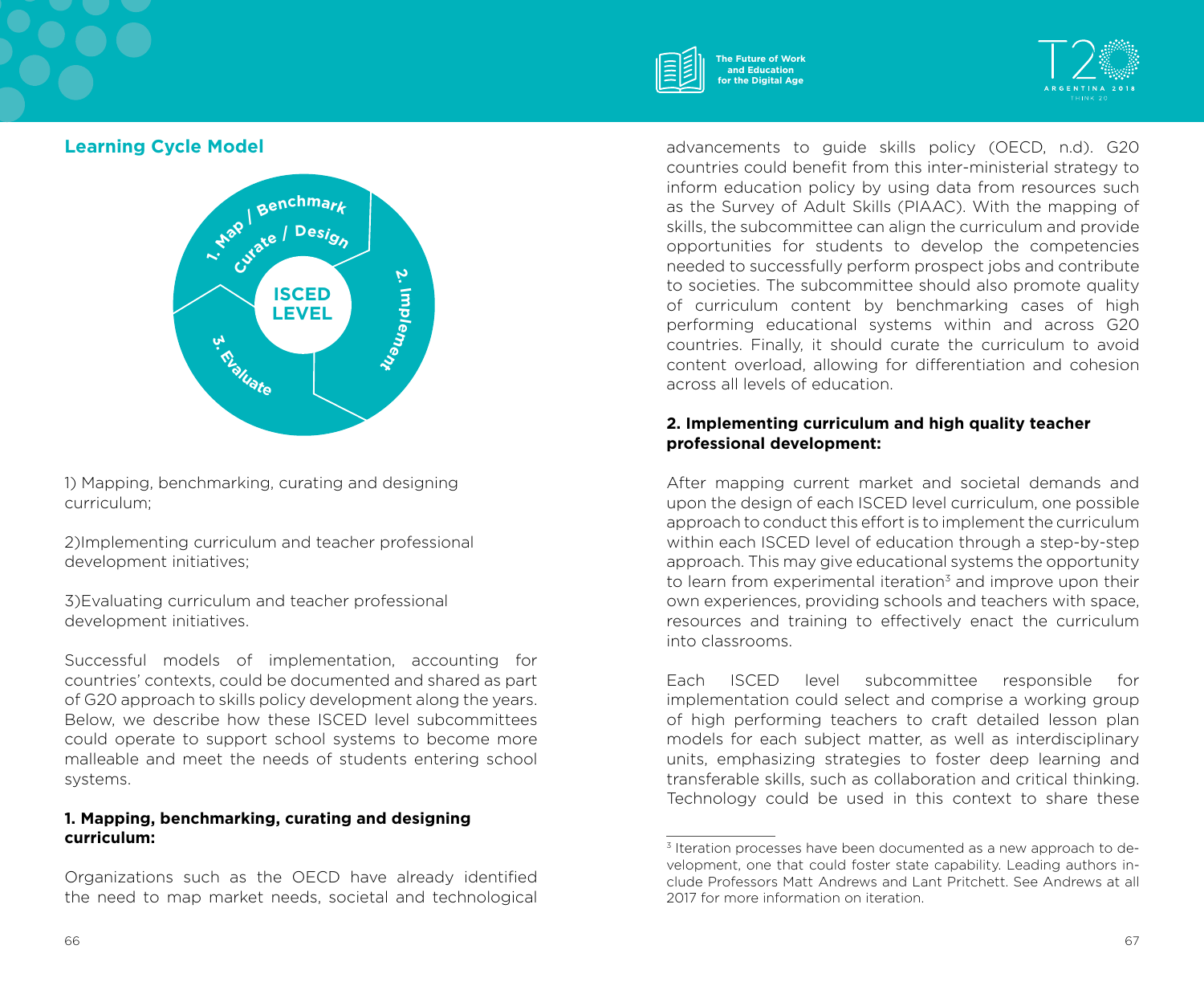## Learning Cycle Model

1) Mapping, benchmarking, curating and designing curriculum;

2)Implementing curriculum and teacher professional development initiatives;

3)Evaluating curriculum and teacher professional development initiatives.

Successful models of implementation, accounting for countries' contexts, could be documented and shared as part of G20 approach to skills policy development along the years. Below, we describe how these ISCED level subcommittees could operate to support school systems to become more malleable and meet the needs of students entering school systems.

**1. Mapping, benchmarking, curating and designing curriculum:**

Organizations such as the OECD have already identified the need to map market needs, societal and technological advancements to guide skills policy (OECD, n.d). G20 countries could benefit from this inter-ministerial strategy to inform education policy by using data from resources such as the Survey of Adult Skills (PIAAC). With the mapping of skills, the subcommittee can align the curriculum and provide opportunities for students to develop the competencies needed to successfully perform prospect jobs and contribute to societies. The subcommittee should also promote quality of curriculum content by benchmarking cases of high performing educational systems within and across G20 countries. Finally, it should curate the curriculum to avoid content overload, allowing for differentiation and cohesion across all levels of education.

**2. Implementing curriculum and high quality teacher professional development:**

After mapping current market and societal demands and upon the design of each ISCED level curriculum, one possible approach to conduct this effort is to implement the curriculum within each ISCED level of education through a step-by-step approach. This may give educational systems the opportunity to learn from experimental iteration[3] and improve upon their own experiences, providing schools and teachers with space, resources and training to effectively enact the curriculum into classrooms.

Each ISCED level subcommittee responsible for implementation could select and comprise a working group of high performing teachers to craft detailed lesson plan models for each subject matter, as well as interdisciplinary units, emphasizing strategies to foster deep learning and transferable skills, such as collaboration and critical thinking. Technology could be used in this context to share these

[3] Iteration processes have been documented as a new approach to development, one that could foster state capability. Leading authors include Professors Matt Andrews and Lant Pritchett. See Andrews at all 2017 for more information on iteration.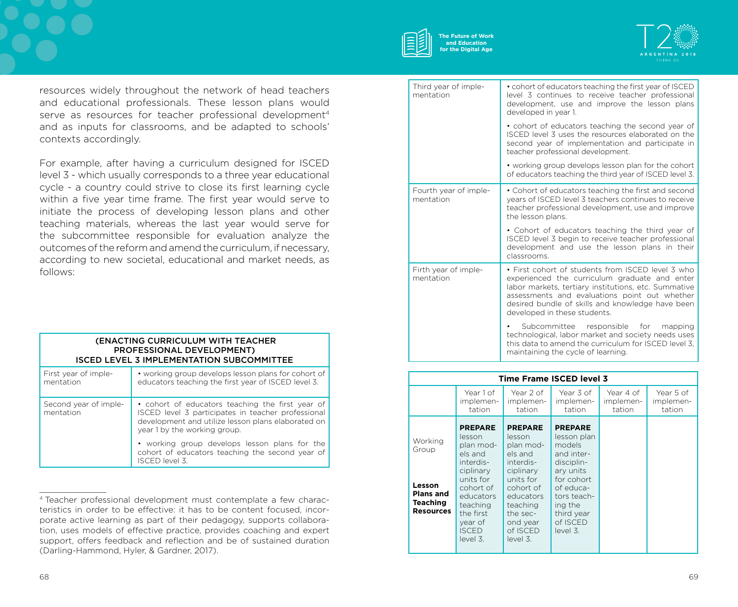resources widely throughout the network of head teachers and educational professionals. These lesson plans would serve as resources for teacher professional development[4] and as inputs for classrooms, and be adapted to schools' contexts accordingly.

For example, after having a curriculum designed for ISCED level 3 - which usually corresponds to a three year educational cycle - a country could strive to close its first learning cycle within a five year time frame. The first year would serve to initiate the process of developing lesson plans and other teaching materials, whereas the last year would serve for the subcommittee responsible for evaluation analyze the outcomes of the reform and amend the curriculum, if necessary, according to new societal, educational and market needs, as follows:

| (ENACTING CURRICULUM WITH TEACHER PROFESSIONAL DEVELOPMENT) ISCED LEVEL 3 IMPLEMENTATION SUBCOMMITTEE | |
|---|---|
| First year of implementation | • working group develops lesson plans for cohort of educators teaching the first year of ISCED level 3. |
| Second year of implementation | • cohort of educators teaching the first year of ISCED level 3 participates in teacher professional development and utilize lesson plans elaborated on year 1 by the working group.<br>• working group develops lesson plans for the cohort of educators teaching the second year of ISCED level 3. |
| Third year of implementation | • cohort of educators teaching the first year of ISCED level 3 continues to receive teacher professional development, use and improve the lesson plans developed in year 1.<br>• cohort of educators teaching the second year of ISCED level 3 uses the resources elaborated on the second year of implementation and participate in teacher professional development.<br>• working group develops lesson plan for the cohort of educators teaching the third year of ISCED level 3. |
| Fourth year of implementation | • Cohort of educators teaching the first and second years of ISCED level 3 teachers continues to receive teacher professional development, use and improve the lesson plans.<br>• Cohort of educators teaching the third year of ISCED level 3 begin to receive teacher professional development and use the lesson plans in their classrooms. |
| Firth year of implementation | • First cohort of students from ISCED level 3 who experienced the curriculum graduate and enter labor markets, tertiary institutions, etc. Summative assessments and evaluations point out whether desired bundle of skills and knowledge have been developed in these students.<br>• Subcommittee responsible for mapping technological, labor market and society needs uses this data to amend the curriculum for ISCED level 3, maintaining the cycle of learning. |

| Time Frame ISCED level 3 | | | | | |
|---|---|---|---|---|---|
| | Year 1 of implementation | Year 2 of implementation | Year 3 of implementation | Year 4 of implementation | Year 5 of implementation |
| Working Group<br><br>**Lesson Plans and Teaching Resources** | **PREPARE** lesson plan models and interdisciplinary units for cohort of educators teaching the first year of ISCED level 3. | **PREPARE** lesson plan models and interdisciplinary units for cohort of educators teaching the second year of ISCED level 3. | **PREPARE** lesson plan models and interdisciplinary units for cohort of educators teaching the third year of ISCED level 3. | | |

[4] Teacher professional development must contemplate a few characteristics in order to be effective: it has to be content focused, incorporate active learning as part of their pedagogy, supports collaboration, uses models of effective practice, provides coaching and expert support, offers feedback and reflection and be of sustained duration (Darling-Hammond, Hyler, & Gardner, 2017).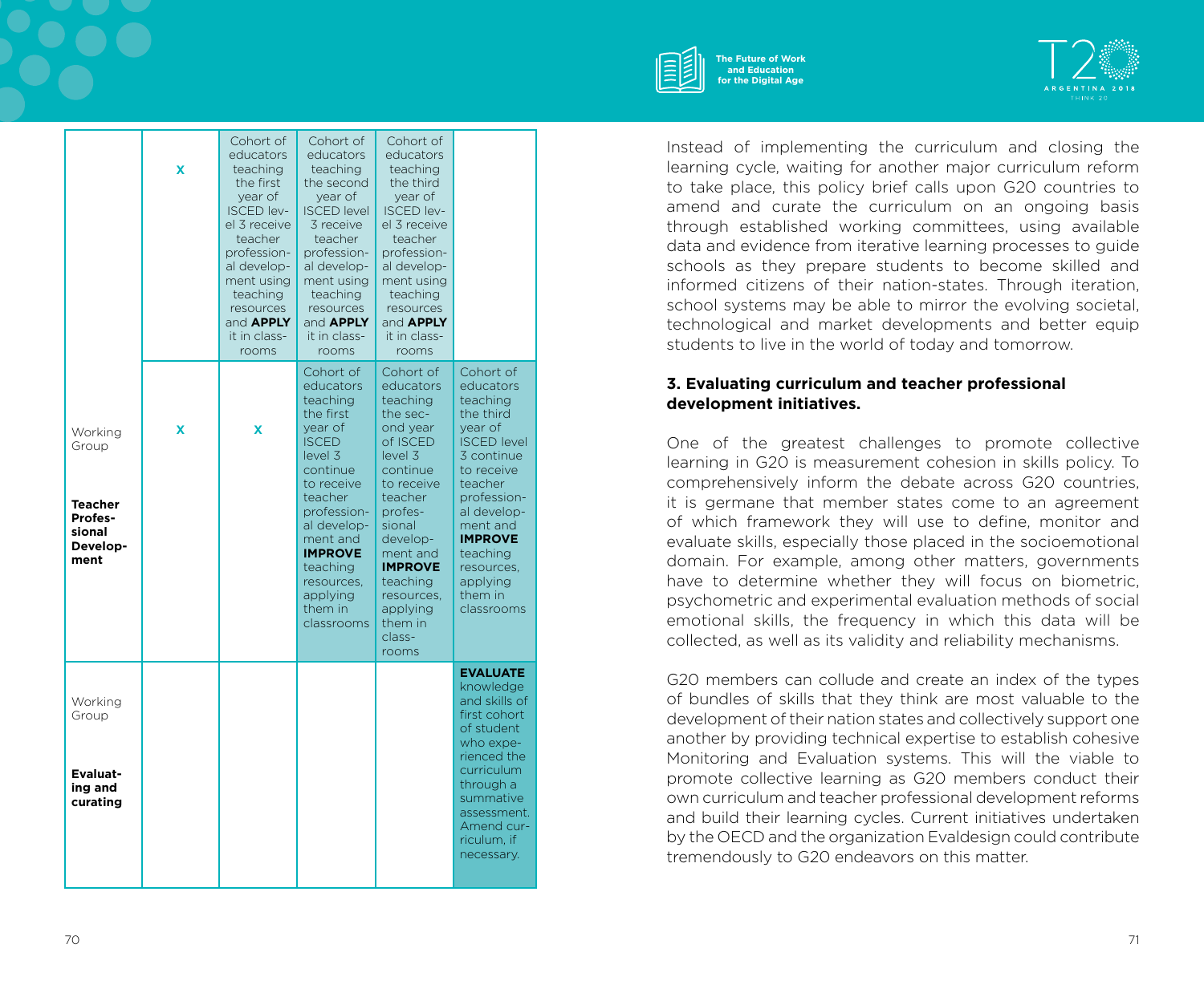| | | | | | |
|---|---|---|---|---|---|
| | X | Cohort of educators teaching the first year of ISCED level 3 receive teacher professional development using teaching resources and **APPLY** it in classrooms | Cohort of educators teaching the second year of ISCED level 3 receive teacher professional development using teaching resources and **APPLY** it in classrooms | Cohort of educators teaching the third year of ISCED level 3 receive teacher professional development using teaching resources and **APPLY** it in classrooms | |
| Working Group **Teacher Professional Development** | X | X | Cohort of educators teaching the first year of ISCED level 3 continue to receive teacher professional development and **IMPROVE** teaching resources, applying them in classrooms | Cohort of educators teaching the second year of ISCED level 3 continue to receive teacher professional development and **IMPROVE** teaching resources, applying them in classrooms | Cohort of educators teaching the third year of ISCED level 3 continue to receive teacher professional development and **IMPROVE** teaching resources, applying them in classrooms |
| Working Group **Evaluating and curating** | | | | | **EVALUATE** knowledge and skills of first cohort of student who experienced the curriculum through a summative assessment. Amend curriculum, if necessary. |

Instead of implementing the curriculum and closing the learning cycle, waiting for another major curriculum reform to take place, this policy brief calls upon G20 countries to amend and curate the curriculum on an ongoing basis through established working committees, using available data and evidence from iterative learning processes to guide schools as they prepare students to become skilled and informed citizens of their nation-states. Through iteration, school systems may be able to mirror the evolving societal, technological and market developments and better equip students to live in the world of today and tomorrow.

### 3. Evaluating curriculum and teacher professional development initiatives.

One of the greatest challenges to promote collective learning in G20 is measurement cohesion in skills policy. To comprehensively inform the debate across G20 countries, it is germane that member states come to an agreement of which framework they will use to define, monitor and evaluate skills, especially those placed in the socioemotional domain. For example, among other matters, governments have to determine whether they will focus on biometric, psychometric and experimental evaluation methods of social emotional skills, the frequency in which this data will be collected, as well as its validity and reliability mechanisms.

G20 members can collude and create an index of the types of bundles of skills that they think are most valuable to the development of their nation states and collectively support one another by providing technical expertise to establish cohesive Monitoring and Evaluation systems. This will the viable to promote collective learning as G20 members conduct their own curriculum and teacher professional development reforms and build their learning cycles. Current initiatives undertaken by the OECD and the organization Evaldesign could contribute tremendously to G20 endeavors on this matter.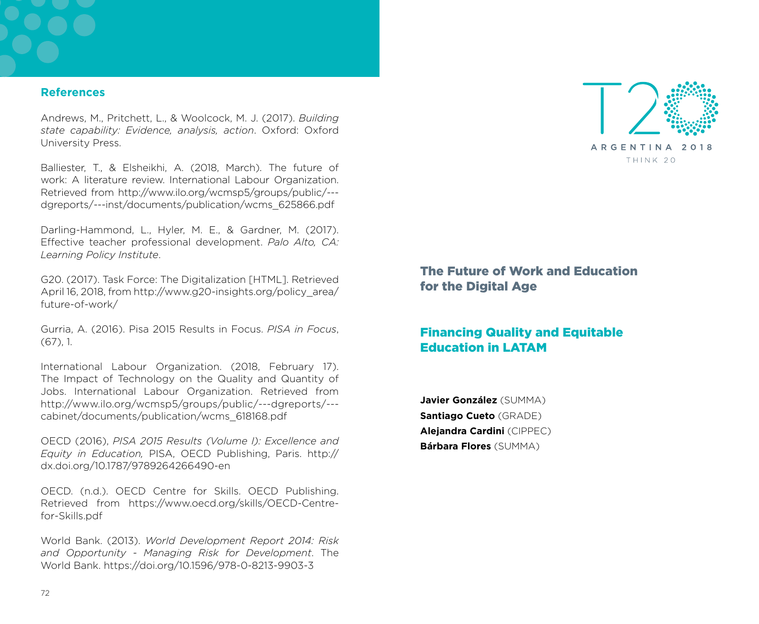## References

Andrews, M., Pritchett, L., & Woolcock, M. J. (2017). *Building state capability: Evidence, analysis, action*. Oxford: Oxford University Press.

Balliester, T., & Elsheikhi, A. (2018, March). The future of work: A literature review. International Labour Organization. Retrieved from http://www.ilo.org/wcmsp5/groups/public/---dgreports/---inst/documents/publication/wcms_625866.pdf

Darling-Hammond, L., Hyler, M. E., & Gardner, M. (2017). Effective teacher professional development. *Palo Alto, CA: Learning Policy Institute*.

G20. (2017). Task Force: The Digitalization [HTML]. Retrieved April 16, 2018, from http://www.g20-insights.org/policy_area/future-of-work/

Gurria, A. (2016). Pisa 2015 Results in Focus. *PISA in Focus*, (67), 1.

International Labour Organization. (2018, February 17). The Impact of Technology on the Quality and Quantity of Jobs. International Labour Organization. Retrieved from http://www.ilo.org/wcmsp5/groups/public/---dgreports/---cabinet/documents/publication/wcms_618168.pdf

OECD (2016), *PISA 2015 Results (Volume I): Excellence and Equity in Education,* PISA, OECD Publishing, Paris. http://dx.doi.org/10.1787/9789264266490-en

OECD. (n.d.). OECD Centre for Skills. OECD Publishing. Retrieved from https://www.oecd.org/skills/OECD-Centre-for-Skills.pdf

World Bank. (2013). *World Development Report 2014: Risk and Opportunity - Managing Risk for Development*. The World Bank. https://doi.org/10.1596/978-0-8213-9903-3

T20 ARGENTINA 2018
THINK 20

## The Future of Work and Education for the Digital Age

# Financing Quality and Equitable Education in LATAM

**Javier González** (SUMMA)
**Santiago Cueto** (GRADE)
**Alejandra Cardini** (CIPPEC)
**Bárbara Flores** (SUMMA)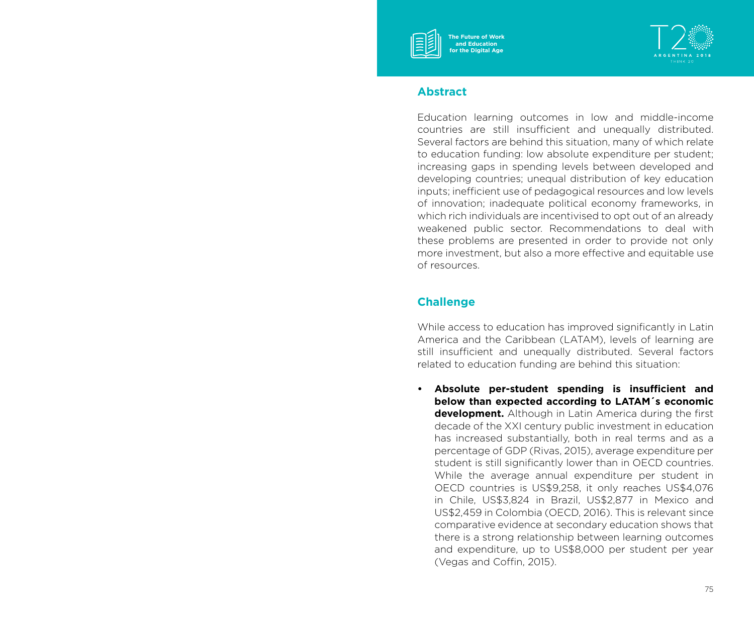## Abstract

Education learning outcomes in low and middle-income countries are still insufficient and unequally distributed. Several factors are behind this situation, many of which relate to education funding: low absolute expenditure per student; increasing gaps in spending levels between developed and developing countries; unequal distribution of key education inputs; inefficient use of pedagogical resources and low levels of innovation; inadequate political economy frameworks, in which rich individuals are incentivised to opt out of an already weakened public sector. Recommendations to deal with these problems are presented in order to provide not only more investment, but also a more effective and equitable use of resources.

## Challenge

While access to education has improved significantly in Latin America and the Caribbean (LATAM), levels of learning are still insufficient and unequally distributed. Several factors related to education funding are behind this situation:

- **Absolute per-student spending is insufficient and below than expected according to LATAM´s economic development.** Although in Latin America during the first decade of the XXI century public investment in education has increased substantially, both in real terms and as a percentage of GDP (Rivas, 2015), average expenditure per student is still significantly lower than in OECD countries. While the average annual expenditure per student in OECD countries is US$9,258, it only reaches US$4,076 in Chile, US$3,824 in Brazil, US$2,877 in Mexico and US$2,459 in Colombia (OECD, 2016). This is relevant since comparative evidence at secondary education shows that there is a strong relationship between learning outcomes and expenditure, up to US$8,000 per student per year (Vegas and Coffin, 2015).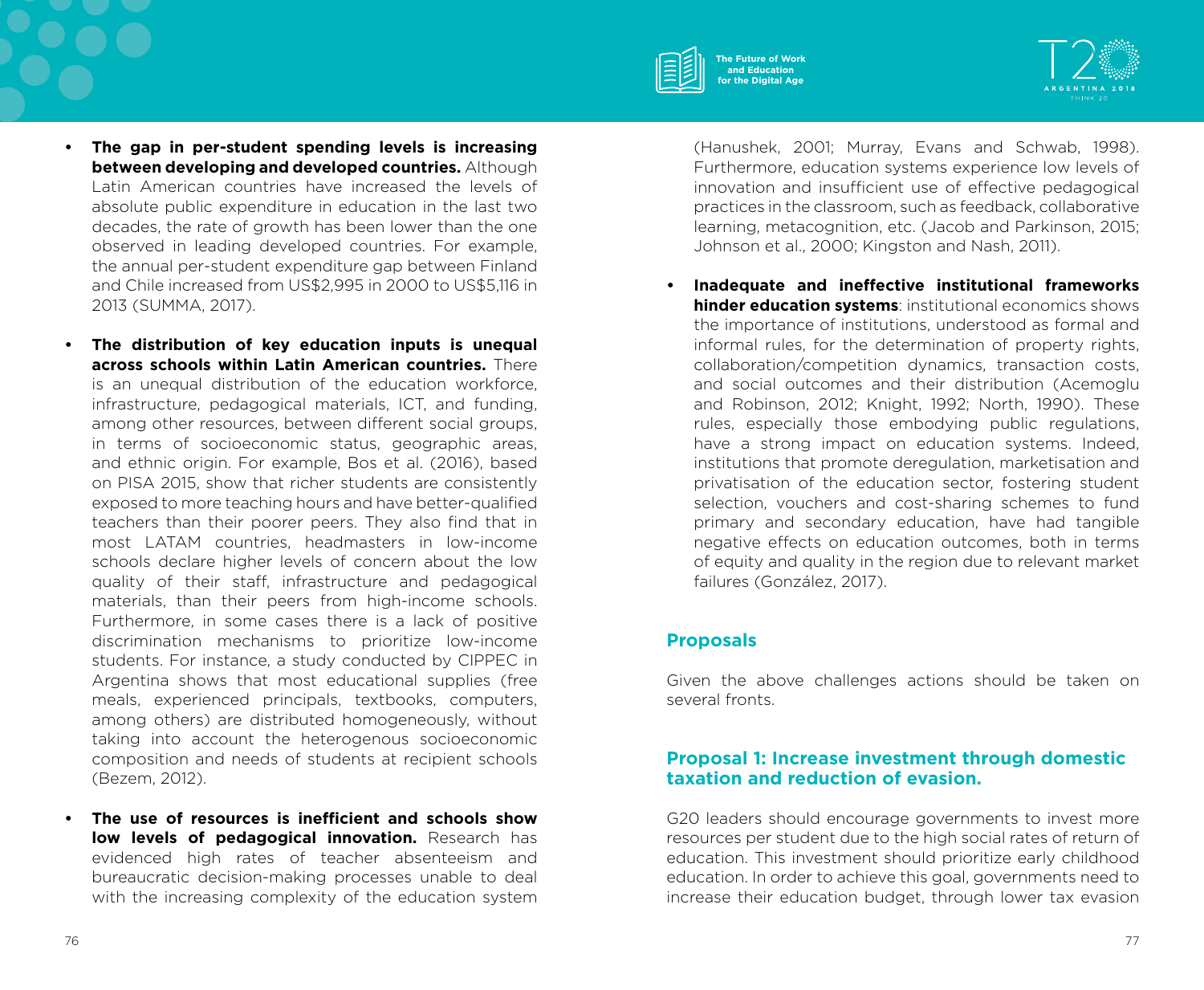- **The gap in per-student spending levels is increasing between developing and developed countries.** Although Latin American countries have increased the levels of absolute public expenditure in education in the last two decades, the rate of growth has been lower than the one observed in leading developed countries. For example, the annual per-student expenditure gap between Finland and Chile increased from US$2,995 in 2000 to US$5,116 in 2013 (SUMMA, 2017).

- **The distribution of key education inputs is unequal across schools within Latin American countries.** There is an unequal distribution of the education workforce, infrastructure, pedagogical materials, ICT, and funding, among other resources, between different social groups, in terms of socioeconomic status, geographic areas, and ethnic origin. For example, Bos et al. (2016), based on PISA 2015, show that richer students are consistently exposed to more teaching hours and have better-qualified teachers than their poorer peers. They also find that in most LATAM countries, headmasters in low-income schools declare higher levels of concern about the low quality of their staff, infrastructure and pedagogical materials, than their peers from high-income schools. Furthermore, in some cases there is a lack of positive discrimination mechanisms to prioritize low-income students. For instance, a study conducted by CIPPEC in Argentina shows that most educational supplies (free meals, experienced principals, textbooks, computers, among others) are distributed homogeneously, without taking into account the heterogenous socioeconomic composition and needs of students at recipient schools (Bezem, 2012).

- **The use of resources is inefficient and schools show low levels of pedagogical innovation.** Research has evidenced high rates of teacher absenteeism and bureaucratic decision-making processes unable to deal with the increasing complexity of the education system (Hanushek, 2001; Murray, Evans and Schwab, 1998). Furthermore, education systems experience low levels of innovation and insufficient use of effective pedagogical practices in the classroom, such as feedback, collaborative learning, metacognition, etc. (Jacob and Parkinson, 2015; Johnson et al., 2000; Kingston and Nash, 2011).

- **Inadequate and ineffective institutional frameworks hinder education systems**: institutional economics shows the importance of institutions, understood as formal and informal rules, for the determination of property rights, collaboration/competition dynamics, transaction costs, and social outcomes and their distribution (Acemoglu and Robinson, 2012; Knight, 1992; North, 1990). These rules, especially those embodying public regulations, have a strong impact on education systems. Indeed, institutions that promote deregulation, marketisation and privatisation of the education sector, fostering student selection, vouchers and cost-sharing schemes to fund primary and secondary education, have had tangible negative effects on education outcomes, both in terms of equity and quality in the region due to relevant market failures (González, 2017).

## Proposals

Given the above challenges actions should be taken on several fronts.

### Proposal 1: Increase investment through domestic taxation and reduction of evasion.

G20 leaders should encourage governments to invest more resources per student due to the high social rates of return of education. This investment should prioritize early childhood education. In order to achieve this goal, governments need to increase their education budget, through lower tax evasion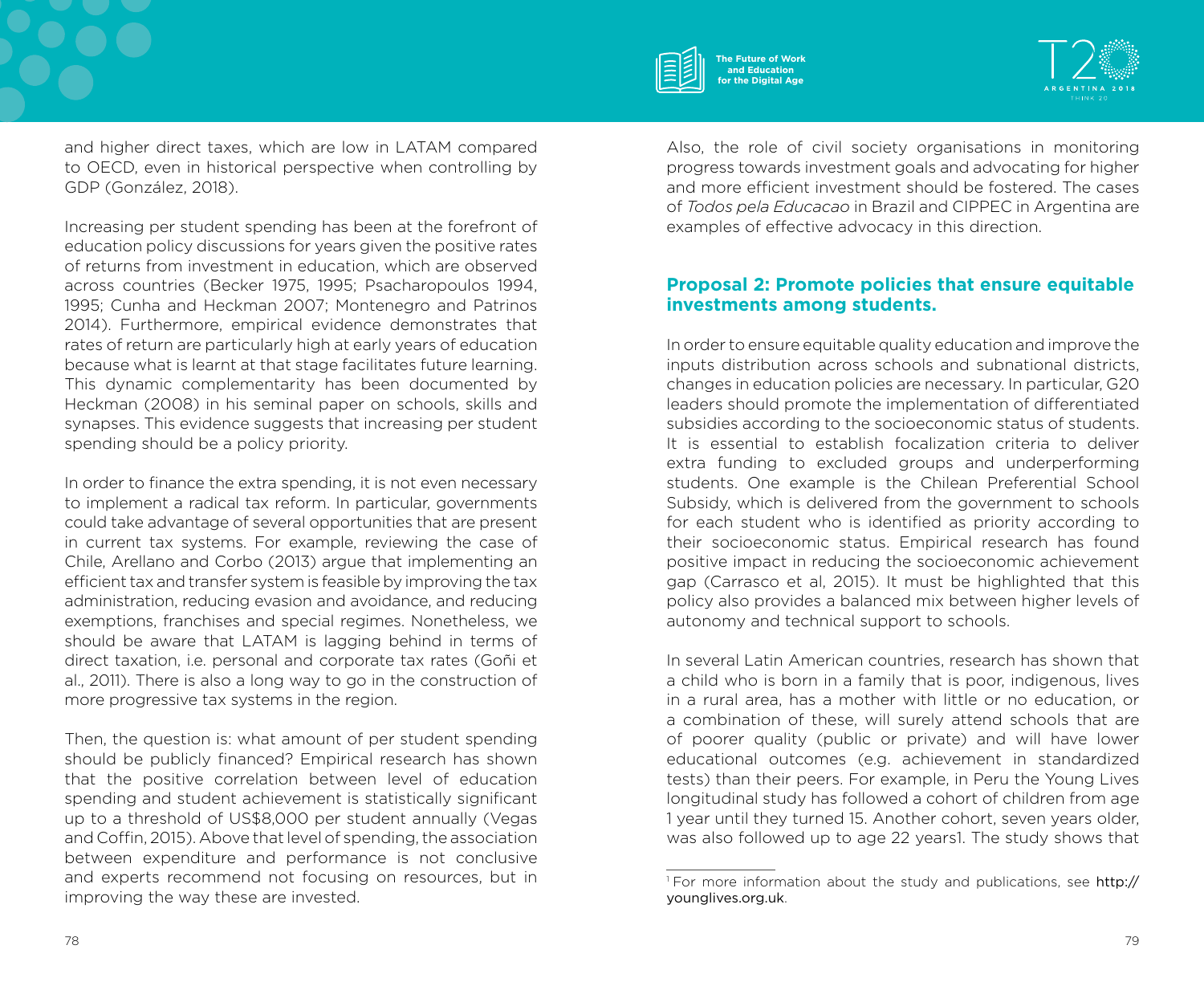and higher direct taxes, which are low in LATAM compared to OECD, even in historical perspective when controlling by GDP (González, 2018).

Increasing per student spending has been at the forefront of education policy discussions for years given the positive rates of returns from investment in education, which are observed across countries (Becker 1975, 1995; Psacharopoulos 1994, 1995; Cunha and Heckman 2007; Montenegro and Patrinos 2014). Furthermore, empirical evidence demonstrates that rates of return are particularly high at early years of education because what is learnt at that stage facilitates future learning. This dynamic complementarity has been documented by Heckman (2008) in his seminal paper on schools, skills and synapses. This evidence suggests that increasing per student spending should be a policy priority.

In order to finance the extra spending, it is not even necessary to implement a radical tax reform. In particular, governments could take advantage of several opportunities that are present in current tax systems. For example, reviewing the case of Chile, Arellano and Corbo (2013) argue that implementing an efficient tax and transfer system is feasible by improving the tax administration, reducing evasion and avoidance, and reducing exemptions, franchises and special regimes. Nonetheless, we should be aware that LATAM is lagging behind in terms of direct taxation, i.e. personal and corporate tax rates (Goñi et al., 2011). There is also a long way to go in the construction of more progressive tax systems in the region.

Then, the question is: what amount of per student spending should be publicly financed? Empirical research has shown that the positive correlation between level of education spending and student achievement is statistically significant up to a threshold of US$8,000 per student annually (Vegas and Coffin, 2015). Above that level of spending, the association between expenditure and performance is not conclusive and experts recommend not focusing on resources, but in improving the way these are invested.

Also, the role of civil society organisations in monitoring progress towards investment goals and advocating for higher and more efficient investment should be fostered. The cases of *Todos pela Educacao* in Brazil and CIPPEC in Argentina are examples of effective advocacy in this direction.

## Proposal 2: Promote policies that ensure equitable investments among students.

In order to ensure equitable quality education and improve the inputs distribution across schools and subnational districts, changes in education policies are necessary. In particular, G20 leaders should promote the implementation of differentiated subsidies according to the socioeconomic status of students. It is essential to establish focalization criteria to deliver extra funding to excluded groups and underperforming students. One example is the Chilean Preferential School Subsidy, which is delivered from the government to schools for each student who is identified as priority according to their socioeconomic status. Empirical research has found positive impact in reducing the socioeconomic achievement gap (Carrasco et al, 2015). It must be highlighted that this policy also provides a balanced mix between higher levels of autonomy and technical support to schools.

In several Latin American countries, research has shown that a child who is born in a family that is poor, indigenous, lives in a rural area, has a mother with little or no education, or a combination of these, will surely attend schools that are of poorer quality (public or private) and will have lower educational outcomes (e.g. achievement in standardized tests) than their peers. For example, in Peru the Young Lives longitudinal study has followed a cohort of children from age 1 year until they turned 15. Another cohort, seven years older, was also followed up to age 22 years[1]. The study shows that

[1] For more information about the study and publications, see http://younglives.org.uk.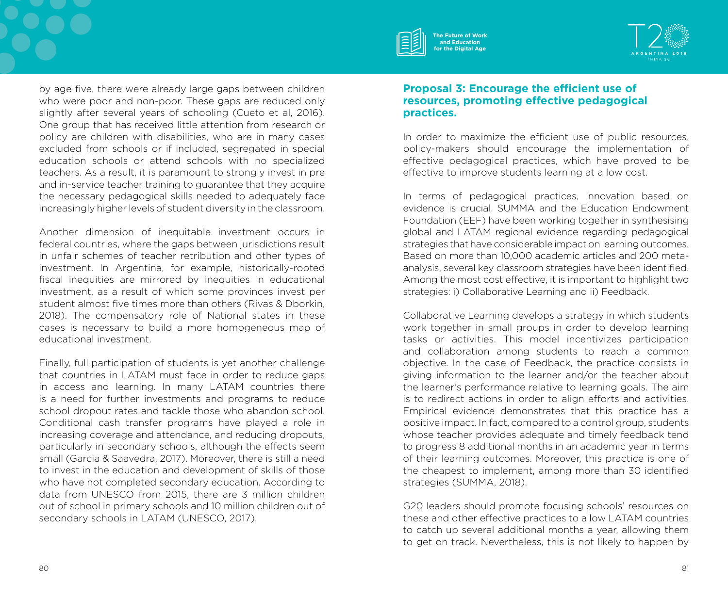by age five, there were already large gaps between children who were poor and non-poor. These gaps are reduced only slightly after several years of schooling (Cueto et al, 2016). One group that has received little attention from research or policy are children with disabilities, who are in many cases excluded from schools or if included, segregated in special education schools or attend schools with no specialized teachers. As a result, it is paramount to strongly invest in pre and in-service teacher training to guarantee that they acquire the necessary pedagogical skills needed to adequately face increasingly higher levels of student diversity in the classroom.

Another dimension of inequitable investment occurs in federal countries, where the gaps between jurisdictions result in unfair schemes of teacher retribution and other types of investment. In Argentina, for example, historically-rooted fiscal inequities are mirrored by inequities in educational investment, as a result of which some provinces invest per student almost five times more than others (Rivas & Dborkin, 2018). The compensatory role of National states in these cases is necessary to build a more homogeneous map of educational investment.

Finally, full participation of students is yet another challenge that countries in LATAM must face in order to reduce gaps in access and learning. In many LATAM countries there is a need for further investments and programs to reduce school dropout rates and tackle those who abandon school. Conditional cash transfer programs have played a role in increasing coverage and attendance, and reducing dropouts, particularly in secondary schools, although the effects seem small (Garcia & Saavedra, 2017). Moreover, there is still a need to invest in the education and development of skills of those who have not completed secondary education. According to data from UNESCO from 2015, there are 3 million children out of school in primary schools and 10 million children out of secondary schools in LATAM (UNESCO, 2017).

## Proposal 3: Encourage the efficient use of resources, promoting effective pedagogical practices.

In order to maximize the efficient use of public resources, policy-makers should encourage the implementation of effective pedagogical practices, which have proved to be effective to improve students learning at a low cost.

In terms of pedagogical practices, innovation based on evidence is crucial. SUMMA and the Education Endowment Foundation (EEF) have been working together in synthesising global and LATAM regional evidence regarding pedagogical strategies that have considerable impact on learning outcomes. Based on more than 10,000 academic articles and 200 meta-analysis, several key classroom strategies have been identified. Among the most cost effective, it is important to highlight two strategies: i) Collaborative Learning and ii) Feedback.

Collaborative Learning develops a strategy in which students work together in small groups in order to develop learning tasks or activities. This model incentivizes participation and collaboration among students to reach a common objective. In the case of Feedback, the practice consists in giving information to the learner and/or the teacher about the learner's performance relative to learning goals. The aim is to redirect actions in order to align efforts and activities. Empirical evidence demonstrates that this practice has a positive impact. In fact, compared to a control group, students whose teacher provides adequate and timely feedback tend to progress 8 additional months in an academic year in terms of their learning outcomes. Moreover, this practice is one of the cheapest to implement, among more than 30 identified strategies (SUMMA, 2018).

G20 leaders should promote focusing schools' resources on these and other effective practices to allow LATAM countries to catch up several additional months a year, allowing them to get on track. Nevertheless, this is not likely to happen by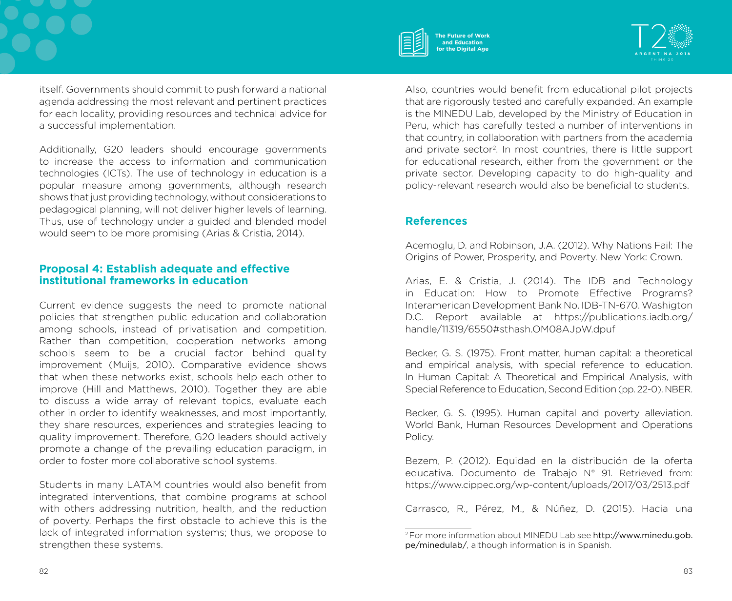itself. Governments should commit to push forward a national agenda addressing the most relevant and pertinent practices for each locality, providing resources and technical advice for a successful implementation.

Additionally, G20 leaders should encourage governments to increase the access to information and communication technologies (ICTs). The use of technology in education is a popular measure among governments, although research shows that just providing technology, without considerations to pedagogical planning, will not deliver higher levels of learning. Thus, use of technology under a guided and blended model would seem to be more promising (Arias & Cristia, 2014).

## Proposal 4: Establish adequate and effective institutional frameworks in education

Current evidence suggests the need to promote national policies that strengthen public education and collaboration among schools, instead of privatisation and competition. Rather than competition, cooperation networks among schools seem to be a crucial factor behind quality improvement (Muijs, 2010). Comparative evidence shows that when these networks exist, schools help each other to improve (Hill and Matthews, 2010). Together they are able to discuss a wide array of relevant topics, evaluate each other in order to identify weaknesses, and most importantly, they share resources, experiences and strategies leading to quality improvement. Therefore, G20 leaders should actively promote a change of the prevailing education paradigm, in order to foster more collaborative school systems.

Students in many LATAM countries would also benefit from integrated interventions, that combine programs at school with others addressing nutrition, health, and the reduction of poverty. Perhaps the first obstacle to achieve this is the lack of integrated information systems; thus, we propose to strengthen these systems.

Also, countries would benefit from educational pilot projects that are rigorously tested and carefully expanded. An example is the MINEDU Lab, developed by the Ministry of Education in Peru, which has carefully tested a number of interventions in that country, in collaboration with partners from the academia and private sector[2]. In most countries, there is little support for educational research, either from the government or the private sector. Developing capacity to do high-quality and policy-relevant research would also be beneficial to students.

## References

Acemoglu, D. and Robinson, J.A. (2012). Why Nations Fail: The Origins of Power, Prosperity, and Poverty. New York: Crown.

Arias, E. & Cristia, J. (2014). The IDB and Technology in Education: How to Promote Effective Programs? Interamerican Development Bank No. IDB-TN-670. Washigton D.C. Report available at https://publications.iadb.org/handle/11319/6550#sthash.OM08AJpW.dpuf

Becker, G. S. (1975). Front matter, human capital: a theoretical and empirical analysis, with special reference to education. In Human Capital: A Theoretical and Empirical Analysis, with Special Reference to Education, Second Edition (pp. 22-0). NBER.

Becker, G. S. (1995). Human capital and poverty alleviation. World Bank, Human Resources Development and Operations Policy.

Bezem, P. (2012). Equidad en la distribución de la oferta educativa. Documento de Trabajo N° 91. Retrieved from: https://www.cippec.org/wp-content/uploads/2017/03/2513.pdf

Carrasco, R., Pérez, M., & Núñez, D. (2015). Hacia una

[2] For more information about MINEDU Lab see http://www.minedu.gob.pe/minedulab/, although information is in Spanish.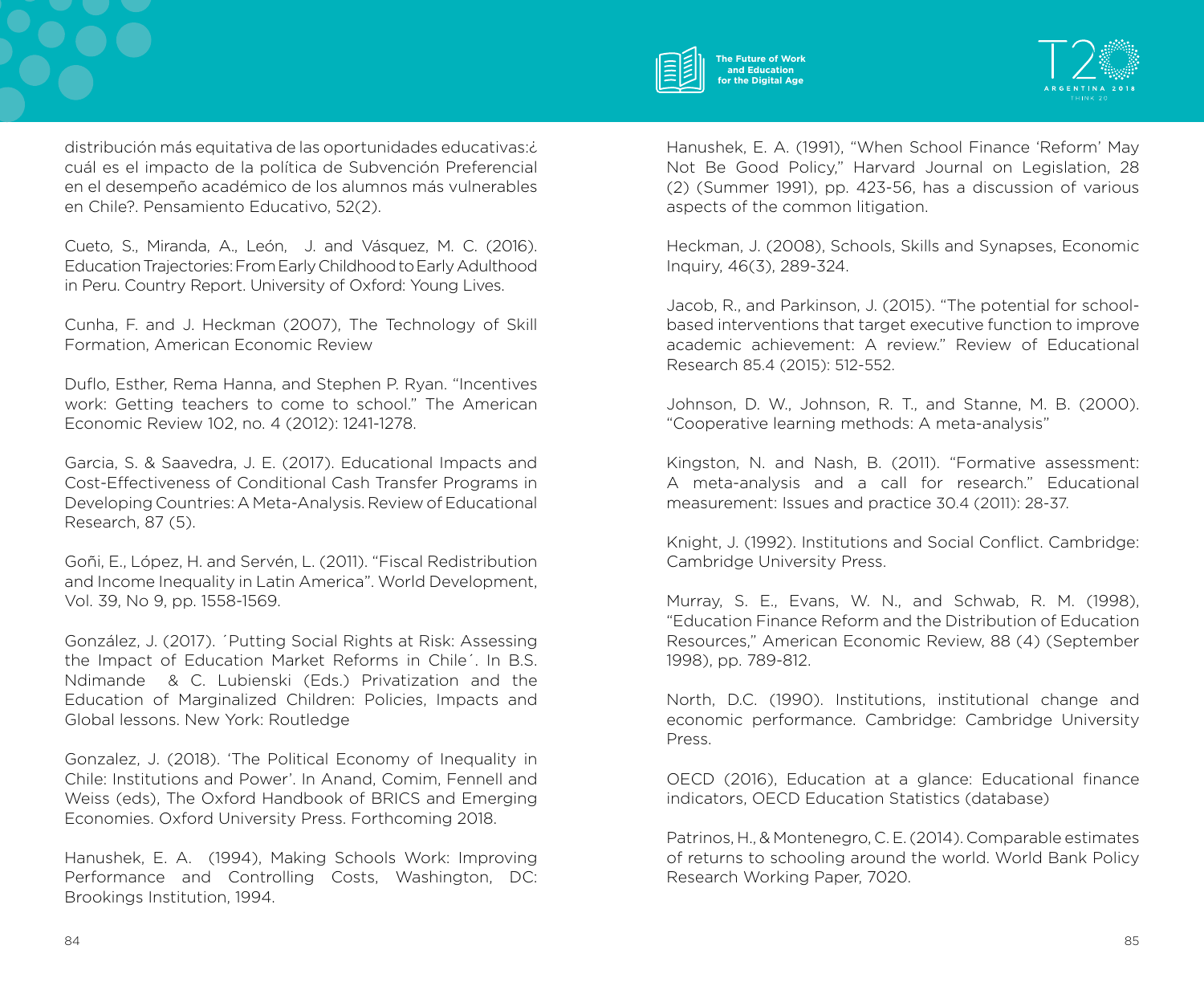distribución más equitativa de las oportunidades educativas:¿ cuál es el impacto de la política de Subvención Preferencial en el desempeño académico de los alumnos más vulnerables en Chile?. Pensamiento Educativo, 52(2).

Cueto, S., Miranda, A., León, J. and Vásquez, M. C. (2016). Education Trajectories: From Early Childhood to Early Adulthood in Peru. Country Report. University of Oxford: Young Lives.

Cunha, F. and J. Heckman (2007), The Technology of Skill Formation, American Economic Review

Duflo, Esther, Rema Hanna, and Stephen P. Ryan. "Incentives work: Getting teachers to come to school." The American Economic Review 102, no. 4 (2012): 1241-1278.

Garcia, S. & Saavedra, J. E. (2017). Educational Impacts and Cost-Effectiveness of Conditional Cash Transfer Programs in Developing Countries: A Meta-Analysis. Review of Educational Research, 87 (5).

Goñi, E., López, H. and Servén, L. (2011). "Fiscal Redistribution and Income Inequality in Latin America". World Development, Vol. 39, No 9, pp. 1558-1569.

González, J. (2017). ´Putting Social Rights at Risk: Assessing the Impact of Education Market Reforms in Chile´. In B.S. Ndimande & C. Lubienski (Eds.) Privatization and the Education of Marginalized Children: Policies, Impacts and Global lessons. New York: Routledge

Gonzalez, J. (2018). 'The Political Economy of Inequality in Chile: Institutions and Power'. In Anand, Comim, Fennell and Weiss (eds), The Oxford Handbook of BRICS and Emerging Economies. Oxford University Press. Forthcoming 2018.

Hanushek, E. A. (1994), Making Schools Work: Improving Performance and Controlling Costs, Washington, DC: Brookings Institution, 1994.

Hanushek, E. A. (1991), "When School Finance 'Reform' May Not Be Good Policy," Harvard Journal on Legislation, 28 (2) (Summer 1991), pp. 423-56, has a discussion of various aspects of the common litigation.

Heckman, J. (2008), Schools, Skills and Synapses, Economic Inquiry, 46(3), 289-324.

Jacob, R., and Parkinson, J. (2015). "The potential for school-based interventions that target executive function to improve academic achievement: A review." Review of Educational Research 85.4 (2015): 512-552.

Johnson, D. W., Johnson, R. T., and Stanne, M. B. (2000). "Cooperative learning methods: A meta-analysis"

Kingston, N. and Nash, B. (2011). "Formative assessment: A meta-analysis and a call for research." Educational measurement: Issues and practice 30.4 (2011): 28-37.

Knight, J. (1992). Institutions and Social Conflict. Cambridge: Cambridge University Press.

Murray, S. E., Evans, W. N., and Schwab, R. M. (1998), "Education Finance Reform and the Distribution of Education Resources," American Economic Review, 88 (4) (September 1998), pp. 789-812.

North, D.C. (1990). Institutions, institutional change and economic performance. Cambridge: Cambridge University Press.

OECD (2016), Education at a glance: Educational finance indicators, OECD Education Statistics (database)

Patrinos, H., & Montenegro, C. E. (2014). Comparable estimates of returns to schooling around the world. World Bank Policy Research Working Paper, 7020.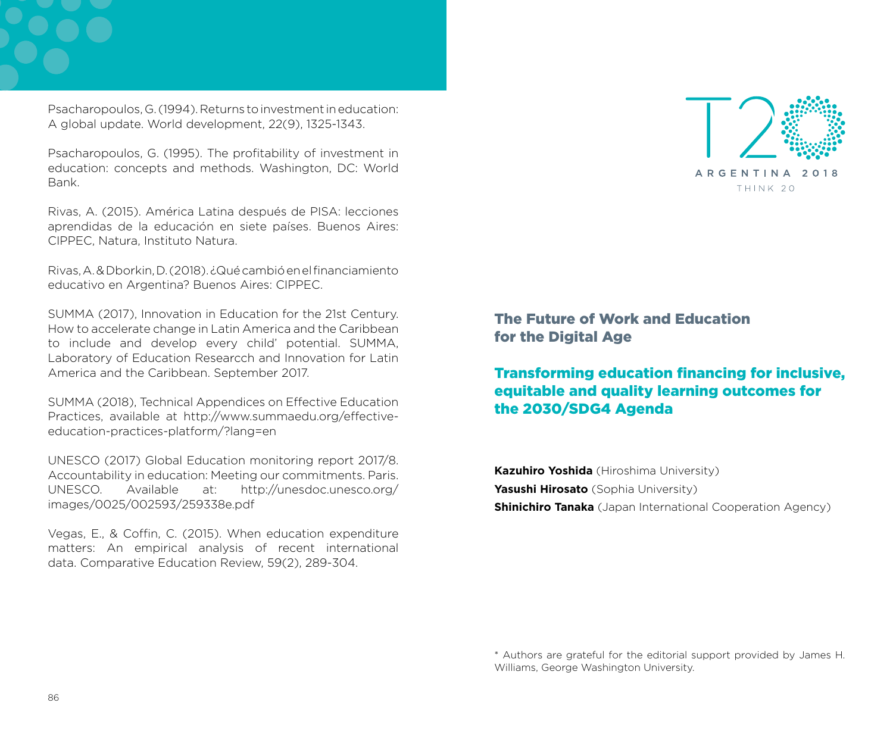Psacharopoulos, G. (1994). Returns to investment in education: A global update. World development, 22(9), 1325-1343.

Psacharopoulos, G. (1995). The profitability of investment in education: concepts and methods. Washington, DC: World Bank.

Rivas, A. (2015). América Latina después de PISA: lecciones aprendidas de la educación en siete países. Buenos Aires: CIPPEC, Natura, Instituto Natura.

Rivas, A. & Dborkin, D. (2018). ¿Qué cambió en el financiamiento educativo en Argentina? Buenos Aires: CIPPEC.

SUMMA (2017), Innovation in Education for the 21st Century. How to accelerate change in Latin America and the Caribbean to include and develop every child' potential. SUMMA, Laboratory of Education Researcch and Innovation for Latin America and the Caribbean. September 2017.

SUMMA (2018), Technical Appendices on Effective Education Practices, available at http://www.summaedu.org/effective-education-practices-platform/?lang=en

UNESCO (2017) Global Education monitoring report 2017/8. Accountability in education: Meeting our commitments. Paris. UNESCO. Available at: http://unesdoc.unesco.org/images/0025/002593/259338e.pdf

Vegas, E., & Coffin, C. (2015). When education expenditure matters: An empirical analysis of recent international data. Comparative Education Review, 59(2), 289-304.

T20 ARGENTINA 2018
THINK 20

## The Future of Work and Education for the Digital Age

# Transforming education financing for inclusive, equitable and quality learning outcomes for the 2030/SDG4 Agenda

**Kazuhiro Yoshida** (Hiroshima University)
**Yasushi Hirosato** (Sophia University)
**Shinichiro Tanaka** (Japan International Cooperation Agency)

* Authors are grateful for the editorial support provided by James H. Williams, George Washington University.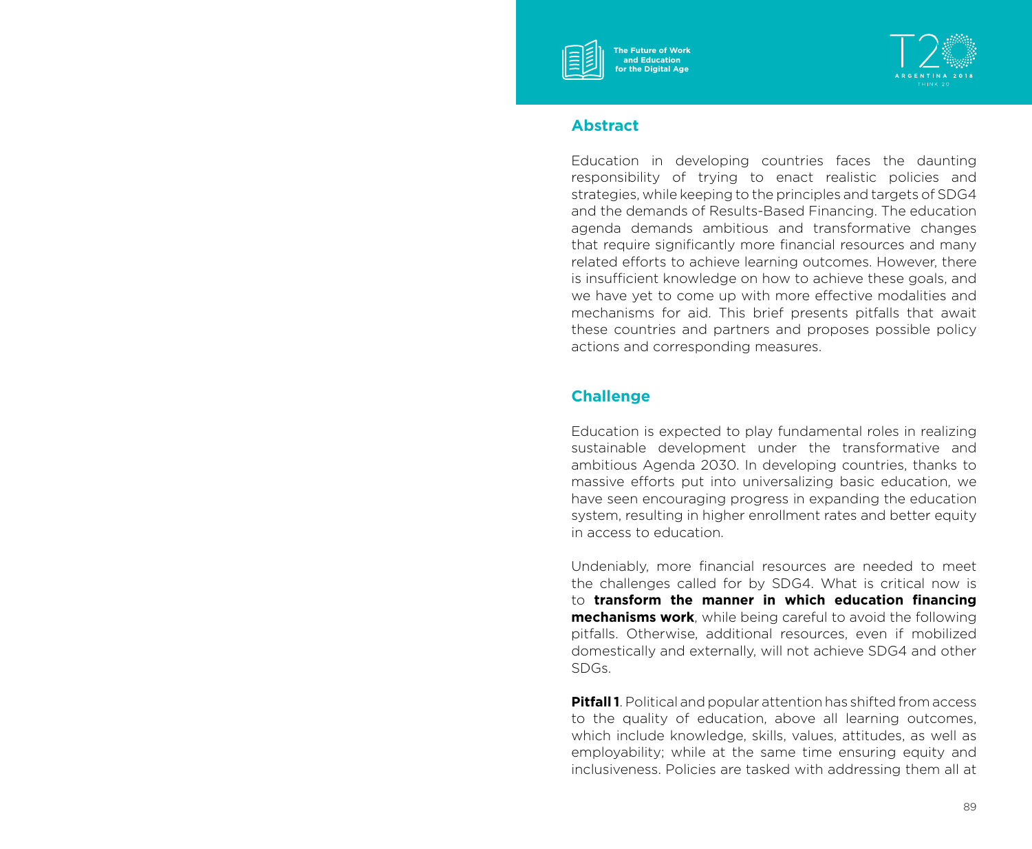## Abstract

Education in developing countries faces the daunting responsibility of trying to enact realistic policies and strategies, while keeping to the principles and targets of SDG4 and the demands of Results-Based Financing. The education agenda demands ambitious and transformative changes that require significantly more financial resources and many related efforts to achieve learning outcomes. However, there is insufficient knowledge on how to achieve these goals, and we have yet to come up with more effective modalities and mechanisms for aid. This brief presents pitfalls that await these countries and partners and proposes possible policy actions and corresponding measures.

## Challenge

Education is expected to play fundamental roles in realizing sustainable development under the transformative and ambitious Agenda 2030. In developing countries, thanks to massive efforts put into universalizing basic education, we have seen encouraging progress in expanding the education system, resulting in higher enrollment rates and better equity in access to education.

Undeniably, more financial resources are needed to meet the challenges called for by SDG4. What is critical now is to **transform the manner in which education financing mechanisms work**, while being careful to avoid the following pitfalls. Otherwise, additional resources, even if mobilized domestically and externally, will not achieve SDG4 and other SDGs.

**Pitfall 1**. Political and popular attention has shifted from access to the quality of education, above all learning outcomes, which include knowledge, skills, values, attitudes, as well as employability; while at the same time ensuring equity and inclusiveness. Policies are tasked with addressing them all at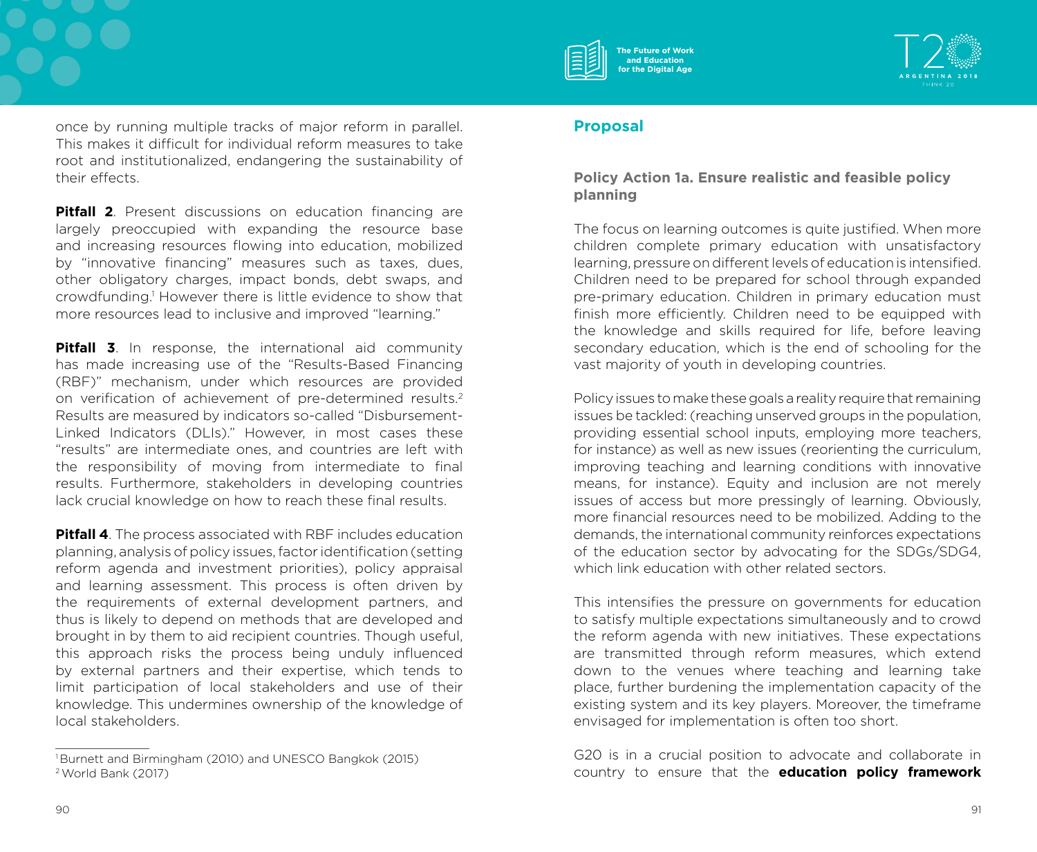once by running multiple tracks of major reform in parallel. This makes it difficult for individual reform measures to take root and institutionalized, endangering the sustainability of their effects.

**Pitfall 2**. Present discussions on education financing are largely preoccupied with expanding the resource base and increasing resources flowing into education, mobilized by "innovative financing" measures such as taxes, dues, other obligatory charges, impact bonds, debt swaps, and crowdfunding.[1] However there is little evidence to show that more resources lead to inclusive and improved "learning."

**Pitfall 3**. In response, the international aid community has made increasing use of the "Results-Based Financing (RBF)" mechanism, under which resources are provided on verification of achievement of pre-determined results.[2] Results are measured by indicators so-called "Disbursement-Linked Indicators (DLIs)." However, in most cases these "results" are intermediate ones, and countries are left with the responsibility of moving from intermediate to final results. Furthermore, stakeholders in developing countries lack crucial knowledge on how to reach these final results.

**Pitfall 4**. The process associated with RBF includes education planning, analysis of policy issues, factor identification (setting reform agenda and investment priorities), policy appraisal and learning assessment. This process is often driven by the requirements of external development partners, and thus is likely to depend on methods that are developed and brought in by them to aid recipient countries. Though useful, this approach risks the process being unduly influenced by external partners and their expertise, which tends to limit participation of local stakeholders and use of their knowledge. This undermines ownership of the knowledge of local stakeholders.

[1] Burnett and Birmingham (2010) and UNESCO Bangkok (2015)
[2] World Bank (2017)

## Proposal

### Policy Action 1a. Ensure realistic and feasible policy planning

The focus on learning outcomes is quite justified. When more children complete primary education with unsatisfactory learning, pressure on different levels of education is intensified. Children need to be prepared for school through expanded pre-primary education. Children in primary education must finish more efficiently. Children need to be equipped with the knowledge and skills required for life, before leaving secondary education, which is the end of schooling for the vast majority of youth in developing countries.

Policy issues to make these goals a reality require that remaining issues be tackled: (reaching unserved groups in the population, providing essential school inputs, employing more teachers, for instance) as well as new issues (reorienting the curriculum, improving teaching and learning conditions with innovative means, for instance). Equity and inclusion are not merely issues of access but more pressingly of learning. Obviously, more financial resources need to be mobilized. Adding to the demands, the international community reinforces expectations of the education sector by advocating for the SDGs/SDG4, which link education with other related sectors.

This intensifies the pressure on governments for education to satisfy multiple expectations simultaneously and to crowd the reform agenda with new initiatives. These expectations are transmitted through reform measures, which extend down to the venues where teaching and learning take place, further burdening the implementation capacity of the existing system and its key players. Moreover, the timeframe envisaged for implementation is often too short.

G20 is in a crucial position to advocate and collaborate in country to ensure that the **education policy framework**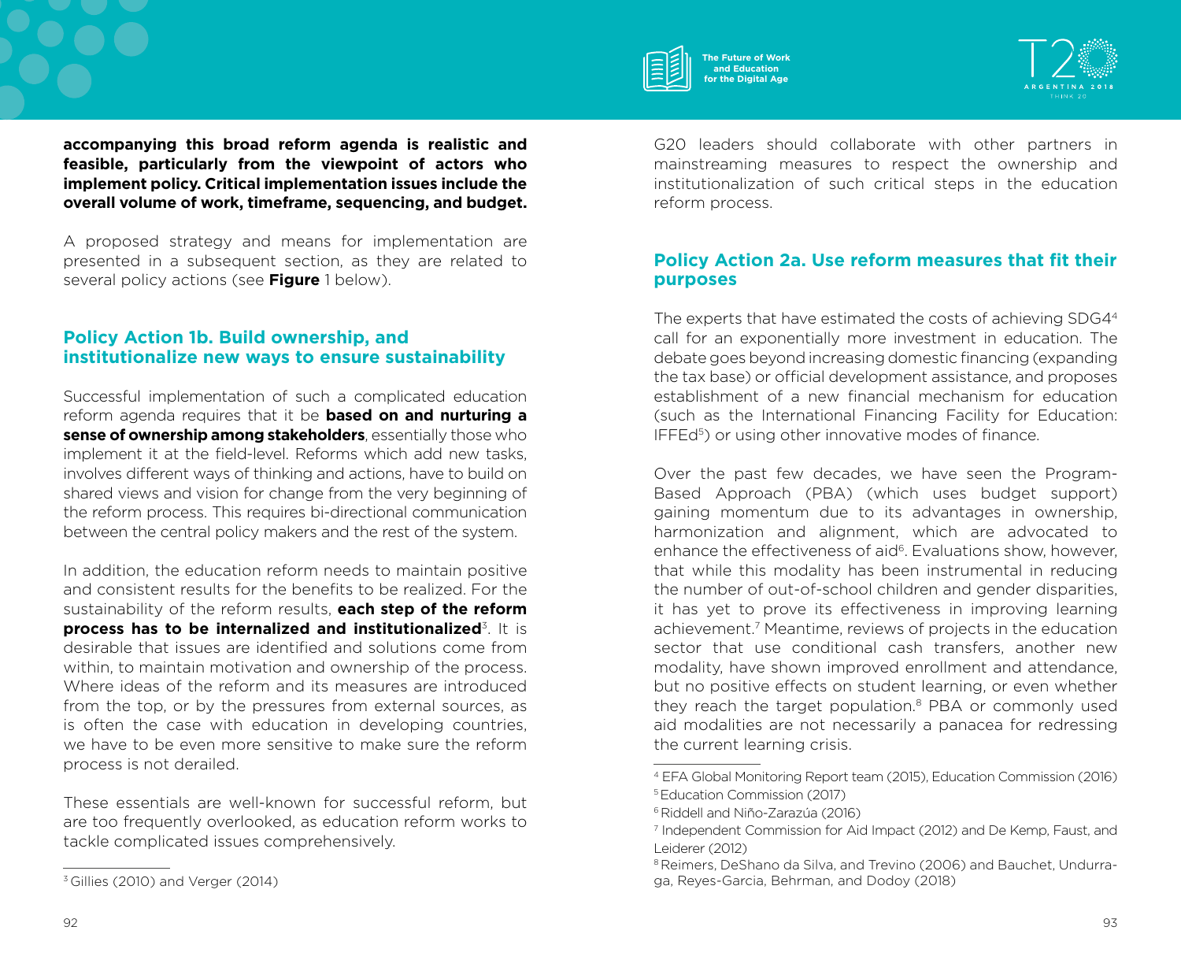**accompanying this broad reform agenda is realistic and feasible, particularly from the viewpoint of actors who implement policy. Critical implementation issues include the overall volume of work, timeframe, sequencing, and budget.**

A proposed strategy and means for implementation are presented in a subsequent section, as they are related to several policy actions (see **Figure** 1 below).

## Policy Action 1b. Build ownership, and institutionalize new ways to ensure sustainability

Successful implementation of such a complicated education reform agenda requires that it be **based on and nurturing a sense of ownership among stakeholders**, essentially those who implement it at the field-level. Reforms which add new tasks, involves different ways of thinking and actions, have to build on shared views and vision for change from the very beginning of the reform process. This requires bi-directional communication between the central policy makers and the rest of the system.

In addition, the education reform needs to maintain positive and consistent results for the benefits to be realized. For the sustainability of the reform results, **each step of the reform process has to be internalized and institutionalized**[3]. It is desirable that issues are identified and solutions come from within, to maintain motivation and ownership of the process. Where ideas of the reform and its measures are introduced from the top, or by the pressures from external sources, as is often the case with education in developing countries, we have to be even more sensitive to make sure the reform process is not derailed.

These essentials are well-known for successful reform, but are too frequently overlooked, as education reform works to tackle complicated issues comprehensively.

[3] Gillies (2010) and Verger (2014)

G20 leaders should collaborate with other partners in mainstreaming measures to respect the ownership and institutionalization of such critical steps in the education reform process.

## Policy Action 2a. Use reform measures that fit their purposes

The experts that have estimated the costs of achieving SDG4[4] call for an exponentially more investment in education. The debate goes beyond increasing domestic financing (expanding the tax base) or official development assistance, and proposes establishment of a new financial mechanism for education (such as the International Financing Facility for Education: IFFEd[5]) or using other innovative modes of finance.

Over the past few decades, we have seen the Program-Based Approach (PBA) (which uses budget support) gaining momentum due to its advantages in ownership, harmonization and alignment, which are advocated to enhance the effectiveness of aid[6]. Evaluations show, however, that while this modality has been instrumental in reducing the number of out-of-school children and gender disparities, it has yet to prove its effectiveness in improving learning achievement.[7] Meantime, reviews of projects in the education sector that use conditional cash transfers, another new modality, have shown improved enrollment and attendance, but no positive effects on student learning, or even whether they reach the target population.[8] PBA or commonly used aid modalities are not necessarily a panacea for redressing the current learning crisis.

[4] EFA Global Monitoring Report team (2015), Education Commission (2016)

[5] Education Commission (2017)

[6] Riddell and Niño-Zarazúa (2016)

[7] Independent Commission for Aid Impact (2012) and De Kemp, Faust, and Leiderer (2012)

[8] Reimers, DeShano da Silva, and Trevino (2006) and Bauchet, Undurraga, Reyes-Garcia, Behrman, and Dodoy (2018)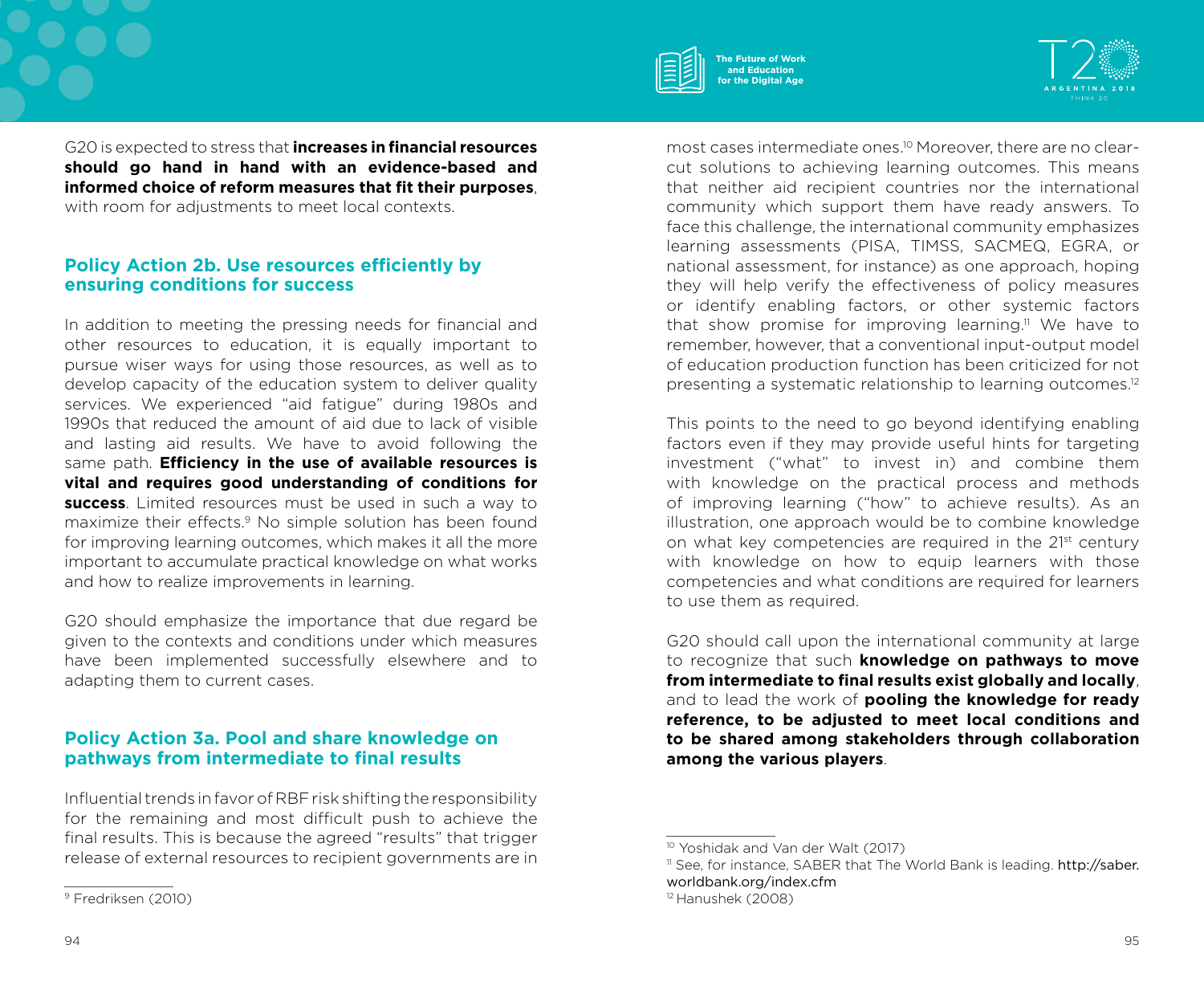G20 is expected to stress that **increases in financial resources should go hand in hand with an evidence-based and informed choice of reform measures that fit their purposes**, with room for adjustments to meet local contexts.

### Policy Action 2b. Use resources efficiently by ensuring conditions for success

In addition to meeting the pressing needs for financial and other resources to education, it is equally important to pursue wiser ways for using those resources, as well as to develop capacity of the education system to deliver quality services. We experienced "aid fatigue" during 1980s and 1990s that reduced the amount of aid due to lack of visible and lasting aid results. We have to avoid following the same path. **Efficiency in the use of available resources is vital and requires good understanding of conditions for success**. Limited resources must be used in such a way to maximize their effects.[9] No simple solution has been found for improving learning outcomes, which makes it all the more important to accumulate practical knowledge on what works and how to realize improvements in learning.

G20 should emphasize the importance that due regard be given to the contexts and conditions under which measures have been implemented successfully elsewhere and to adapting them to current cases.

### Policy Action 3a. Pool and share knowledge on pathways from intermediate to final results

Influential trends in favor of RBF risk shifting the responsibility for the remaining and most difficult push to achieve the final results. This is because the agreed "results" that trigger release of external resources to recipient governments are in most cases intermediate ones.[10] Moreover, there are no clear-cut solutions to achieving learning outcomes. This means that neither aid recipient countries nor the international community which support them have ready answers. To face this challenge, the international community emphasizes learning assessments (PISA, TIMSS, SACMEQ, EGRA, or national assessment, for instance) as one approach, hoping they will help verify the effectiveness of policy measures or identify enabling factors, or other systemic factors that show promise for improving learning.[11] We have to remember, however, that a conventional input-output model of education production function has been criticized for not presenting a systematic relationship to learning outcomes.[12]

This points to the need to go beyond identifying enabling factors even if they may provide useful hints for targeting investment ("what" to invest in) and combine them with knowledge on the practical process and methods of improving learning ("how" to achieve results). As an illustration, one approach would be to combine knowledge on what key competencies are required in the 21st century with knowledge on how to equip learners with those competencies and what conditions are required for learners to use them as required.

G20 should call upon the international community at large to recognize that such **knowledge on pathways to move from intermediate to final results exist globally and locally**, and to lead the work of **pooling the knowledge for ready reference, to be adjusted to meet local conditions and to be shared among stakeholders through collaboration among the various players**.

---

[9] Fredriksen (2010)

[10] Yoshidak and Van der Walt (2017)

[11] See, for instance, SABER that The World Bank is leading. http://saber.worldbank.org/index.cfm

[12] Hanushek (2008)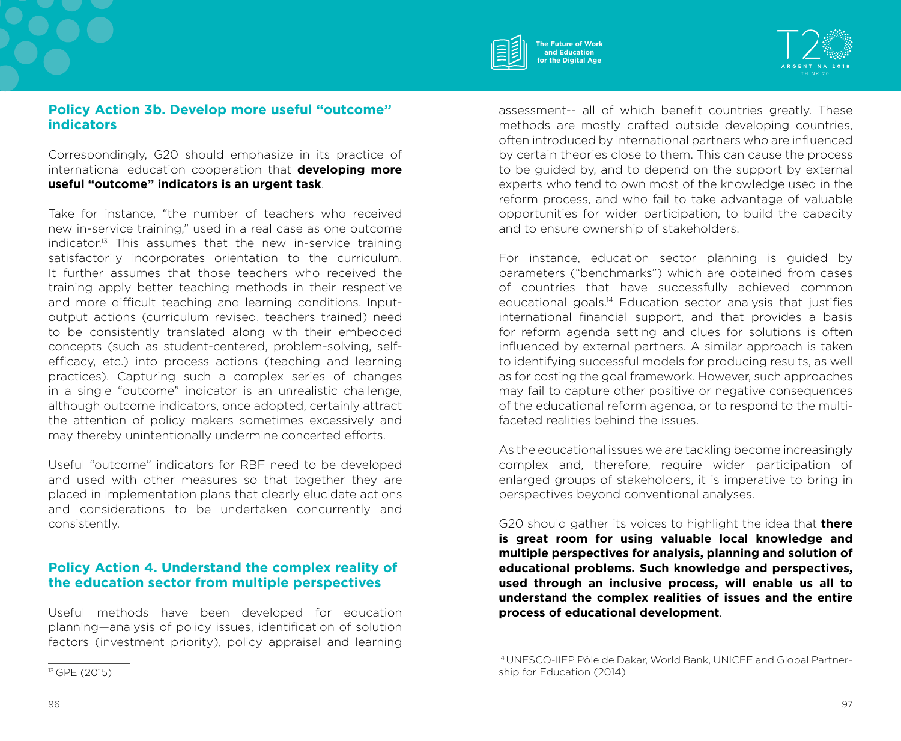### Policy Action 3b. Develop more useful "outcome" indicators

Correspondingly, G20 should emphasize in its practice of international education cooperation that **developing more useful "outcome" indicators is an urgent task**.

Take for instance, "the number of teachers who received new in-service training," used in a real case as one outcome indicator.[13] This assumes that the new in-service training satisfactorily incorporates orientation to the curriculum. It further assumes that those teachers who received the training apply better teaching methods in their respective and more difficult teaching and learning conditions. Input-output actions (curriculum revised, teachers trained) need to be consistently translated along with their embedded concepts (such as student-centered, problem-solving, self-efficacy, etc.) into process actions (teaching and learning practices). Capturing such a complex series of changes in a single "outcome" indicator is an unrealistic challenge, although outcome indicators, once adopted, certainly attract the attention of policy makers sometimes excessively and may thereby unintentionally undermine concerted efforts.

Useful "outcome" indicators for RBF need to be developed and used with other measures so that together they are placed in implementation plans that clearly elucidate actions and considerations to be undertaken concurrently and consistently.

### Policy Action 4. Understand the complex reality of the education sector from multiple perspectives

Useful methods have been developed for education planning—analysis of policy issues, identification of solution factors (investment priority), policy appraisal and learning assessment-- all of which benefit countries greatly. These methods are mostly crafted outside developing countries, often introduced by international partners who are influenced by certain theories close to them. This can cause the process to be guided by, and to depend on the support by external experts who tend to own most of the knowledge used in the reform process, and who fail to take advantage of valuable opportunities for wider participation, to build the capacity and to ensure ownership of stakeholders.

For instance, education sector planning is guided by parameters ("benchmarks") which are obtained from cases of countries that have successfully achieved common educational goals.[14] Education sector analysis that justifies international financial support, and that provides a basis for reform agenda setting and clues for solutions is often influenced by external partners. A similar approach is taken to identifying successful models for producing results, as well as for costing the goal framework. However, such approaches may fail to capture other positive or negative consequences of the educational reform agenda, or to respond to the multi-faceted realities behind the issues.

As the educational issues we are tackling become increasingly complex and, therefore, require wider participation of enlarged groups of stakeholders, it is imperative to bring in perspectives beyond conventional analyses.

G20 should gather its voices to highlight the idea that **there is great room for using valuable local knowledge and multiple perspectives for analysis, planning and solution of educational problems. Such knowledge and perspectives, used through an inclusive process, will enable us all to understand the complex realities of issues and the entire process of educational development**.

---

[13] GPE (2015)

[14] UNESCO-IIEP Pôle de Dakar, World Bank, UNICEF and Global Partnership for Education (2014)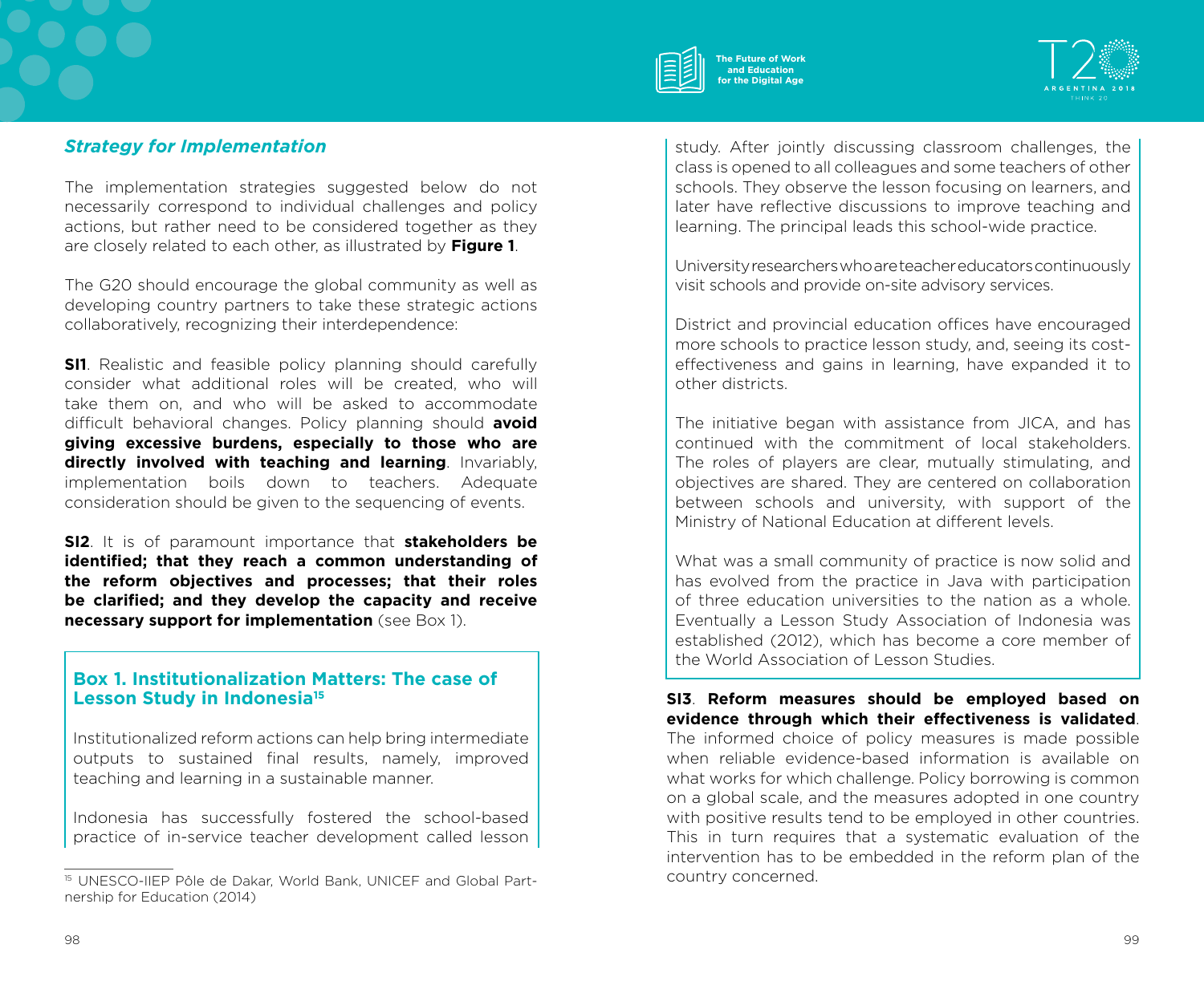### *Strategy for Implementation*

The implementation strategies suggested below do not necessarily correspond to individual challenges and policy actions, but rather need to be considered together as they are closely related to each other, as illustrated by **Figure 1**.

The G20 should encourage the global community as well as developing country partners to take these strategic actions collaboratively, recognizing their interdependence:

**SI1**. Realistic and feasible policy planning should carefully consider what additional roles will be created, who will take them on, and who will be asked to accommodate difficult behavioral changes. Policy planning should **avoid giving excessive burdens, especially to those who are directly involved with teaching and learning**. Invariably, implementation boils down to teachers. Adequate consideration should be given to the sequencing of events.

**SI2**. It is of paramount importance that **stakeholders be identified; that they reach a common understanding of the reform objectives and processes; that their roles be clarified; and they develop the capacity and receive necessary support for implementation** (see Box 1).

> **Box 1. Institutionalization Matters: The case of Lesson Study in Indonesia**[15]
>
> Institutionalized reform actions can help bring intermediate outputs to sustained final results, namely, improved teaching and learning in a sustainable manner.
>
> Indonesia has successfully fostered the school-based practice of in-service teacher development called lesson study. After jointly discussing classroom challenges, the class is opened to all colleagues and some teachers of other schools. They observe the lesson focusing on learners, and later have reflective discussions to improve teaching and learning. The principal leads this school-wide practice.
>
> University researchers who are teacher educators continuously visit schools and provide on-site advisory services.
>
> District and provincial education offices have encouraged more schools to practice lesson study, and, seeing its cost-effectiveness and gains in learning, have expanded it to other districts.
>
> The initiative began with assistance from JICA, and has continued with the commitment of local stakeholders. The roles of players are clear, mutually stimulating, and objectives are shared. They are centered on collaboration between schools and university, with support of the Ministry of National Education at different levels.
>
> What was a small community of practice is now solid and has evolved from the practice in Java with participation of three education universities to the nation as a whole. Eventually a Lesson Study Association of Indonesia was established (2012), which has become a core member of the World Association of Lesson Studies.

**SI3**. **Reform measures should be employed based on evidence through which their effectiveness is validated**. The informed choice of policy measures is made possible when reliable evidence-based information is available on what works for which challenge. Policy borrowing is common on a global scale, and the measures adopted in one country with positive results tend to be employed in other countries. This in turn requires that a systematic evaluation of the intervention has to be embedded in the reform plan of the country concerned.

[15] UNESCO-IIEP Pôle de Dakar, World Bank, UNICEF and Global Partnership for Education (2014)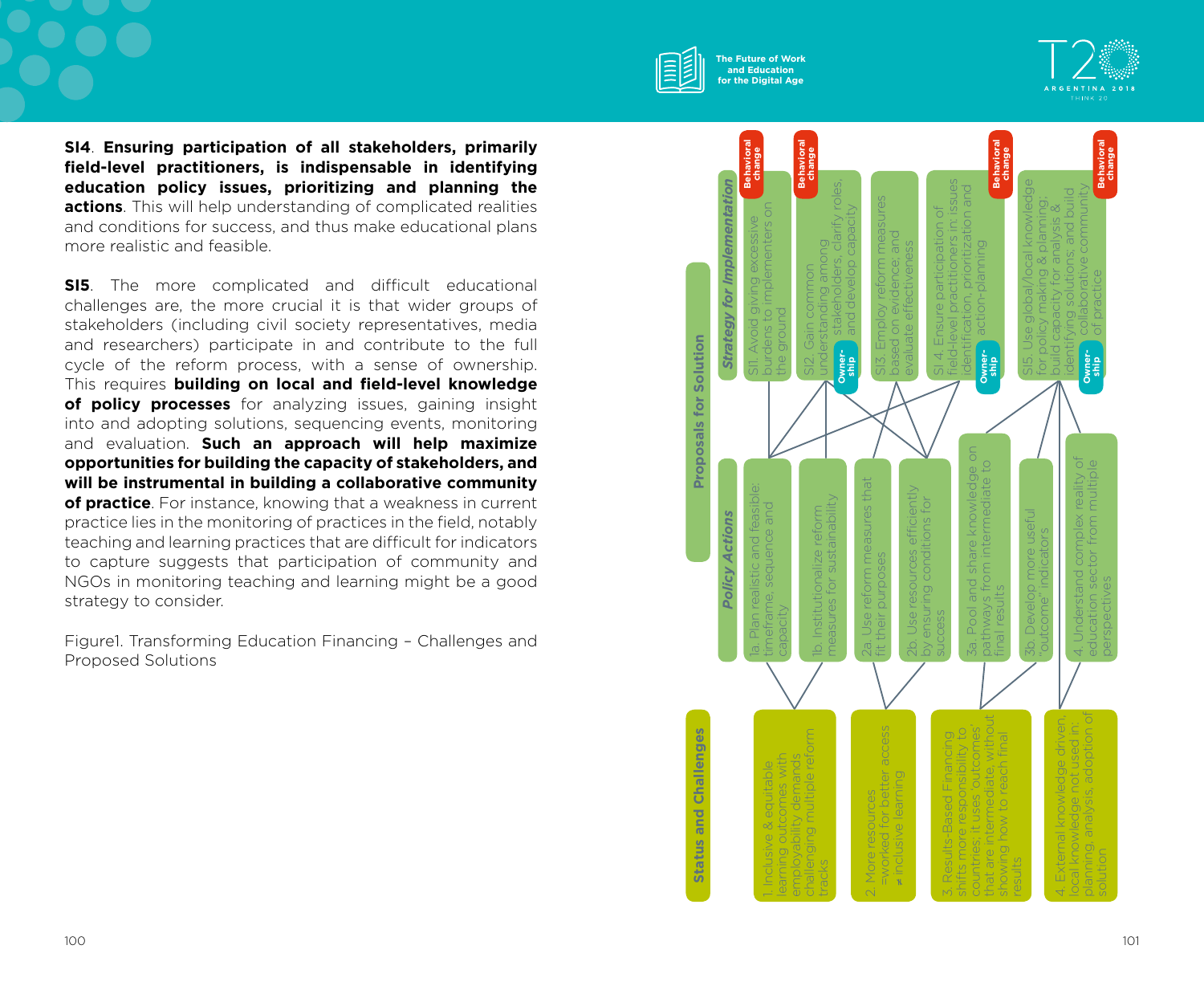**SI4**. **Ensuring participation of all stakeholders, primarily field-level practitioners, is indispensable in identifying education policy issues, prioritizing and planning the actions**. This will help understanding of complicated realities and conditions for success, and thus make educational plans more realistic and feasible.

**SI5**. The more complicated and difficult educational challenges are, the more crucial it is that wider groups of stakeholders (including civil society representatives, media and researchers) participate in and contribute to the full cycle of the reform process, with a sense of ownership. This requires **building on local and field-level knowledge of policy processes** for analyzing issues, gaining insight into and adopting solutions, sequencing events, monitoring and evaluation. **Such an approach will help maximize opportunities for building the capacity of stakeholders, and will be instrumental in building a collaborative community of practice**. For instance, knowing that a weakness in current practice lies in the monitoring of practices in the field, notably teaching and learning practices that are difficult for indicators to capture suggests that participation of community and NGOs in monitoring teaching and learning might be a good strategy to consider.

Figure1. Transforming Education Financing – Challenges and Proposed Solutions

**Status and Challenges**

1. Inclusive & equitable learning outcomes with employability demands challenging multiple reform tracks

2. More resources ≠worked for better access ≠inclusive learning

3. Results-Based Financing shifts more responsibility to countries; it uses 'outcomes' that are intermediate, without showing how to reach final results

4. External knowledge driven, local knowledge not used in: planning, analysis, adoption of solution

**Proposals for Solution**

*Policy Actions*

1a. Plan realistic and feasible: timeframe, sequence and capacity

1b. Institutionalize reform measures for sustainability

2a. Use reform measures that fit their purposes

2b. Use resources efficiently by ensuring conditions for success

3a. Pool and share knowledge on pathways from intermediate to final results

3b. Develop more useful "outcome" indicators

4. Understand complex reality of education sector from multiple perspectives

*Strategy for Implementation*

SI1. Avoid giving excessive burdens to implementers on the ground (Behavioral change)

SI2. Gain common understanding among stakeholders, clarify roles, and develop capacity (Behavioral change; Ownership)

SI3. Employ reform measures based on evidence; and evaluate effectiveness

SI 4. Ensure participation of field-level practitioners in issues identification, prioritization and action-planning (Behavioral change; Ownership)

SI5. Use global/local knowledge for policy making & planning; build capacity for analysis & identifying solutions; and build collaborative community of practice (Behavioral change; Ownership)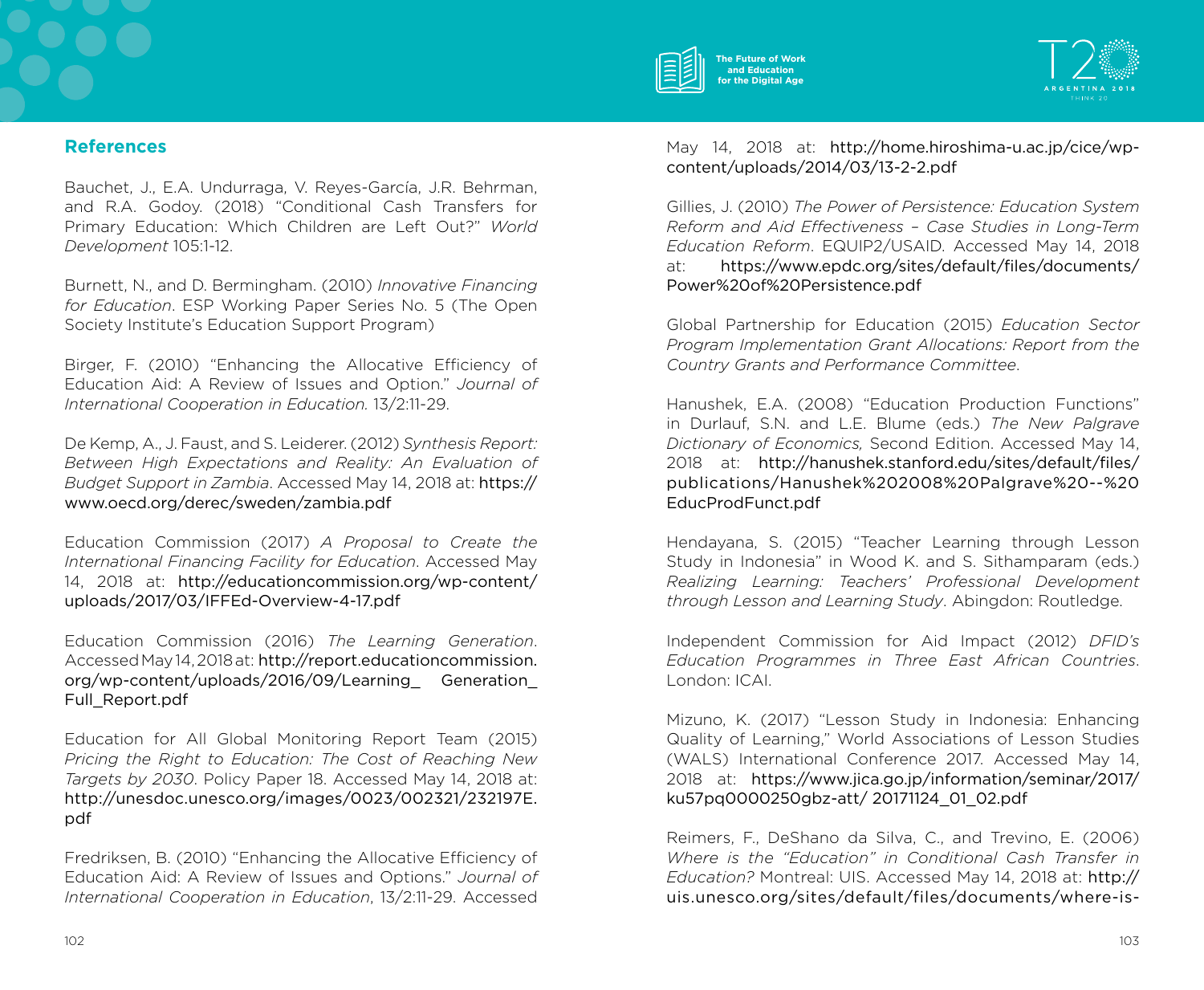## References

Bauchet, J., E.A. Undurraga, V. Reyes-García, J.R. Behrman, and R.A. Godoy. (2018) "Conditional Cash Transfers for Primary Education: Which Children are Left Out?" *World Development* 105:1-12.

Burnett, N., and D. Bermingham. (2010) *Innovative Financing for Education*. ESP Working Paper Series No. 5 (The Open Society Institute's Education Support Program)

Birger, F. (2010) "Enhancing the Allocative Efficiency of Education Aid: A Review of Issues and Option." *Journal of International Cooperation in Education.* 13/2:11-29.

De Kemp, A., J. Faust, and S. Leiderer. (2012) *Synthesis Report: Between High Expectations and Reality: An Evaluation of Budget Support in Zambia*. Accessed May 14, 2018 at: https://www.oecd.org/derec/sweden/zambia.pdf

Education Commission (2017) *A Proposal to Create the International Financing Facility for Education*. Accessed May 14, 2018 at: http://educationcommission.org/wp-content/uploads/2017/03/IFFEd-Overview-4-17.pdf

Education Commission (2016) *The Learning Generation*. Accessed May 14, 2018 at: http://report.educationcommission.org/wp-content/uploads/2016/09/Learning_ Generation_Full_Report.pdf

Education for All Global Monitoring Report Team (2015) *Pricing the Right to Education: The Cost of Reaching New Targets by 2030*. Policy Paper 18. Accessed May 14, 2018 at: http://unesdoc.unesco.org/images/0023/002321/232197E.pdf

Fredriksen, B. (2010) "Enhancing the Allocative Efficiency of Education Aid: A Review of Issues and Options." *Journal of International Cooperation in Education*, 13/2:11-29. Accessed May 14, 2018 at: http://home.hiroshima-u.ac.jp/cice/wp-content/uploads/2014/03/13-2-2.pdf

Gillies, J. (2010) *The Power of Persistence: Education System Reform and Aid Effectiveness – Case Studies in Long-Term Education Reform*. EQUIP2/USAID. Accessed May 14, 2018 at: https://www.epdc.org/sites/default/files/documents/Power%20of%20Persistence.pdf

Global Partnership for Education (2015) *Education Sector Program Implementation Grant Allocations: Report from the Country Grants and Performance Committee*.

Hanushek, E.A. (2008) "Education Production Functions" in Durlauf, S.N. and L.E. Blume (eds.) *The New Palgrave Dictionary of Economics,* Second Edition. Accessed May 14, 2018 at: http://hanushek.stanford.edu/sites/default/files/publications/Hanushek%202008%20Palgrave%20--%20EducProdFunct.pdf

Hendayana, S. (2015) "Teacher Learning through Lesson Study in Indonesia" in Wood K. and S. Sithamparam (eds.) *Realizing Learning: Teachers' Professional Development through Lesson and Learning Study*. Abingdon: Routledge.

Independent Commission for Aid Impact (2012) *DFID's Education Programmes in Three East African Countries*. London: ICAI.

Mizuno, K. (2017) "Lesson Study in Indonesia: Enhancing Quality of Learning," World Associations of Lesson Studies (WALS) International Conference 2017. Accessed May 14, 2018 at: https://www.jica.go.jp/information/seminar/2017/ku57pq0000250gbz-att/ 20171124_01_02.pdf

Reimers, F., DeShano da Silva, C., and Trevino, E. (2006) *Where is the "Education" in Conditional Cash Transfer in Education?* Montreal: UIS. Accessed May 14, 2018 at: http://uis.unesco.org/sites/default/files/documents/where-is-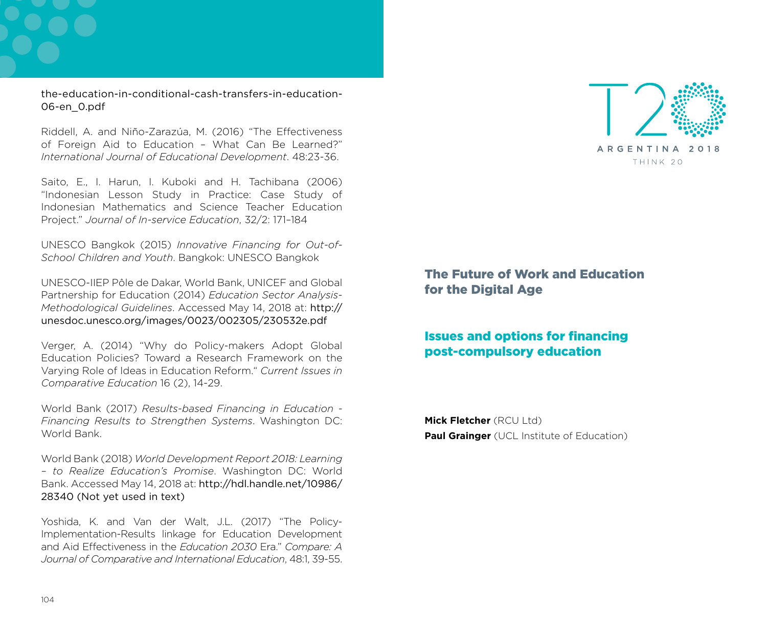the-education-in-conditional-cash-transfers-in-education-06-en_0.pdf

Riddell, A. and Niño-Zarazúa, M. (2016) "The Effectiveness of Foreign Aid to Education – What Can Be Learned?" *International Journal of Educational Development*. 48:23-36.

Saito, E., I. Harun, I. Kuboki and H. Tachibana (2006) "Indonesian Lesson Study in Practice: Case Study of Indonesian Mathematics and Science Teacher Education Project." *Journal of In-service Education*, 32/2: 171–184

UNESCO Bangkok (2015) *Innovative Financing for Out-of-School Children and Youth*. Bangkok: UNESCO Bangkok

UNESCO-IIEP Pôle de Dakar, World Bank, UNICEF and Global Partnership for Education (2014) *Education Sector Analysis-Methodological Guidelines*. Accessed May 14, 2018 at: http://unesdoc.unesco.org/images/0023/002305/230532e.pdf

Verger, A. (2014) "Why do Policy-makers Adopt Global Education Policies? Toward a Research Framework on the Varying Role of Ideas in Education Reform." *Current Issues in Comparative Education* 16 (2), 14-29.

World Bank (2017) *Results-based Financing in Education - Financing Results to Strengthen Systems*. Washington DC: World Bank.

World Bank (2018) *World Development Report 2018: Learning – to Realize Education's Promise*. Washington DC: World Bank. Accessed May 14, 2018 at: http://hdl.handle.net/10986/28340 (Not yet used in text)

Yoshida, K. and Van der Walt, J.L. (2017) "The Policy-Implementation-Results linkage for Education Development and Aid Effectiveness in the *Education 2030* Era." *Compare: A Journal of Comparative and International Education*, 48:1, 39-55.

T20 ARGENTINA 2018
THINK 20

## The Future of Work and Education for the Digital Age

# Issues and options for financing post-compulsory education

**Mick Fletcher** (RCU Ltd)
**Paul Grainger** (UCL Institute of Education)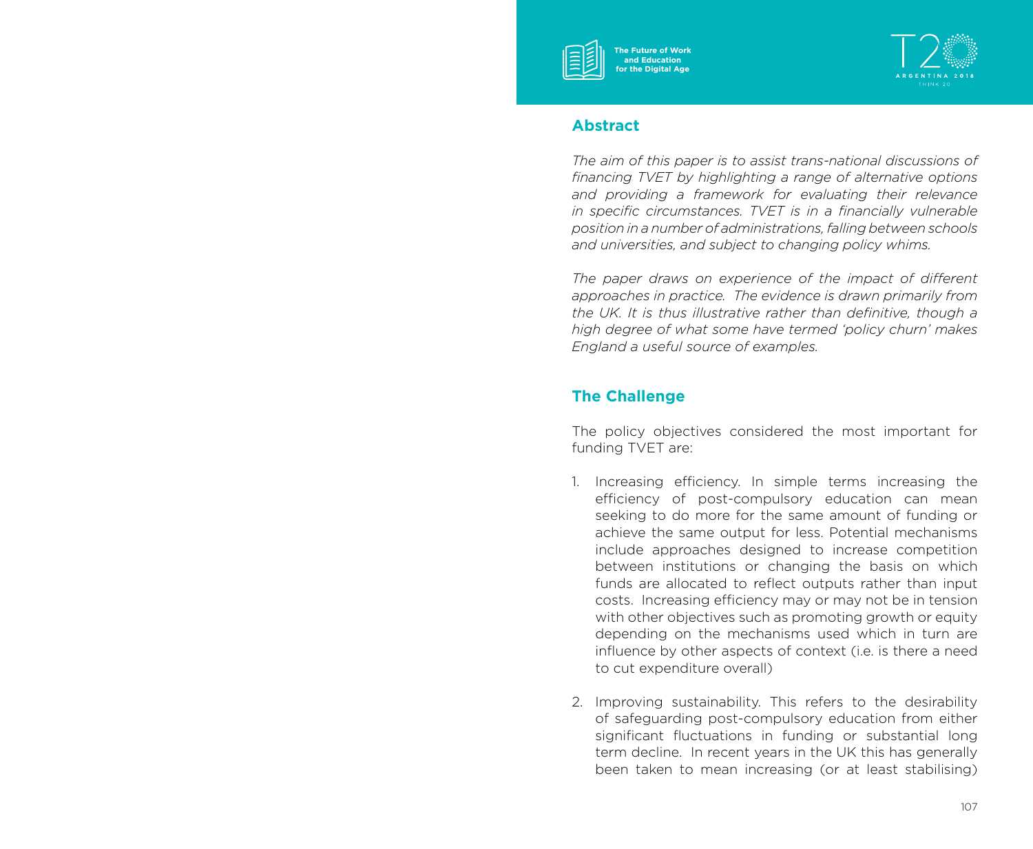## Abstract

*The aim of this paper is to assist trans-national discussions of financing TVET by highlighting a range of alternative options and providing a framework for evaluating their relevance in specific circumstances. TVET is in a financially vulnerable position in a number of administrations, falling between schools and universities, and subject to changing policy whims.*

*The paper draws on experience of the impact of different approaches in practice. The evidence is drawn primarily from the UK. It is thus illustrative rather than definitive, though a high degree of what some have termed 'policy churn' makes England a useful source of examples.*

## The Challenge

The policy objectives considered the most important for funding TVET are:

1. Increasing efficiency. In simple terms increasing the efficiency of post-compulsory education can mean seeking to do more for the same amount of funding or achieve the same output for less. Potential mechanisms include approaches designed to increase competition between institutions or changing the basis on which funds are allocated to reflect outputs rather than input costs. Increasing efficiency may or may not be in tension with other objectives such as promoting growth or equity depending on the mechanisms used which in turn are influence by other aspects of context (i.e. is there a need to cut expenditure overall)

2. Improving sustainability. This refers to the desirability of safeguarding post-compulsory education from either significant fluctuations in funding or substantial long term decline. In recent years in the UK this has generally been taken to mean increasing (or at least stabilising)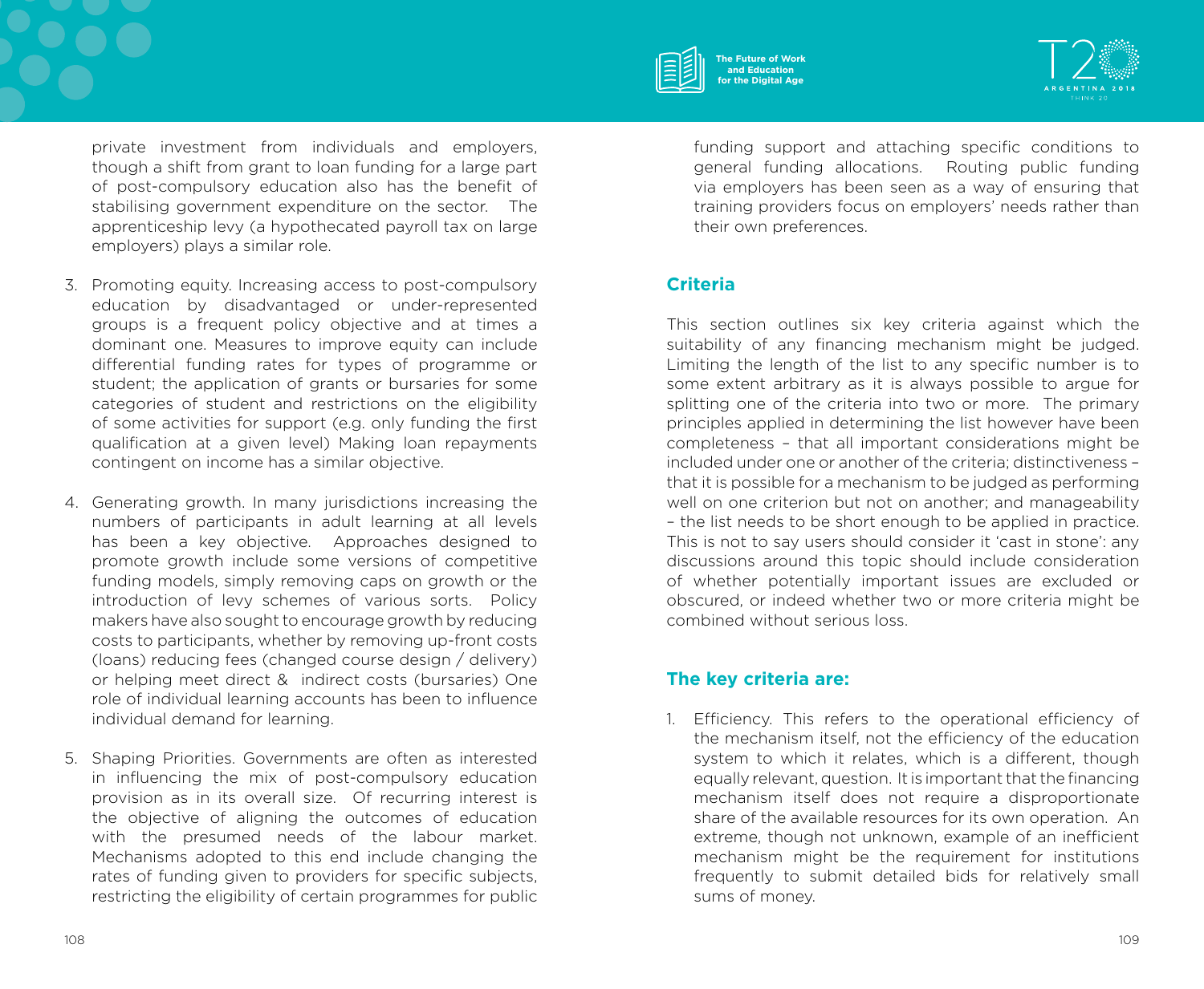private investment from individuals and employers, though a shift from grant to loan funding for a large part of post-compulsory education also has the benefit of stabilising government expenditure on the sector. The apprenticeship levy (a hypothecated payroll tax on large employers) plays a similar role.

3. Promoting equity. Increasing access to post-compulsory education by disadvantaged or under-represented groups is a frequent policy objective and at times a dominant one. Measures to improve equity can include differential funding rates for types of programme or student; the application of grants or bursaries for some categories of student and restrictions on the eligibility of some activities for support (e.g. only funding the first qualification at a given level) Making loan repayments contingent on income has a similar objective.

4. Generating growth. In many jurisdictions increasing the numbers of participants in adult learning at all levels has been a key objective. Approaches designed to promote growth include some versions of competitive funding models, simply removing caps on growth or the introduction of levy schemes of various sorts. Policy makers have also sought to encourage growth by reducing costs to participants, whether by removing up-front costs (loans) reducing fees (changed course design / delivery) or helping meet direct & indirect costs (bursaries) One role of individual learning accounts has been to influence individual demand for learning.

5. Shaping Priorities. Governments are often as interested in influencing the mix of post-compulsory education provision as in its overall size. Of recurring interest is the objective of aligning the outcomes of education with the presumed needs of the labour market. Mechanisms adopted to this end include changing the rates of funding given to providers for specific subjects, restricting the eligibility of certain programmes for public funding support and attaching specific conditions to general funding allocations. Routing public funding via employers has been seen as a way of ensuring that training providers focus on employers' needs rather than their own preferences.

## Criteria

This section outlines six key criteria against which the suitability of any financing mechanism might be judged. Limiting the length of the list to any specific number is to some extent arbitrary as it is always possible to argue for splitting one of the criteria into two or more. The primary principles applied in determining the list however have been completeness – that all important considerations might be included under one or another of the criteria; distinctiveness – that it is possible for a mechanism to be judged as performing well on one criterion but not on another; and manageability – the list needs to be short enough to be applied in practice. This is not to say users should consider it 'cast in stone': any discussions around this topic should include consideration of whether potentially important issues are excluded or obscured, or indeed whether two or more criteria might be combined without serious loss.

## The key criteria are:

1. Efficiency. This refers to the operational efficiency of the mechanism itself, not the efficiency of the education system to which it relates, which is a different, though equally relevant, question. It is important that the financing mechanism itself does not require a disproportionate share of the available resources for its own operation. An extreme, though not unknown, example of an inefficient mechanism might be the requirement for institutions frequently to submit detailed bids for relatively small sums of money.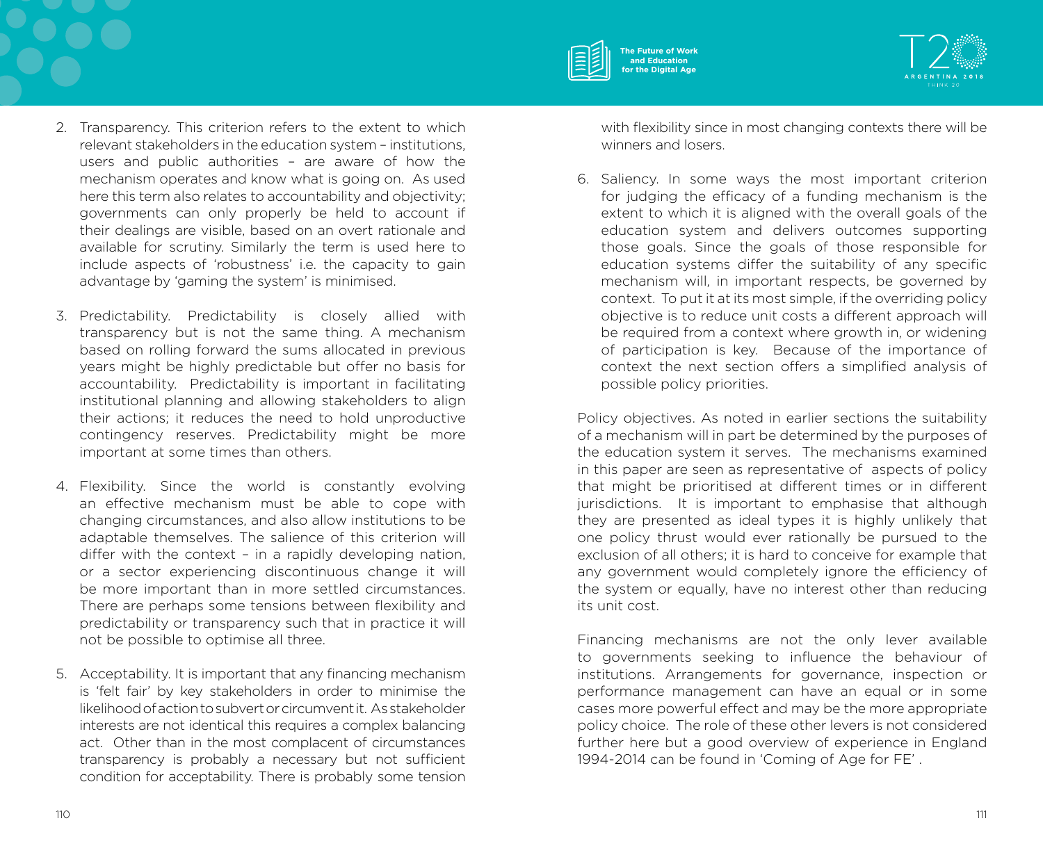2. Transparency. This criterion refers to the extent to which relevant stakeholders in the education system – institutions, users and public authorities – are aware of how the mechanism operates and know what is going on. As used here this term also relates to accountability and objectivity; governments can only properly be held to account if their dealings are visible, based on an overt rationale and available for scrutiny. Similarly the term is used here to include aspects of 'robustness' i.e. the capacity to gain advantage by 'gaming the system' is minimised.

3. Predictability. Predictability is closely allied with transparency but is not the same thing. A mechanism based on rolling forward the sums allocated in previous years might be highly predictable but offer no basis for accountability. Predictability is important in facilitating institutional planning and allowing stakeholders to align their actions; it reduces the need to hold unproductive contingency reserves. Predictability might be more important at some times than others.

4. Flexibility. Since the world is constantly evolving an effective mechanism must be able to cope with changing circumstances, and also allow institutions to be adaptable themselves. The salience of this criterion will differ with the context – in a rapidly developing nation, or a sector experiencing discontinuous change it will be more important than in more settled circumstances. There are perhaps some tensions between flexibility and predictability or transparency such that in practice it will not be possible to optimise all three.

5. Acceptability. It is important that any financing mechanism is 'felt fair' by key stakeholders in order to minimise the likelihood of action to subvert or circumvent it. As stakeholder interests are not identical this requires a complex balancing act. Other than in the most complacent of circumstances transparency is probably a necessary but not sufficient condition for acceptability. There is probably some tension with flexibility since in most changing contexts there will be winners and losers.

6. Saliency. In some ways the most important criterion for judging the efficacy of a funding mechanism is the extent to which it is aligned with the overall goals of the education system and delivers outcomes supporting those goals. Since the goals of those responsible for education systems differ the suitability of any specific mechanism will, in important respects, be governed by context. To put it at its most simple, if the overriding policy objective is to reduce unit costs a different approach will be required from a context where growth in, or widening of participation is key. Because of the importance of context the next section offers a simplified analysis of possible policy priorities.

Policy objectives. As noted in earlier sections the suitability of a mechanism will in part be determined by the purposes of the education system it serves. The mechanisms examined in this paper are seen as representative of aspects of policy that might be prioritised at different times or in different jurisdictions. It is important to emphasise that although they are presented as ideal types it is highly unlikely that one policy thrust would ever rationally be pursued to the exclusion of all others; it is hard to conceive for example that any government would completely ignore the efficiency of the system or equally, have no interest other than reducing its unit cost.

Financing mechanisms are not the only lever available to governments seeking to influence the behaviour of institutions. Arrangements for governance, inspection or performance management can have an equal or in some cases more powerful effect and may be the more appropriate policy choice. The role of these other levers is not considered further here but a good overview of experience in England 1994-2014 can be found in 'Coming of Age for FE' .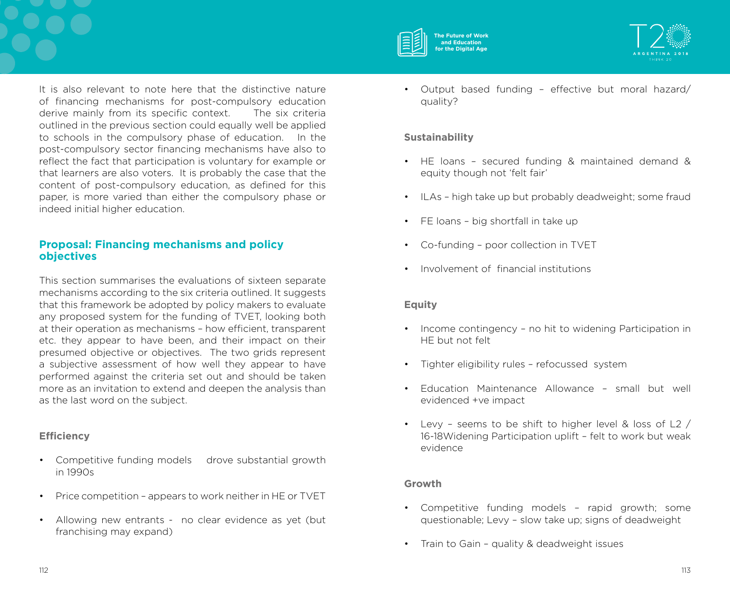It is also relevant to note here that the distinctive nature of financing mechanisms for post-compulsory education derive mainly from its specific context. The six criteria outlined in the previous section could equally well be applied to schools in the compulsory phase of education. In the post-compulsory sector financing mechanisms have also to reflect the fact that participation is voluntary for example or that learners are also voters. It is probably the case that the content of post-compulsory education, as defined for this paper, is more varied than either the compulsory phase or indeed initial higher education.

## Proposal: Financing mechanisms and policy objectives

This section summarises the evaluations of sixteen separate mechanisms according to the six criteria outlined. It suggests that this framework be adopted by policy makers to evaluate any proposed system for the funding of TVET, looking both at their operation as mechanisms – how efficient, transparent etc. they appear to have been, and their impact on their presumed objective or objectives. The two grids represent a subjective assessment of how well they appear to have performed against the criteria set out and should be taken more as an invitation to extend and deepen the analysis than as the last word on the subject.

### Efficiency

- Competitive funding models drove substantial growth in 1990s
- Price competition – appears to work neither in HE or TVET
- Allowing new entrants - no clear evidence as yet (but franchising may expand)
- Output based funding – effective but moral hazard/ quality?

### Sustainability

- HE loans – secured funding & maintained demand & equity though not 'felt fair'
- ILAs – high take up but probably deadweight; some fraud
- FE loans – big shortfall in take up
- Co-funding – poor collection in TVET
- Involvement of financial institutions

### Equity

- Income contingency – no hit to widening Participation in HE but not felt
- Tighter eligibility rules – refocussed system
- Education Maintenance Allowance – small but well evidenced +ve impact
- Levy – seems to be shift to higher level & loss of L2 / 16-18Widening Participation uplift – felt to work but weak evidence

### Growth

- Competitive funding models – rapid growth; some questionable; Levy – slow take up; signs of deadweight
- Train to Gain – quality & deadweight issues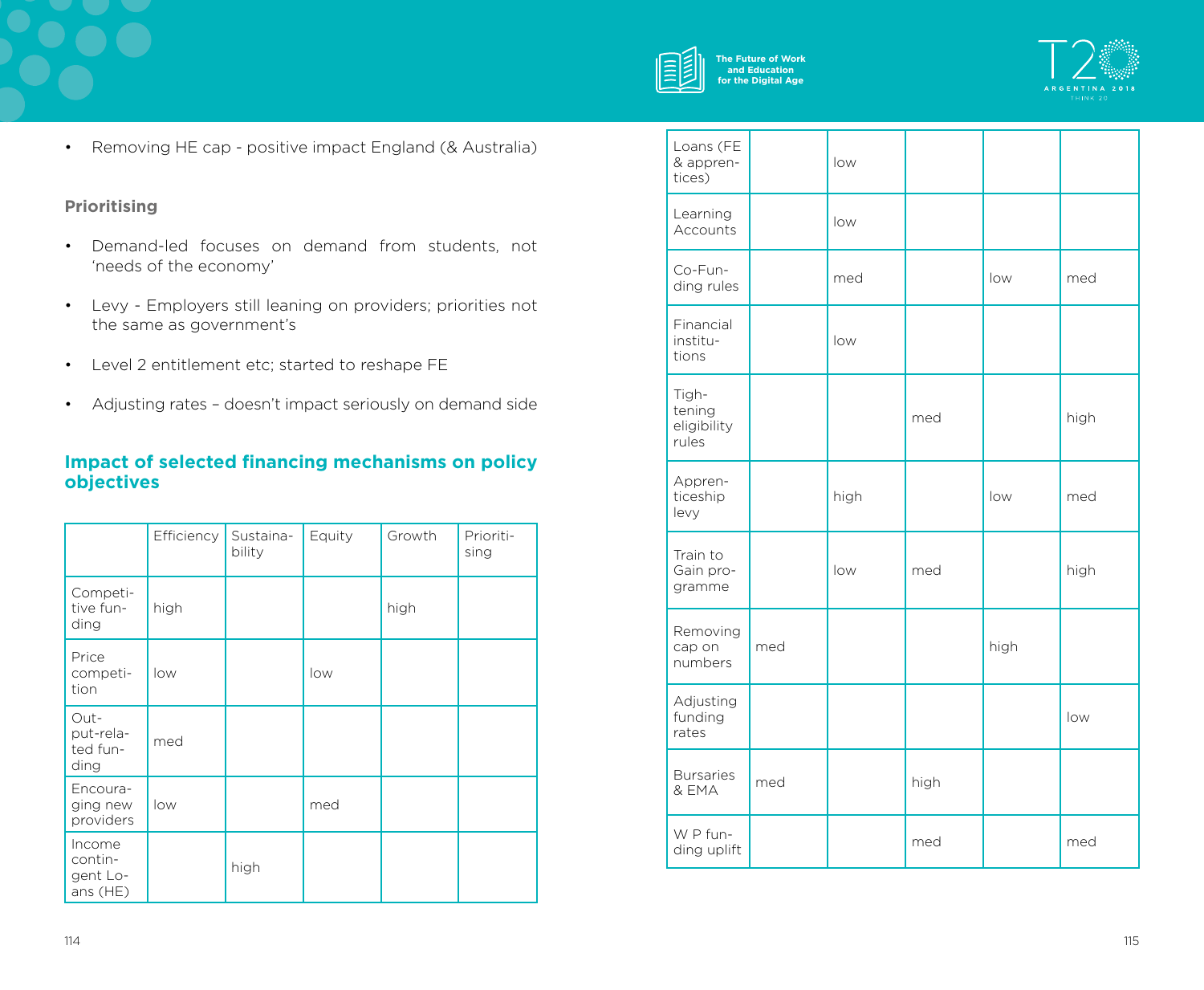- Removing HE cap - positive impact England (& Australia)

### Prioritising

- Demand-led focuses on demand from students, not 'needs of the economy'
- Levy - Employers still leaning on providers; priorities not the same as government's
- Level 2 entitlement etc; started to reshape FE
- Adjusting rates – doesn't impact seriously on demand side

## Impact of selected financing mechanisms on policy objectives

| | Efficiency | Sustainability | Equity | Growth | Prioritising |
|---|---|---|---|---|---|
| Competitive funding | high | | | high | |
| Price competition | low | | low | | |
| Output-related funding | med | | | | |
| Encouraging new providers | low | | med | | |
| Income contingent Loans (HE) | | high | | | |
| Loans (FE & apprentices) | | low | | | |
| Learning Accounts | | low | | | |
| Co-Funding rules | | med | | low | med |
| Financial institutions | | low | | | |
| Tightening eligibility rules | | | med | | high |
| Apprenticeship levy | | high | | low | med |
| Train to Gain programme | | low | med | | high |
| Removing cap on numbers | med | | | high | |
| Adjusting funding rates | | | | | low |
| Bursaries & EMA | med | | high | | |
| W P funding uplift | | | med | | med |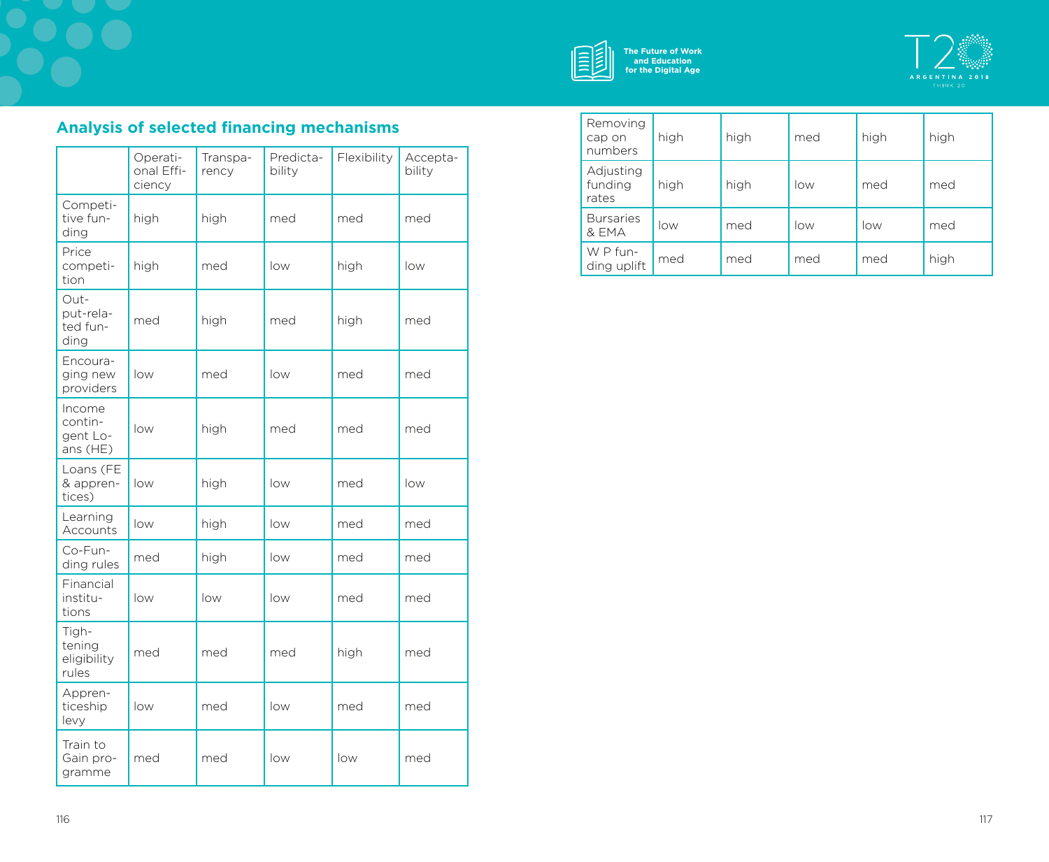## Analysis of selected financing mechanisms

| | Operational Efficiency | Transparency | Predictability | Flexibility | Acceptability |
|---|---|---|---|---|---|
| Competitive funding | high | high | med | med | med |
| Price competition | high | med | low | high | low |
| Output-related funding | med | high | med | high | med |
| Encouraging new providers | low | med | low | med | med |
| Income contingent Loans (HE) | low | high | med | med | med |
| Loans (FE & apprentices) | low | high | low | med | low |
| Learning Accounts | low | high | low | med | med |
| Co-Funding rules | med | high | low | med | med |
| Financial institutions | low | low | low | med | med |
| Tightening eligibility rules | med | med | med | high | med |
| Apprenticeship levy | low | med | low | med | med |
| Train to Gain programme | med | med | low | low | med |
| Removing cap on numbers | high | high | med | high | high |
| Adjusting funding rates | high | high | low | med | med |
| Bursaries & EMA | low | med | low | low | med |
| W P funding uplift | med | med | med | med | high |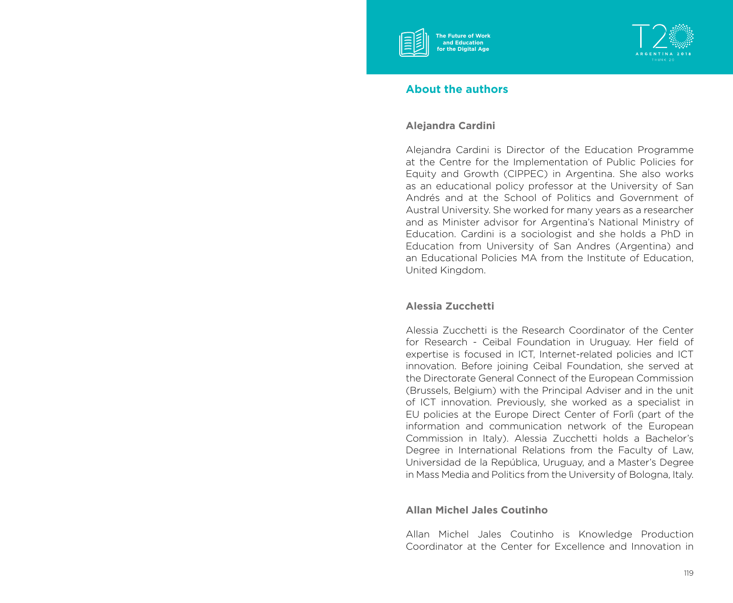## About the authors

### Alejandra Cardini

Alejandra Cardini is Director of the Education Programme at the Centre for the Implementation of Public Policies for Equity and Growth (CIPPEC) in Argentina. She also works as an educational policy professor at the University of San Andrés and at the School of Politics and Government of Austral University. She worked for many years as a researcher and as Minister advisor for Argentina's National Ministry of Education. Cardini is a sociologist and she holds a PhD in Education from University of San Andres (Argentina) and an Educational Policies MA from the Institute of Education, United Kingdom.

### Alessia Zucchetti

Alessia Zucchetti is the Research Coordinator of the Center for Research - Ceibal Foundation in Uruguay. Her field of expertise is focused in ICT, Internet-related policies and ICT innovation. Before joining Ceibal Foundation, she served at the Directorate General Connect of the European Commission (Brussels, Belgium) with the Principal Adviser and in the unit of ICT innovation. Previously, she worked as a specialist in EU policies at the Europe Direct Center of Forlì (part of the information and communication network of the European Commission in Italy). Alessia Zucchetti holds a Bachelor's Degree in International Relations from the Faculty of Law, Universidad de la República, Uruguay, and a Master's Degree in Mass Media and Politics from the University of Bologna, Italy.

### Allan Michel Jales Coutinho

Allan Michel Jales Coutinho is Knowledge Production Coordinator at the Center for Excellence and Innovation in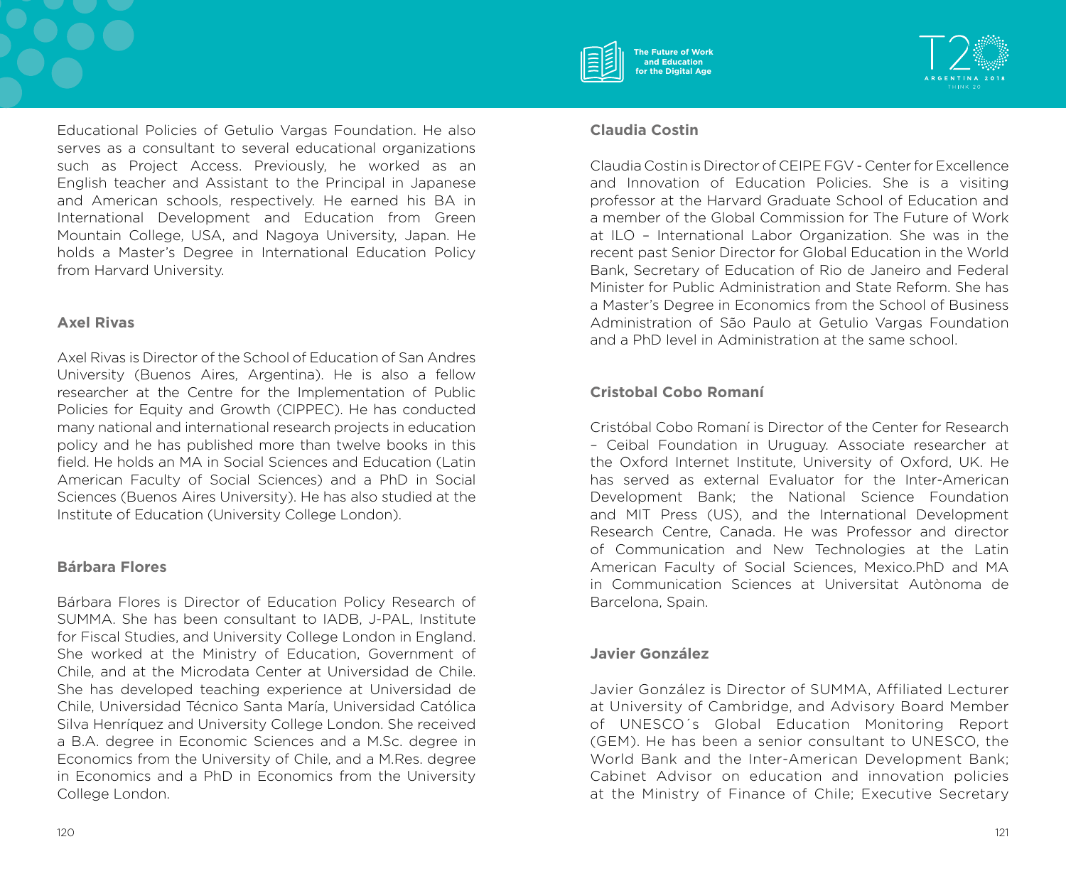Educational Policies of Getulio Vargas Foundation. He also serves as a consultant to several educational organizations such as Project Access. Previously, he worked as an English teacher and Assistant to the Principal in Japanese and American schools, respectively. He earned his BA in International Development and Education from Green Mountain College, USA, and Nagoya University, Japan. He holds a Master's Degree in International Education Policy from Harvard University.

### Axel Rivas

Axel Rivas is Director of the School of Education of San Andres University (Buenos Aires, Argentina). He is also a fellow researcher at the Centre for the Implementation of Public Policies for Equity and Growth (CIPPEC). He has conducted many national and international research projects in education policy and he has published more than twelve books in this field. He holds an MA in Social Sciences and Education (Latin American Faculty of Social Sciences) and a PhD in Social Sciences (Buenos Aires University). He has also studied at the Institute of Education (University College London).

### Bárbara Flores

Bárbara Flores is Director of Education Policy Research of SUMMA. She has been consultant to IADB, J-PAL, Institute for Fiscal Studies, and University College London in England. She worked at the Ministry of Education, Government of Chile, and at the Microdata Center at Universidad de Chile. She has developed teaching experience at Universidad de Chile, Universidad Técnico Santa María, Universidad Católica Silva Henríquez and University College London. She received a B.A. degree in Economic Sciences and a M.Sc. degree in Economics from the University of Chile, and a M.Res. degree in Economics and a PhD in Economics from the University College London.

### Claudia Costin

Claudia Costin is Director of CEIPE FGV - Center for Excellence and Innovation of Education Policies. She is a visiting professor at the Harvard Graduate School of Education and a member of the Global Commission for The Future of Work at ILO – International Labor Organization. She was in the recent past Senior Director for Global Education in the World Bank, Secretary of Education of Rio de Janeiro and Federal Minister for Public Administration and State Reform. She has a Master's Degree in Economics from the School of Business Administration of São Paulo at Getulio Vargas Foundation and a PhD level in Administration at the same school.

### Cristobal Cobo Romaní

Cristóbal Cobo Romaní is Director of the Center for Research – Ceibal Foundation in Uruguay. Associate researcher at the Oxford Internet Institute, University of Oxford, UK. He has served as external Evaluator for the Inter-American Development Bank; the National Science Foundation and MIT Press (US), and the International Development Research Centre, Canada. He was Professor and director of Communication and New Technologies at the Latin American Faculty of Social Sciences, Mexico.PhD and MA in Communication Sciences at Universitat Autònoma de Barcelona, Spain.

### Javier González

Javier González is Director of SUMMA, Affiliated Lecturer at University of Cambridge, and Advisory Board Member of UNESCO´s Global Education Monitoring Report (GEM). He has been a senior consultant to UNESCO, the World Bank and the Inter-American Development Bank; Cabinet Advisor on education and innovation policies at the Ministry of Finance of Chile; Executive Secretary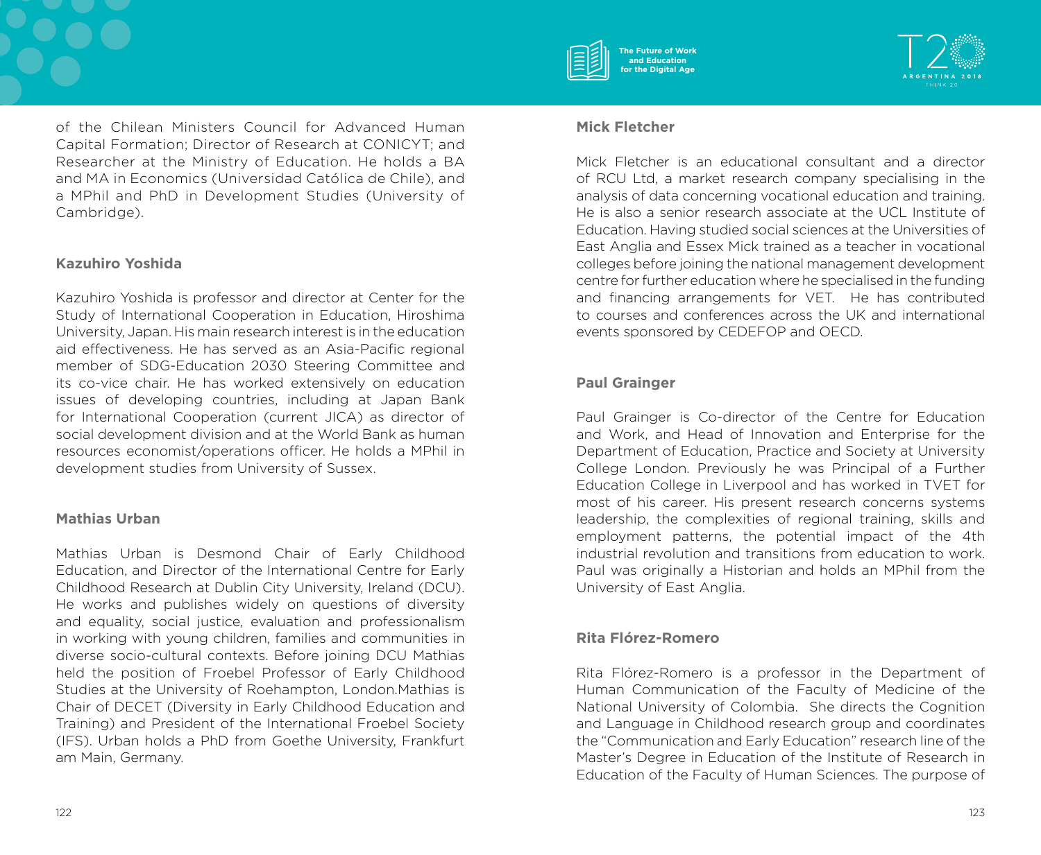of the Chilean Ministers Council for Advanced Human Capital Formation; Director of Research at CONICYT; and Researcher at the Ministry of Education. He holds a BA and MA in Economics (Universidad Católica de Chile), and a MPhil and PhD in Development Studies (University of Cambridge).

### Kazuhiro Yoshida

Kazuhiro Yoshida is professor and director at Center for the Study of International Cooperation in Education, Hiroshima University, Japan. His main research interest is in the education aid effectiveness. He has served as an Asia-Pacific regional member of SDG-Education 2030 Steering Committee and its co-vice chair. He has worked extensively on education issues of developing countries, including at Japan Bank for International Cooperation (current JICA) as director of social development division and at the World Bank as human resources economist/operations officer. He holds a MPhil in development studies from University of Sussex.

### Mathias Urban

Mathias Urban is Desmond Chair of Early Childhood Education, and Director of the International Centre for Early Childhood Research at Dublin City University, Ireland (DCU). He works and publishes widely on questions of diversity and equality, social justice, evaluation and professionalism in working with young children, families and communities in diverse socio-cultural contexts. Before joining DCU Mathias held the position of Froebel Professor of Early Childhood Studies at the University of Roehampton, London.Mathias is Chair of DECET (Diversity in Early Childhood Education and Training) and President of the International Froebel Society (IFS). Urban holds a PhD from Goethe University, Frankfurt am Main, Germany.

### Mick Fletcher

Mick Fletcher is an educational consultant and a director of RCU Ltd, a market research company specialising in the analysis of data concerning vocational education and training. He is also a senior research associate at the UCL Institute of Education. Having studied social sciences at the Universities of East Anglia and Essex Mick trained as a teacher in vocational colleges before joining the national management development centre for further education where he specialised in the funding and financing arrangements for VET. He has contributed to courses and conferences across the UK and international events sponsored by CEDEFOP and OECD.

### Paul Grainger

Paul Grainger is Co-director of the Centre for Education and Work, and Head of Innovation and Enterprise for the Department of Education, Practice and Society at University College London. Previously he was Principal of a Further Education College in Liverpool and has worked in TVET for most of his career. His present research concerns systems leadership, the complexities of regional training, skills and employment patterns, the potential impact of the 4th industrial revolution and transitions from education to work. Paul was originally a Historian and holds an MPhil from the University of East Anglia.

### Rita Flórez-Romero

Rita Flórez-Romero is a professor in the Department of Human Communication of the Faculty of Medicine of the National University of Colombia. She directs the Cognition and Language in Childhood research group and coordinates the "Communication and Early Education" research line of the Master's Degree in Education of the Institute of Research in Education of the Faculty of Human Sciences. The purpose of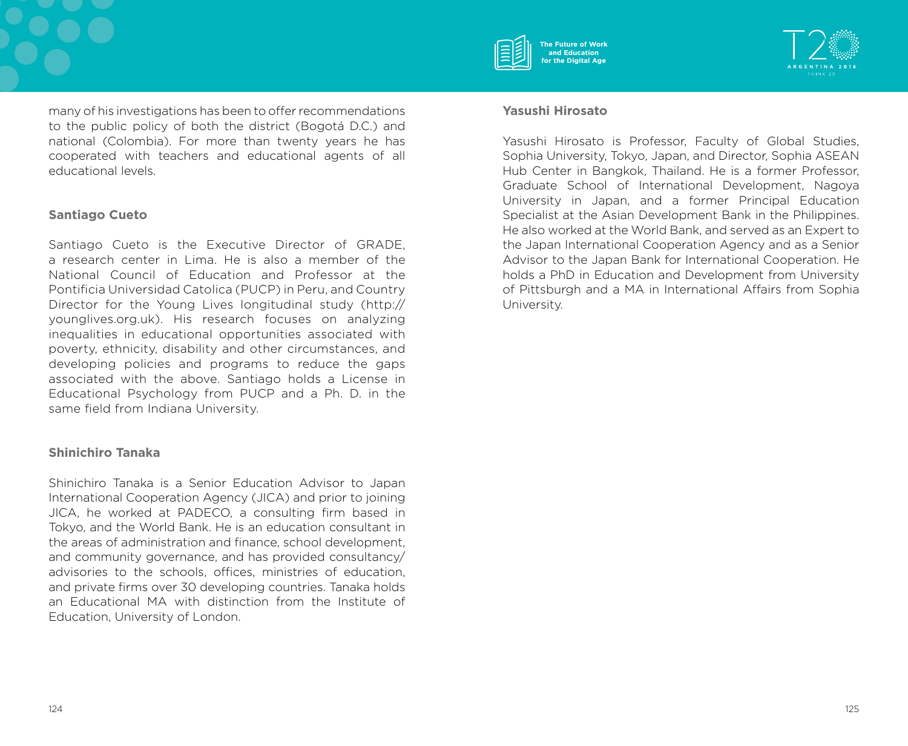many of his investigations has been to offer recommendations to the public policy of both the district (Bogotá D.C.) and national (Colombia). For more than twenty years he has cooperated with teachers and educational agents of all educational levels.

### Santiago Cueto

Santiago Cueto is the Executive Director of GRADE, a research center in Lima. He is also a member of the National Council of Education and Professor at the Pontificia Universidad Catolica (PUCP) in Peru, and Country Director for the Young Lives longitudinal study (http://younglives.org.uk). His research focuses on analyzing inequalities in educational opportunities associated with poverty, ethnicity, disability and other circumstances, and developing policies and programs to reduce the gaps associated with the above. Santiago holds a License in Educational Psychology from PUCP and a Ph. D. in the same field from Indiana University.

### Shinichiro Tanaka

Shinichiro Tanaka is a Senior Education Advisor to Japan International Cooperation Agency (JICA) and prior to joining JICA, he worked at PADECO, a consulting firm based in Tokyo, and the World Bank. He is an education consultant in the areas of administration and finance, school development, and community governance, and has provided consultancy/advisories to the schools, offices, ministries of education, and private firms over 30 developing countries. Tanaka holds an Educational MA with distinction from the Institute of Education, University of London.

### Yasushi Hirosato

Yasushi Hirosato is Professor, Faculty of Global Studies, Sophia University, Tokyo, Japan, and Director, Sophia ASEAN Hub Center in Bangkok, Thailand. He is a former Professor, Graduate School of International Development, Nagoya University in Japan, and a former Principal Education Specialist at the Asian Development Bank in the Philippines. He also worked at the World Bank, and served as an Expert to the Japan International Cooperation Agency and as a Senior Advisor to the Japan Bank for International Cooperation. He holds a PhD in Education and Development from University of Pittsburgh and a MA in International Affairs from Sophia University.